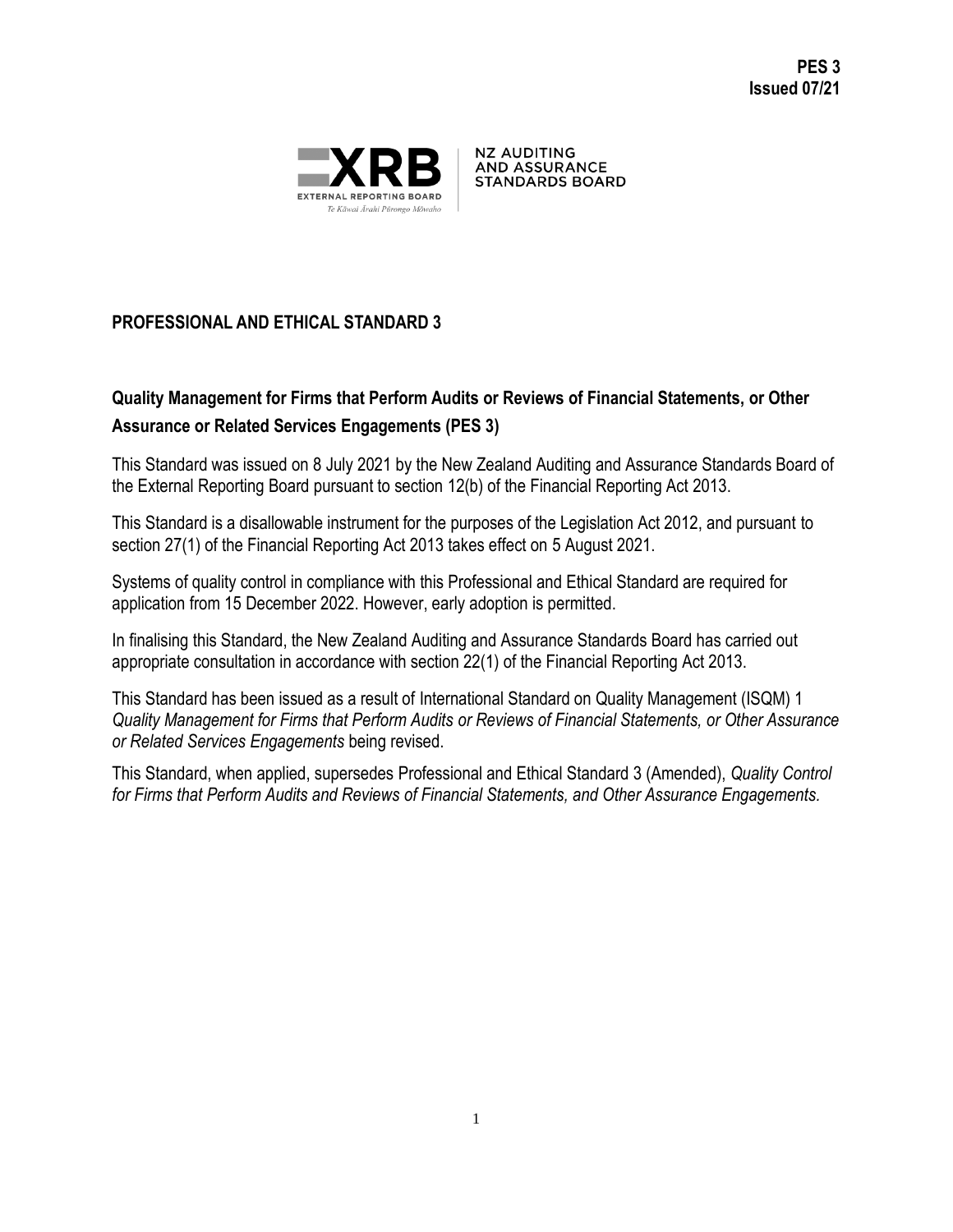**PES 3**
**Issued 07/21**

NZ AUDITING AND ASSURANCE STANDARDS BOARD

# PROFESSIONAL AND ETHICAL STANDARD 3

## Quality Management for Firms that Perform Audits or Reviews of Financial Statements, or Other Assurance or Related Services Engagements (PES 3)

This Standard was issued on 8 July 2021 by the New Zealand Auditing and Assurance Standards Board of the External Reporting Board pursuant to section 12(b) of the Financial Reporting Act 2013.

This Standard is a disallowable instrument for the purposes of the Legislation Act 2012, and pursuant to section 27(1) of the Financial Reporting Act 2013 takes effect on 5 August 2021.

Systems of quality control in compliance with this Professional and Ethical Standard are required for application from 15 December 2022. However, early adoption is permitted.

In finalising this Standard, the New Zealand Auditing and Assurance Standards Board has carried out appropriate consultation in accordance with section 22(1) of the Financial Reporting Act 2013.

This Standard has been issued as a result of International Standard on Quality Management (ISQM) 1 *Quality Management for Firms that Perform Audits or Reviews of Financial Statements, or Other Assurance or Related Services Engagements* being revised.

This Standard, when applied, supersedes Professional and Ethical Standard 3 (Amended), *Quality Control for Firms that Perform Audits and Reviews of Financial Statements, and Other Assurance Engagements.*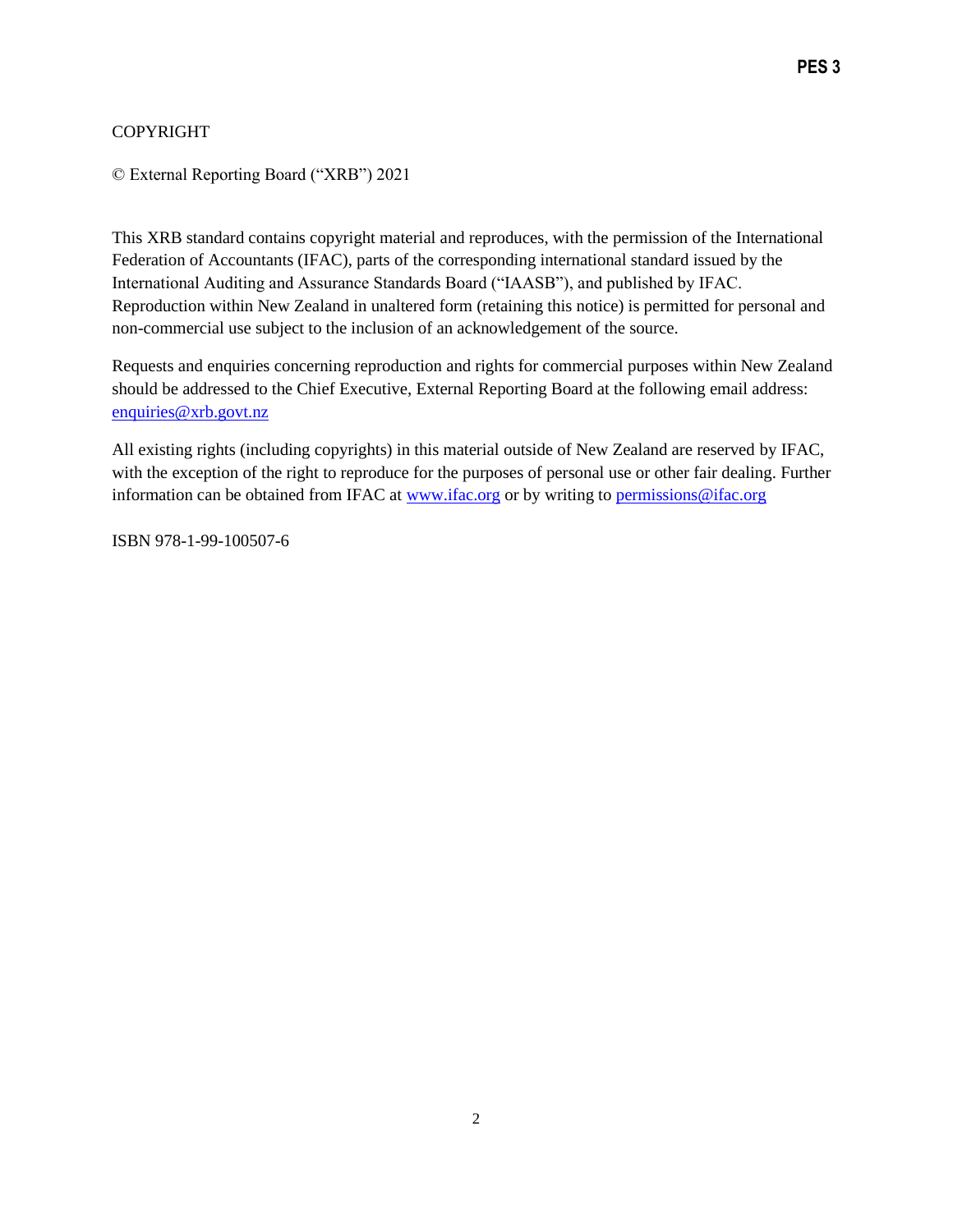COPYRIGHT

© External Reporting Board ("XRB") 2021

This XRB standard contains copyright material and reproduces, with the permission of the International Federation of Accountants (IFAC), parts of the corresponding international standard issued by the International Auditing and Assurance Standards Board ("IAASB"), and published by IFAC. Reproduction within New Zealand in unaltered form (retaining this notice) is permitted for personal and non-commercial use subject to the inclusion of an acknowledgement of the source.

Requests and enquiries concerning reproduction and rights for commercial purposes within New Zealand should be addressed to the Chief Executive, External Reporting Board at the following email address: enquiries@xrb.govt.nz

All existing rights (including copyrights) in this material outside of New Zealand are reserved by IFAC, with the exception of the right to reproduce for the purposes of personal use or other fair dealing. Further information can be obtained from IFAC at www.ifac.org or by writing to permissions@ifac.org

ISBN 978-1-99-100507-6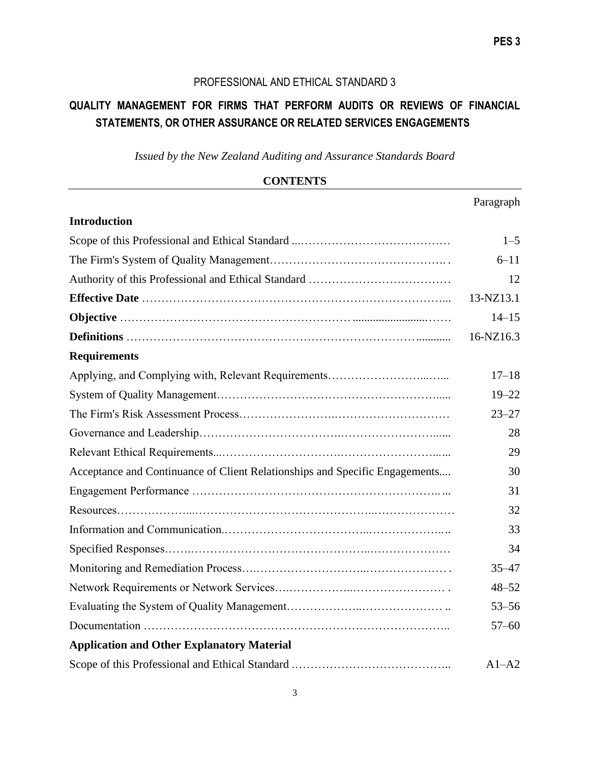PROFESSIONAL AND ETHICAL STANDARD 3

# QUALITY MANAGEMENT FOR FIRMS THAT PERFORM AUDITS OR REVIEWS OF FINANCIAL STATEMENTS, OR OTHER ASSURANCE OR RELATED SERVICES ENGAGEMENTS

*Issued by the New Zealand Auditing and Assurance Standards Board*

**CONTENTS**

| | Paragraph |
|---|---|
| **Introduction** | |
| Scope of this Professional and Ethical Standard | 1–5 |
| The Firm's System of Quality Management | 6–11 |
| Authority of this Professional and Ethical Standard | 12 |
| **Effective Date** | 13-NZ13.1 |
| **Objective** | 14–15 |
| **Definitions** | 16-NZ16.3 |
| **Requirements** | |
| Applying, and Complying with, Relevant Requirements | 17–18 |
| System of Quality Management | 19–22 |
| The Firm's Risk Assessment Process | 23–27 |
| Governance and Leadership | 28 |
| Relevant Ethical Requirements | 29 |
| Acceptance and Continuance of Client Relationships and Specific Engagements | 30 |
| Engagement Performance | 31 |
| Resources | 32 |
| Information and Communication | 33 |
| Specified Responses | 34 |
| Monitoring and Remediation Process | 35–47 |
| Network Requirements or Network Services | 48–52 |
| Evaluating the System of Quality Management | 53–56 |
| Documentation | 57–60 |
| **Application and Other Explanatory Material** | |
| Scope of this Professional and Ethical Standard | A1–A2 |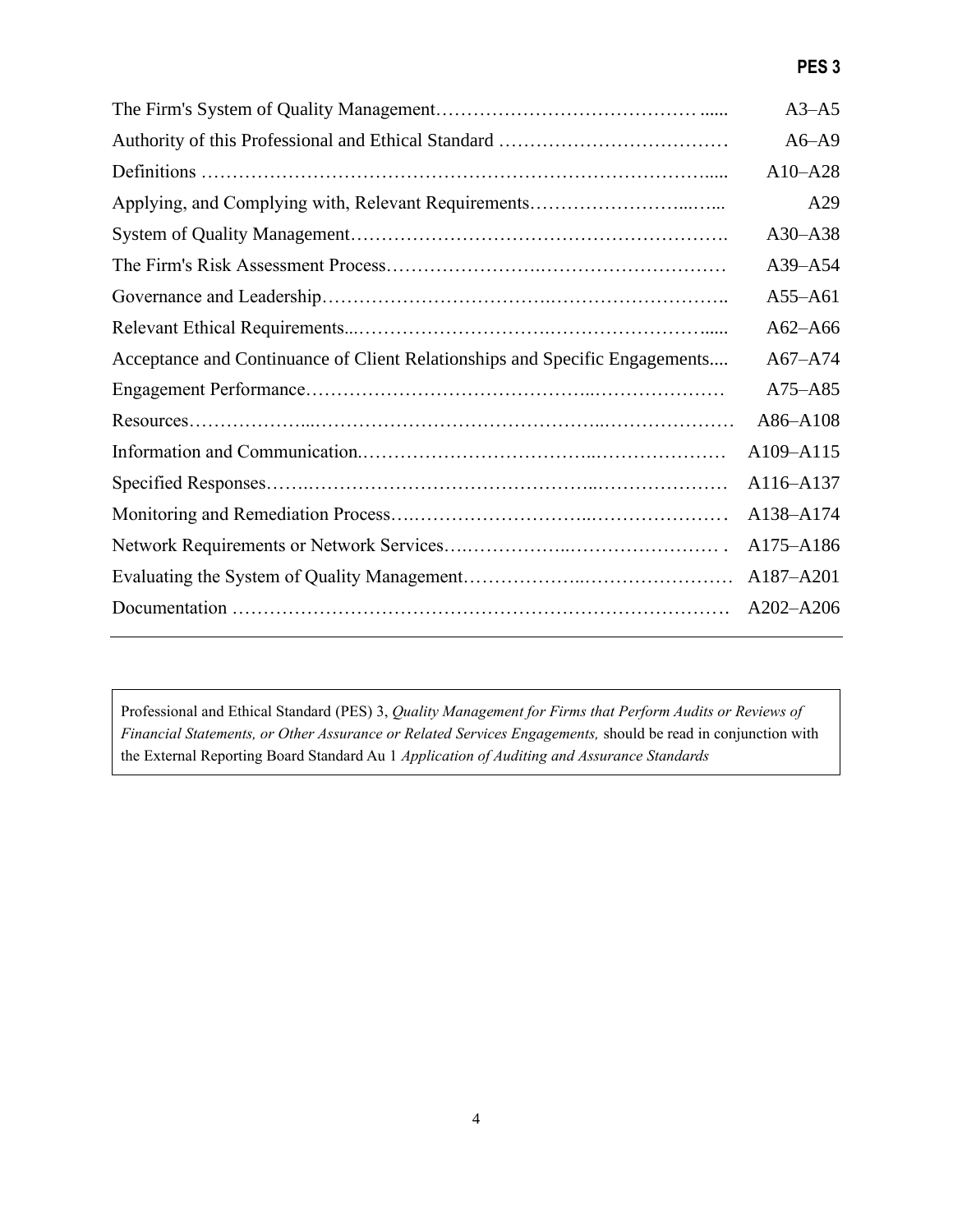| | |
|---|---|
| The Firm's System of Quality Management | A3–A5 |
| Authority of this Professional and Ethical Standard | A6–A9 |
| Definitions | A10–A28 |
| Applying, and Complying with, Relevant Requirements | A29 |
| System of Quality Management | A30–A38 |
| The Firm's Risk Assessment Process | A39–A54 |
| Governance and Leadership | A55–A61 |
| Relevant Ethical Requirements | A62–A66 |
| Acceptance and Continuance of Client Relationships and Specific Engagements | A67–A74 |
| Engagement Performance | A75–A85 |
| Resources | A86–A108 |
| Information and Communication | A109–A115 |
| Specified Responses | A116–A137 |
| Monitoring and Remediation Process | A138–A174 |
| Network Requirements or Network Services | A175–A186 |
| Evaluating the System of Quality Management | A187–A201 |
| Documentation | A202–A206 |

Professional and Ethical Standard (PES) 3, *Quality Management for Firms that Perform Audits or Reviews of Financial Statements, or Other Assurance or Related Services Engagements,* should be read in conjunction with the External Reporting Board Standard Au 1 *Application of Auditing and Assurance Standards*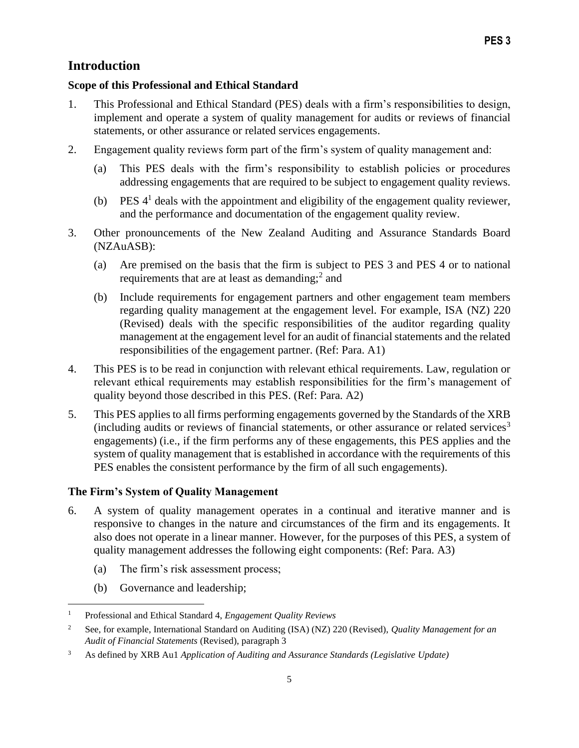## Introduction

### Scope of this Professional and Ethical Standard

1. This Professional and Ethical Standard (PES) deals with a firm's responsibilities to design, implement and operate a system of quality management for audits or reviews of financial statements, or other assurance or related services engagements.

2. Engagement quality reviews form part of the firm's system of quality management and:

   (a) This PES deals with the firm's responsibility to establish policies or procedures addressing engagements that are required to be subject to engagement quality reviews.

   (b) PES 4[1] deals with the appointment and eligibility of the engagement quality reviewer, and the performance and documentation of the engagement quality review.

3. Other pronouncements of the New Zealand Auditing and Assurance Standards Board (NZAuASB):

   (a) Are premised on the basis that the firm is subject to PES 3 and PES 4 or to national requirements that are at least as demanding;[2] and

   (b) Include requirements for engagement partners and other engagement team members regarding quality management at the engagement level. For example, ISA (NZ) 220 (Revised) deals with the specific responsibilities of the auditor regarding quality management at the engagement level for an audit of financial statements and the related responsibilities of the engagement partner. (Ref: Para. A1)

4. This PES is to be read in conjunction with relevant ethical requirements. Law, regulation or relevant ethical requirements may establish responsibilities for the firm's management of quality beyond those described in this PES. (Ref: Para. A2)

5. This PES applies to all firms performing engagements governed by the Standards of the XRB (including audits or reviews of financial statements, or other assurance or related services[3] engagements) (i.e., if the firm performs any of these engagements, this PES applies and the system of quality management that is established in accordance with the requirements of this PES enables the consistent performance by the firm of all such engagements).

### The Firm's System of Quality Management

6. A system of quality management operates in a continual and iterative manner and is responsive to changes in the nature and circumstances of the firm and its engagements. It also does not operate in a linear manner. However, for the purposes of this PES, a system of quality management addresses the following eight components: (Ref: Para. A3)

   (a) The firm's risk assessment process;

   (b) Governance and leadership;

---

[1] Professional and Ethical Standard 4, *Engagement Quality Reviews*

[2] See, for example, International Standard on Auditing (ISA) (NZ) 220 (Revised), *Quality Management for an Audit of Financial Statements* (Revised), paragraph 3

[3] As defined by XRB Au1 *Application of Auditing and Assurance Standards (Legislative Update)*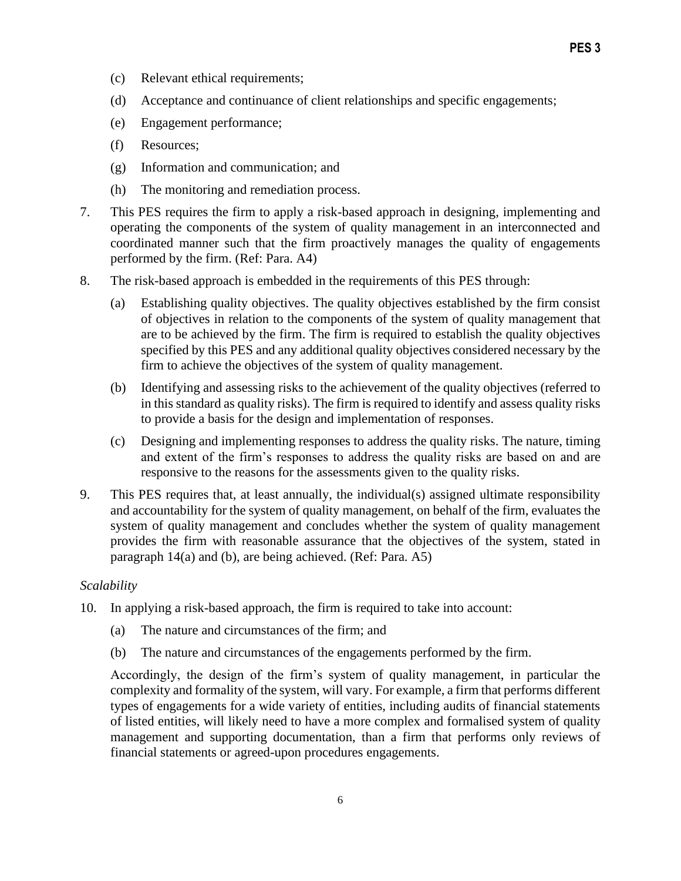(c) Relevant ethical requirements;

(d) Acceptance and continuance of client relationships and specific engagements;

(e) Engagement performance;

(f) Resources;

(g) Information and communication; and

(h) The monitoring and remediation process.

7. This PES requires the firm to apply a risk-based approach in designing, implementing and operating the components of the system of quality management in an interconnected and coordinated manner such that the firm proactively manages the quality of engagements performed by the firm. (Ref: Para. A4)

8. The risk-based approach is embedded in the requirements of this PES through:

   (a) Establishing quality objectives. The quality objectives established by the firm consist of objectives in relation to the components of the system of quality management that are to be achieved by the firm. The firm is required to establish the quality objectives specified by this PES and any additional quality objectives considered necessary by the firm to achieve the objectives of the system of quality management.

   (b) Identifying and assessing risks to the achievement of the quality objectives (referred to in this standard as quality risks). The firm is required to identify and assess quality risks to provide a basis for the design and implementation of responses.

   (c) Designing and implementing responses to address the quality risks. The nature, timing and extent of the firm's responses to address the quality risks are based on and are responsive to the reasons for the assessments given to the quality risks.

9. This PES requires that, at least annually, the individual(s) assigned ultimate responsibility and accountability for the system of quality management, on behalf of the firm, evaluates the system of quality management and concludes whether the system of quality management provides the firm with reasonable assurance that the objectives of the system, stated in paragraph 14(a) and (b), are being achieved. (Ref: Para. A5)

*Scalability*

10. In applying a risk-based approach, the firm is required to take into account:

   (a) The nature and circumstances of the firm; and

   (b) The nature and circumstances of the engagements performed by the firm.

   Accordingly, the design of the firm's system of quality management, in particular the complexity and formality of the system, will vary. For example, a firm that performs different types of engagements for a wide variety of entities, including audits of financial statements of listed entities, will likely need to have a more complex and formalised system of quality management and supporting documentation, than a firm that performs only reviews of financial statements or agreed-upon procedures engagements.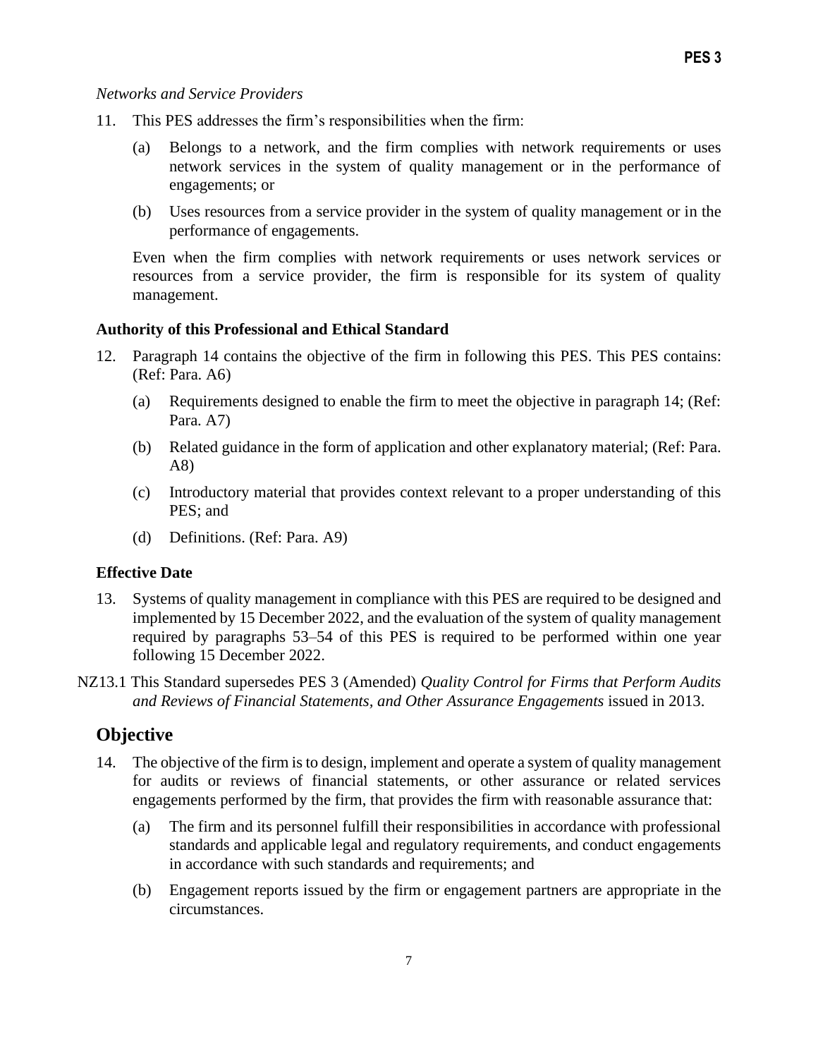*Networks and Service Providers*

11. This PES addresses the firm's responsibilities when the firm:

    (a) Belongs to a network, and the firm complies with network requirements or uses network services in the system of quality management or in the performance of engagements; or

    (b) Uses resources from a service provider in the system of quality management or in the performance of engagements.

    Even when the firm complies with network requirements or uses network services or resources from a service provider, the firm is responsible for its system of quality management.

### Authority of this Professional and Ethical Standard

12. Paragraph 14 contains the objective of the firm in following this PES. This PES contains: (Ref: Para. A6)

    (a) Requirements designed to enable the firm to meet the objective in paragraph 14; (Ref: Para. A7)

    (b) Related guidance in the form of application and other explanatory material; (Ref: Para. A8)

    (c) Introductory material that provides context relevant to a proper understanding of this PES; and

    (d) Definitions. (Ref: Para. A9)

### Effective Date

13. Systems of quality management in compliance with this PES are required to be designed and implemented by 15 December 2022, and the evaluation of the system of quality management required by paragraphs 53–54 of this PES is required to be performed within one year following 15 December 2022.

NZ13.1 This Standard supersedes PES 3 (Amended) *Quality Control for Firms that Perform Audits and Reviews of Financial Statements, and Other Assurance Engagements* issued in 2013.

## Objective

14. The objective of the firm is to design, implement and operate a system of quality management for audits or reviews of financial statements, or other assurance or related services engagements performed by the firm, that provides the firm with reasonable assurance that:

    (a) The firm and its personnel fulfill their responsibilities in accordance with professional standards and applicable legal and regulatory requirements, and conduct engagements in accordance with such standards and requirements; and

    (b) Engagement reports issued by the firm or engagement partners are appropriate in the circumstances.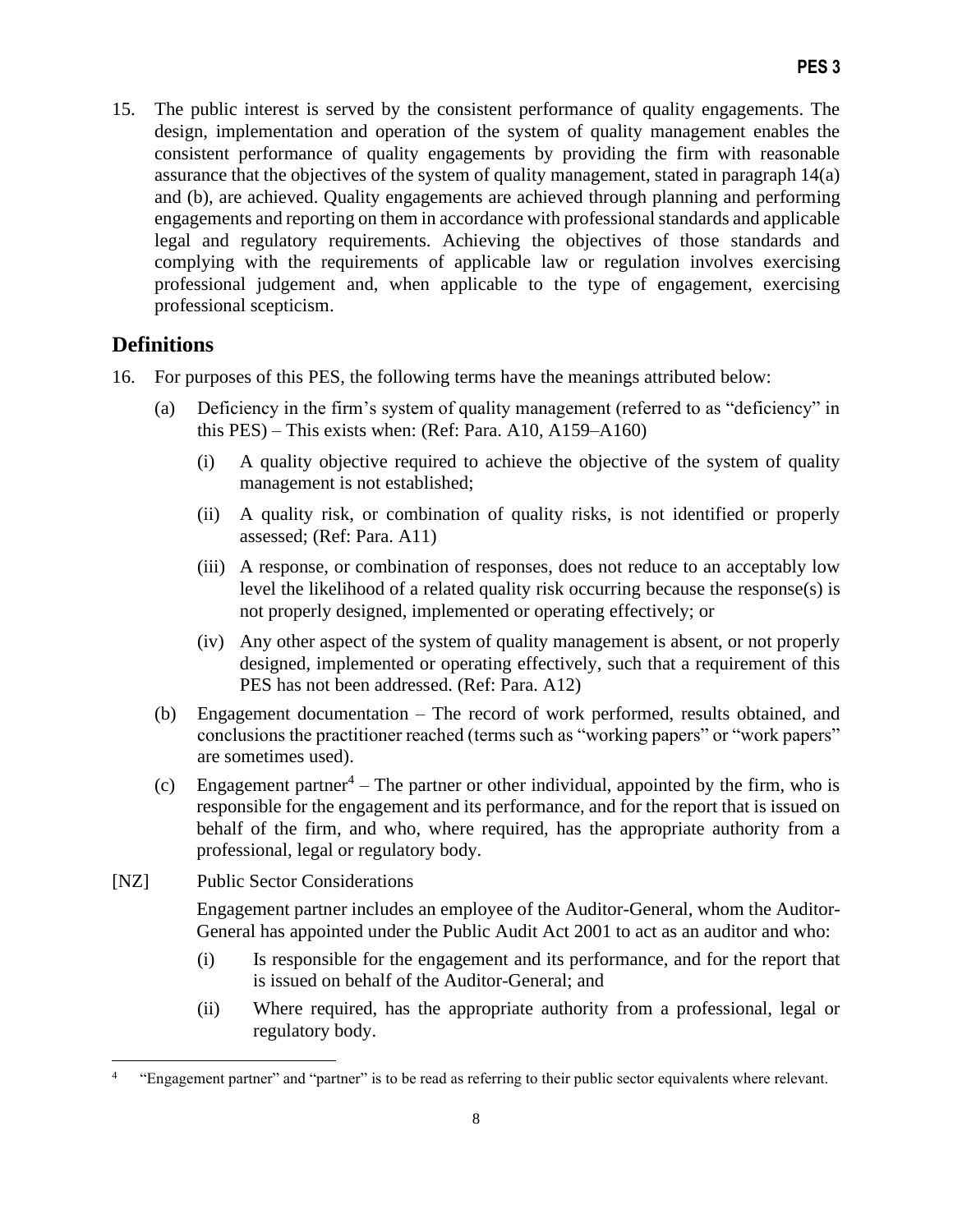15. The public interest is served by the consistent performance of quality engagements. The design, implementation and operation of the system of quality management enables the consistent performance of quality engagements by providing the firm with reasonable assurance that the objectives of the system of quality management, stated in paragraph 14(a) and (b), are achieved. Quality engagements are achieved through planning and performing engagements and reporting on them in accordance with professional standards and applicable legal and regulatory requirements. Achieving the objectives of those standards and complying with the requirements of applicable law or regulation involves exercising professional judgement and, when applicable to the type of engagement, exercising professional scepticism.

## Definitions

16. For purposes of this PES, the following terms have the meanings attributed below:

    (a) Deficiency in the firm's system of quality management (referred to as "deficiency" in this PES) – This exists when: (Ref: Para. A10, A159–A160)

        (i) A quality objective required to achieve the objective of the system of quality management is not established;

        (ii) A quality risk, or combination of quality risks, is not identified or properly assessed; (Ref: Para. A11)

        (iii) A response, or combination of responses, does not reduce to an acceptably low level the likelihood of a related quality risk occurring because the response(s) is not properly designed, implemented or operating effectively; or

        (iv) Any other aspect of the system of quality management is absent, or not properly designed, implemented or operating effectively, such that a requirement of this PES has not been addressed. (Ref: Para. A12)

    (b) Engagement documentation – The record of work performed, results obtained, and conclusions the practitioner reached (terms such as "working papers" or "work papers" are sometimes used).

    (c) Engagement partner[4] – The partner or other individual, appointed by the firm, who is responsible for the engagement and its performance, and for the report that is issued on behalf of the firm, and who, where required, has the appropriate authority from a professional, legal or regulatory body.

[NZ] Public Sector Considerations

Engagement partner includes an employee of the Auditor-General, whom the Auditor-General has appointed under the Public Audit Act 2001 to act as an auditor and who:

(i) Is responsible for the engagement and its performance, and for the report that is issued on behalf of the Auditor-General; and

(ii) Where required, has the appropriate authority from a professional, legal or regulatory body.

[4] "Engagement partner" and "partner" is to be read as referring to their public sector equivalents where relevant.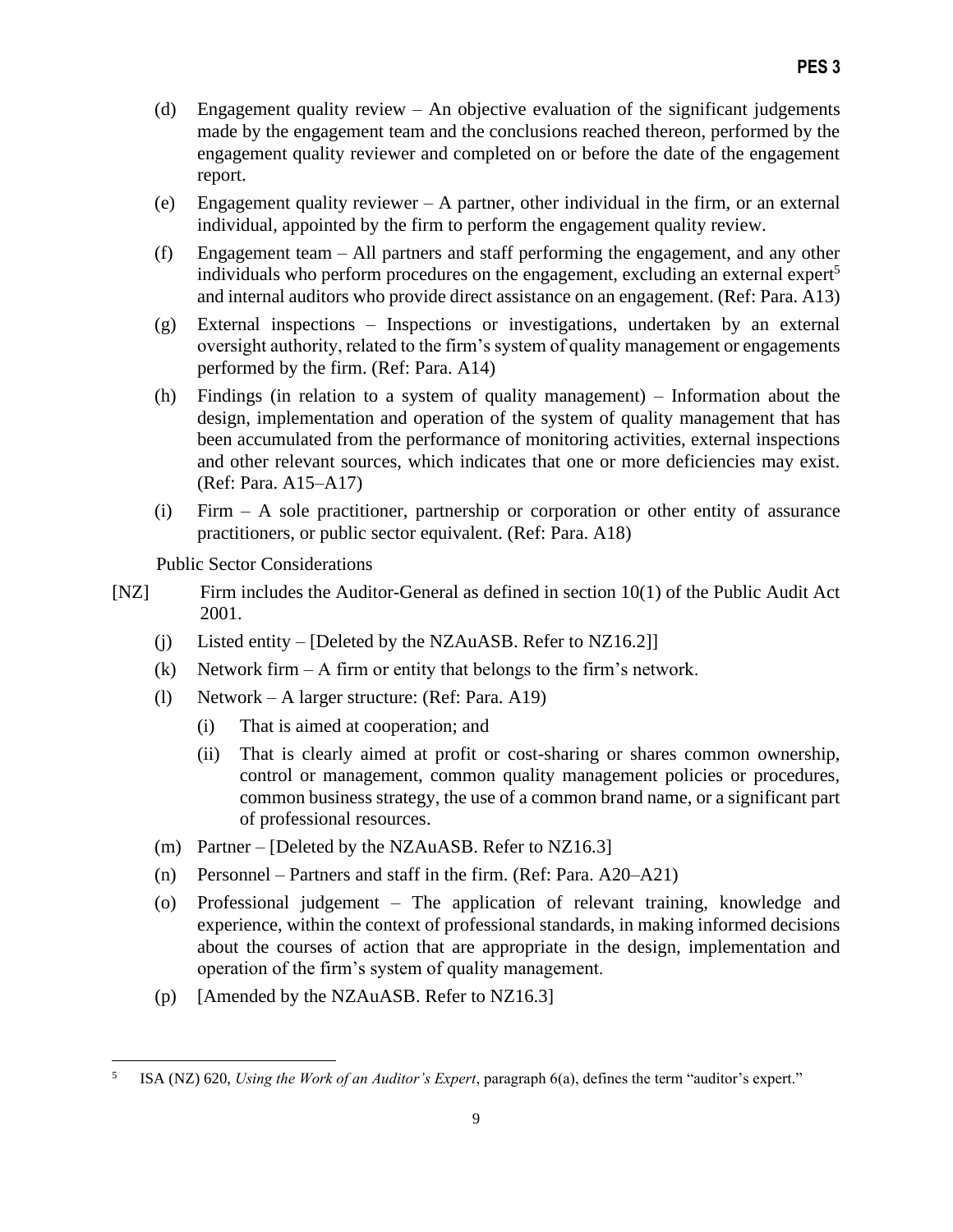(d) Engagement quality review – An objective evaluation of the significant judgements made by the engagement team and the conclusions reached thereon, performed by the engagement quality reviewer and completed on or before the date of the engagement report.

(e) Engagement quality reviewer – A partner, other individual in the firm, or an external individual, appointed by the firm to perform the engagement quality review.

(f) Engagement team – All partners and staff performing the engagement, and any other individuals who perform procedures on the engagement, excluding an external expert[5] and internal auditors who provide direct assistance on an engagement. (Ref: Para. A13)

(g) External inspections – Inspections or investigations, undertaken by an external oversight authority, related to the firm's system of quality management or engagements performed by the firm. (Ref: Para. A14)

(h) Findings (in relation to a system of quality management) – Information about the design, implementation and operation of the system of quality management that has been accumulated from the performance of monitoring activities, external inspections and other relevant sources, which indicates that one or more deficiencies may exist. (Ref: Para. A15–A17)

(i) Firm – A sole practitioner, partnership or corporation or other entity of assurance practitioners, or public sector equivalent. (Ref: Para. A18)

Public Sector Considerations

[NZ] Firm includes the Auditor-General as defined in section 10(1) of the Public Audit Act 2001.

(j) Listed entity – [Deleted by the NZAuASB. Refer to NZ16.2]]

(k) Network firm – A firm or entity that belongs to the firm's network.

(l) Network – A larger structure: (Ref: Para. A19)

   (i) That is aimed at cooperation; and

   (ii) That is clearly aimed at profit or cost-sharing or shares common ownership, control or management, common quality management policies or procedures, common business strategy, the use of a common brand name, or a significant part of professional resources.

(m) Partner – [Deleted by the NZAuASB. Refer to NZ16.3]

(n) Personnel – Partners and staff in the firm. (Ref: Para. A20–A21)

(o) Professional judgement – The application of relevant training, knowledge and experience, within the context of professional standards, in making informed decisions about the courses of action that are appropriate in the design, implementation and operation of the firm's system of quality management.

(p) [Amended by the NZAuASB. Refer to NZ16.3]

---

[5] ISA (NZ) 620, *Using the Work of an Auditor's Expert*, paragraph 6(a), defines the term "auditor's expert."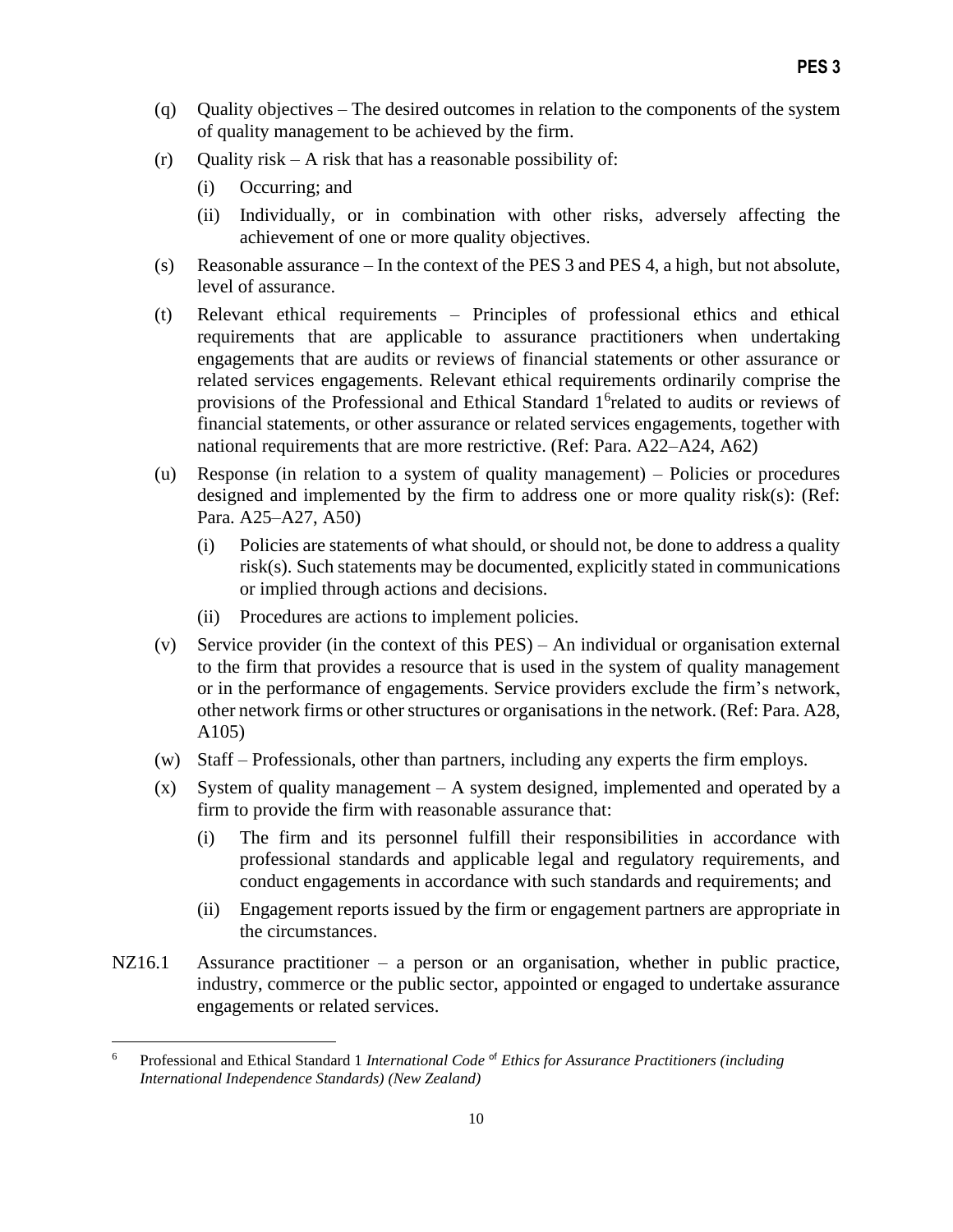(q) Quality objectives – The desired outcomes in relation to the components of the system of quality management to be achieved by the firm.

(r) Quality risk – A risk that has a reasonable possibility of:

  (i) Occurring; and

  (ii) Individually, or in combination with other risks, adversely affecting the achievement of one or more quality objectives.

(s) Reasonable assurance – In the context of the PES 3 and PES 4, a high, but not absolute, level of assurance.

(t) Relevant ethical requirements – Principles of professional ethics and ethical requirements that are applicable to assurance practitioners when undertaking engagements that are audits or reviews of financial statements or other assurance or related services engagements. Relevant ethical requirements ordinarily comprise the provisions of the Professional and Ethical Standard 1[6] related to audits or reviews of financial statements, or other assurance or related services engagements, together with national requirements that are more restrictive. (Ref: Para. A22–A24, A62)

(u) Response (in relation to a system of quality management) – Policies or procedures designed and implemented by the firm to address one or more quality risk(s): (Ref: Para. A25–A27, A50)

  (i) Policies are statements of what should, or should not, be done to address a quality risk(s). Such statements may be documented, explicitly stated in communications or implied through actions and decisions.

  (ii) Procedures are actions to implement policies.

(v) Service provider (in the context of this PES) – An individual or organisation external to the firm that provides a resource that is used in the system of quality management or in the performance of engagements. Service providers exclude the firm's network, other network firms or other structures or organisations in the network. (Ref: Para. A28, A105)

(w) Staff – Professionals, other than partners, including any experts the firm employs.

(x) System of quality management – A system designed, implemented and operated by a firm to provide the firm with reasonable assurance that:

  (i) The firm and its personnel fulfill their responsibilities in accordance with professional standards and applicable legal and regulatory requirements, and conduct engagements in accordance with such standards and requirements; and

  (ii) Engagement reports issued by the firm or engagement partners are appropriate in the circumstances.

NZ16.1 Assurance practitioner – a person or an organisation, whether in public practice, industry, commerce or the public sector, appointed or engaged to undertake assurance engagements or related services.

---

[6] Professional and Ethical Standard 1 *International Code of Ethics for Assurance Practitioners (including International Independence Standards) (New Zealand)*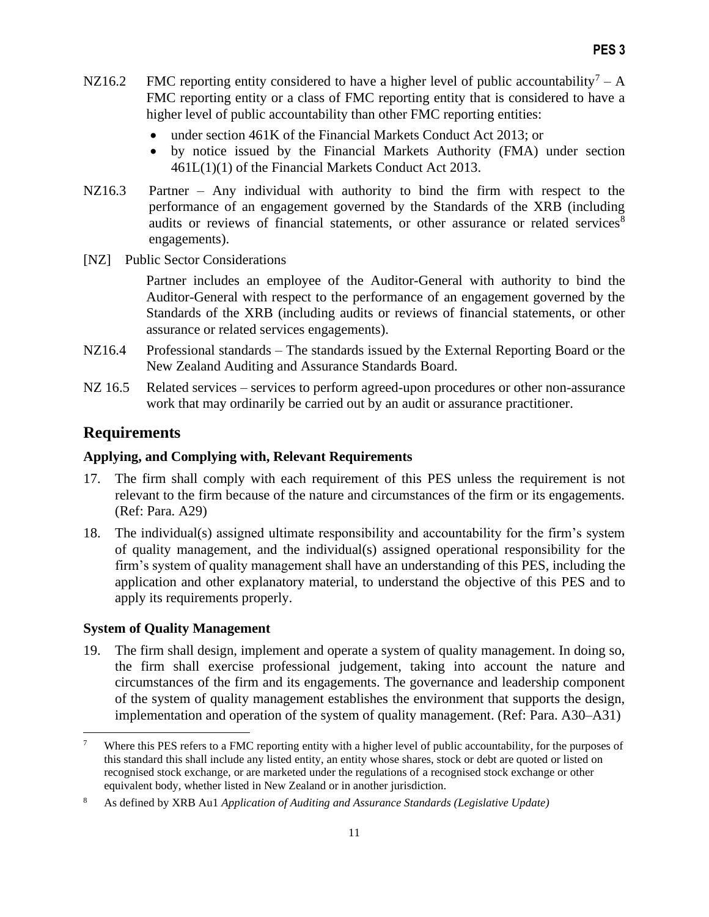NZ16.2 FMC reporting entity considered to have a higher level of public accountability[7] – A FMC reporting entity or a class of FMC reporting entity that is considered to have a higher level of public accountability than other FMC reporting entities:

- under section 461K of the Financial Markets Conduct Act 2013; or
- by notice issued by the Financial Markets Authority (FMA) under section 461L(1)(1) of the Financial Markets Conduct Act 2013.

NZ16.3 Partner – Any individual with authority to bind the firm with respect to the performance of an engagement governed by the Standards of the XRB (including audits or reviews of financial statements, or other assurance or related services[8] engagements).

[NZ] Public Sector Considerations

Partner includes an employee of the Auditor-General with authority to bind the Auditor-General with respect to the performance of an engagement governed by the Standards of the XRB (including audits or reviews of financial statements, or other assurance or related services engagements).

NZ16.4 Professional standards – The standards issued by the External Reporting Board or the New Zealand Auditing and Assurance Standards Board.

NZ 16.5 Related services – services to perform agreed-upon procedures or other non-assurance work that may ordinarily be carried out by an audit or assurance practitioner.

## Requirements

### Applying, and Complying with, Relevant Requirements

17. The firm shall comply with each requirement of this PES unless the requirement is not relevant to the firm because of the nature and circumstances of the firm or its engagements. (Ref: Para. A29)

18. The individual(s) assigned ultimate responsibility and accountability for the firm's system of quality management, and the individual(s) assigned operational responsibility for the firm's system of quality management shall have an understanding of this PES, including the application and other explanatory material, to understand the objective of this PES and to apply its requirements properly.

### System of Quality Management

19. The firm shall design, implement and operate a system of quality management. In doing so, the firm shall exercise professional judgement, taking into account the nature and circumstances of the firm and its engagements. The governance and leadership component of the system of quality management establishes the environment that supports the design, implementation and operation of the system of quality management. (Ref: Para. A30–A31)

---

[7] Where this PES refers to a FMC reporting entity with a higher level of public accountability, for the purposes of this standard this shall include any listed entity, an entity whose shares, stock or debt are quoted or listed on recognised stock exchange, or are marketed under the regulations of a recognised stock exchange or other equivalent body, whether listed in New Zealand or in another jurisdiction.

[8] As defined by XRB Au1 *Application of Auditing and Assurance Standards (Legislative Update)*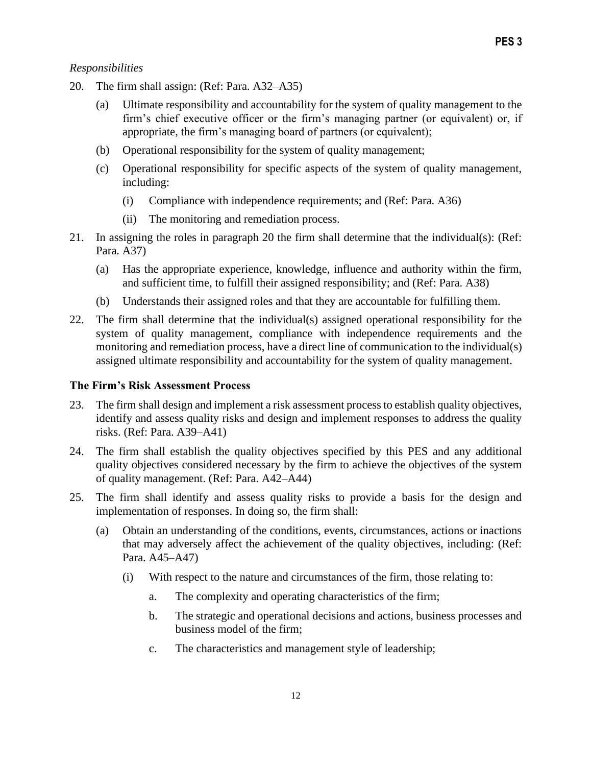*Responsibilities*

20. The firm shall assign: (Ref: Para. A32–A35)

    (a) Ultimate responsibility and accountability for the system of quality management to the firm's chief executive officer or the firm's managing partner (or equivalent) or, if appropriate, the firm's managing board of partners (or equivalent);

    (b) Operational responsibility for the system of quality management;

    (c) Operational responsibility for specific aspects of the system of quality management, including:

        (i) Compliance with independence requirements; and (Ref: Para. A36)

        (ii) The monitoring and remediation process.

21. In assigning the roles in paragraph 20 the firm shall determine that the individual(s): (Ref: Para. A37)

    (a) Has the appropriate experience, knowledge, influence and authority within the firm, and sufficient time, to fulfill their assigned responsibility; and (Ref: Para. A38)

    (b) Understands their assigned roles and that they are accountable for fulfilling them.

22. The firm shall determine that the individual(s) assigned operational responsibility for the system of quality management, compliance with independence requirements and the monitoring and remediation process, have a direct line of communication to the individual(s) assigned ultimate responsibility and accountability for the system of quality management.

**The Firm's Risk Assessment Process**

23. The firm shall design and implement a risk assessment process to establish quality objectives, identify and assess quality risks and design and implement responses to address the quality risks. (Ref: Para. A39–A41)

24. The firm shall establish the quality objectives specified by this PES and any additional quality objectives considered necessary by the firm to achieve the objectives of the system of quality management. (Ref: Para. A42–A44)

25. The firm shall identify and assess quality risks to provide a basis for the design and implementation of responses. In doing so, the firm shall:

    (a) Obtain an understanding of the conditions, events, circumstances, actions or inactions that may adversely affect the achievement of the quality objectives, including: (Ref: Para. A45–A47)

        (i) With respect to the nature and circumstances of the firm, those relating to:

            a. The complexity and operating characteristics of the firm;

            b. The strategic and operational decisions and actions, business processes and business model of the firm;

            c. The characteristics and management style of leadership;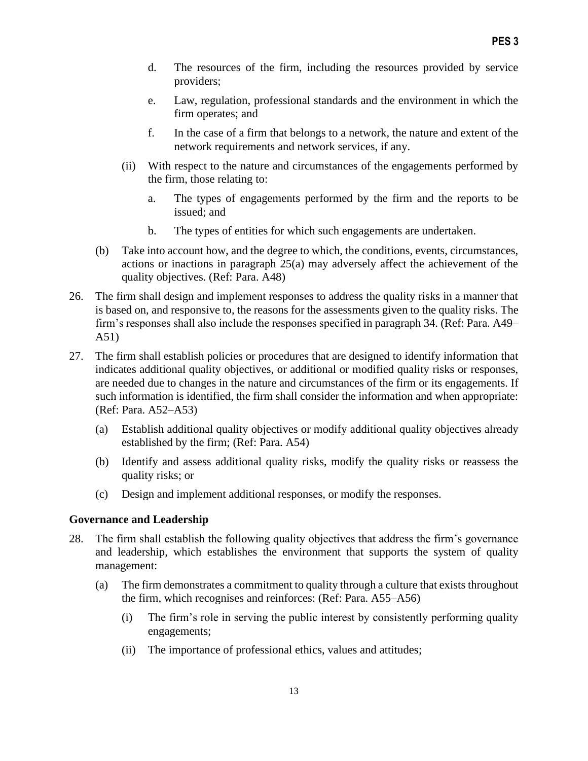d. The resources of the firm, including the resources provided by service providers;

e. Law, regulation, professional standards and the environment in which the firm operates; and

f. In the case of a firm that belongs to a network, the nature and extent of the network requirements and network services, if any.

(ii) With respect to the nature and circumstances of the engagements performed by the firm, those relating to:

a. The types of engagements performed by the firm and the reports to be issued; and

b. The types of entities for which such engagements are undertaken.

(b) Take into account how, and the degree to which, the conditions, events, circumstances, actions or inactions in paragraph 25(a) may adversely affect the achievement of the quality objectives. (Ref: Para. A48)

26. The firm shall design and implement responses to address the quality risks in a manner that is based on, and responsive to, the reasons for the assessments given to the quality risks. The firm's responses shall also include the responses specified in paragraph 34. (Ref: Para. A49–A51)

27. The firm shall establish policies or procedures that are designed to identify information that indicates additional quality objectives, or additional or modified quality risks or responses, are needed due to changes in the nature and circumstances of the firm or its engagements. If such information is identified, the firm shall consider the information and when appropriate: (Ref: Para. A52–A53)

(a) Establish additional quality objectives or modify additional quality objectives already established by the firm; (Ref: Para. A54)

(b) Identify and assess additional quality risks, modify the quality risks or reassess the quality risks; or

(c) Design and implement additional responses, or modify the responses.

### Governance and Leadership

28. The firm shall establish the following quality objectives that address the firm's governance and leadership, which establishes the environment that supports the system of quality management:

(a) The firm demonstrates a commitment to quality through a culture that exists throughout the firm, which recognises and reinforces: (Ref: Para. A55–A56)

(i) The firm's role in serving the public interest by consistently performing quality engagements;

(ii) The importance of professional ethics, values and attitudes;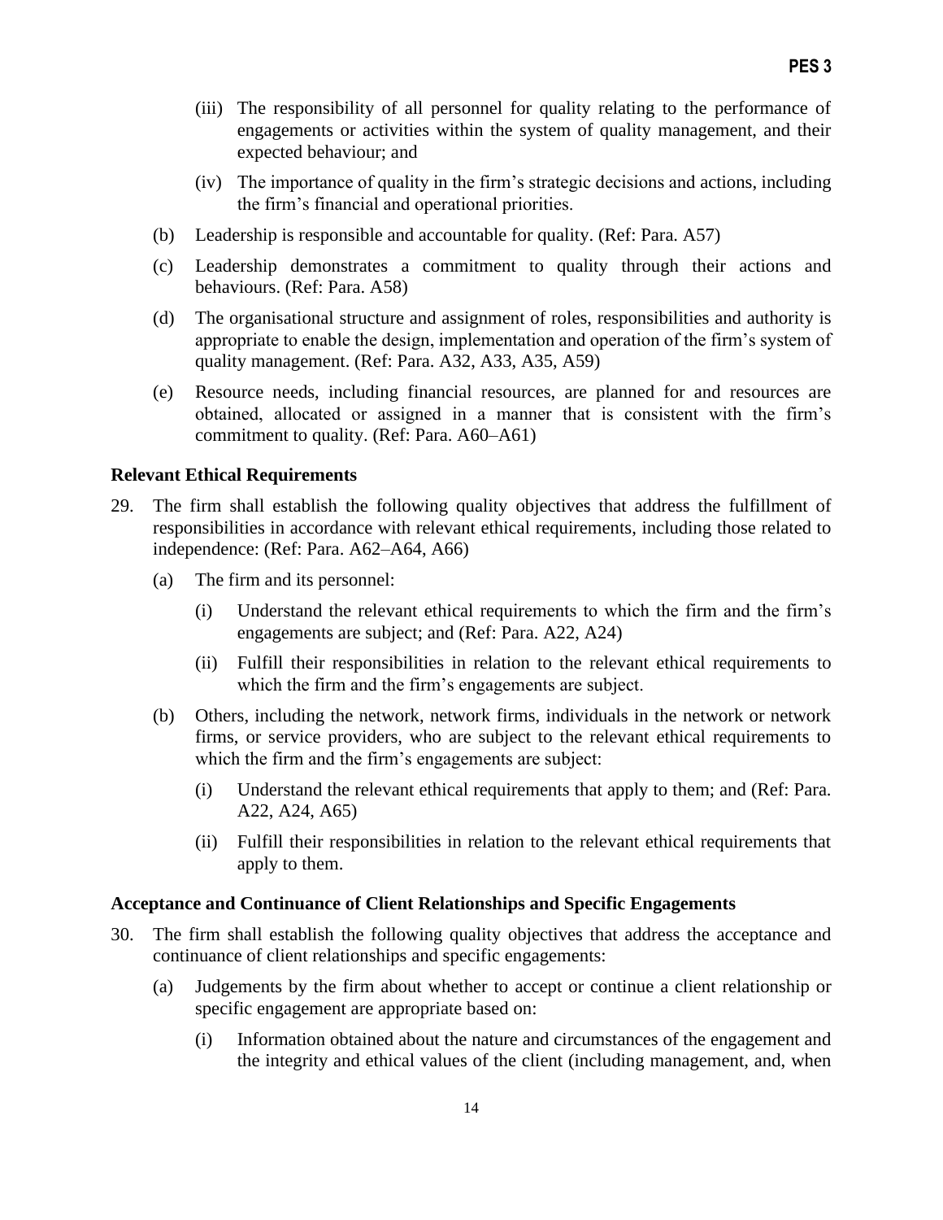(iii) The responsibility of all personnel for quality relating to the performance of engagements or activities within the system of quality management, and their expected behaviour; and

(iv) The importance of quality in the firm's strategic decisions and actions, including the firm's financial and operational priorities.

(b) Leadership is responsible and accountable for quality. (Ref: Para. A57)

(c) Leadership demonstrates a commitment to quality through their actions and behaviours. (Ref: Para. A58)

(d) The organisational structure and assignment of roles, responsibilities and authority is appropriate to enable the design, implementation and operation of the firm's system of quality management. (Ref: Para. A32, A33, A35, A59)

(e) Resource needs, including financial resources, are planned for and resources are obtained, allocated or assigned in a manner that is consistent with the firm's commitment to quality. (Ref: Para. A60–A61)

**Relevant Ethical Requirements**

29. The firm shall establish the following quality objectives that address the fulfillment of responsibilities in accordance with relevant ethical requirements, including those related to independence: (Ref: Para. A62–A64, A66)

(a) The firm and its personnel:

(i) Understand the relevant ethical requirements to which the firm and the firm's engagements are subject; and (Ref: Para. A22, A24)

(ii) Fulfill their responsibilities in relation to the relevant ethical requirements to which the firm and the firm's engagements are subject.

(b) Others, including the network, network firms, individuals in the network or network firms, or service providers, who are subject to the relevant ethical requirements to which the firm and the firm's engagements are subject:

(i) Understand the relevant ethical requirements that apply to them; and (Ref: Para. A22, A24, A65)

(ii) Fulfill their responsibilities in relation to the relevant ethical requirements that apply to them.

**Acceptance and Continuance of Client Relationships and Specific Engagements**

30. The firm shall establish the following quality objectives that address the acceptance and continuance of client relationships and specific engagements:

(a) Judgements by the firm about whether to accept or continue a client relationship or specific engagement are appropriate based on:

(i) Information obtained about the nature and circumstances of the engagement and the integrity and ethical values of the client (including management, and, when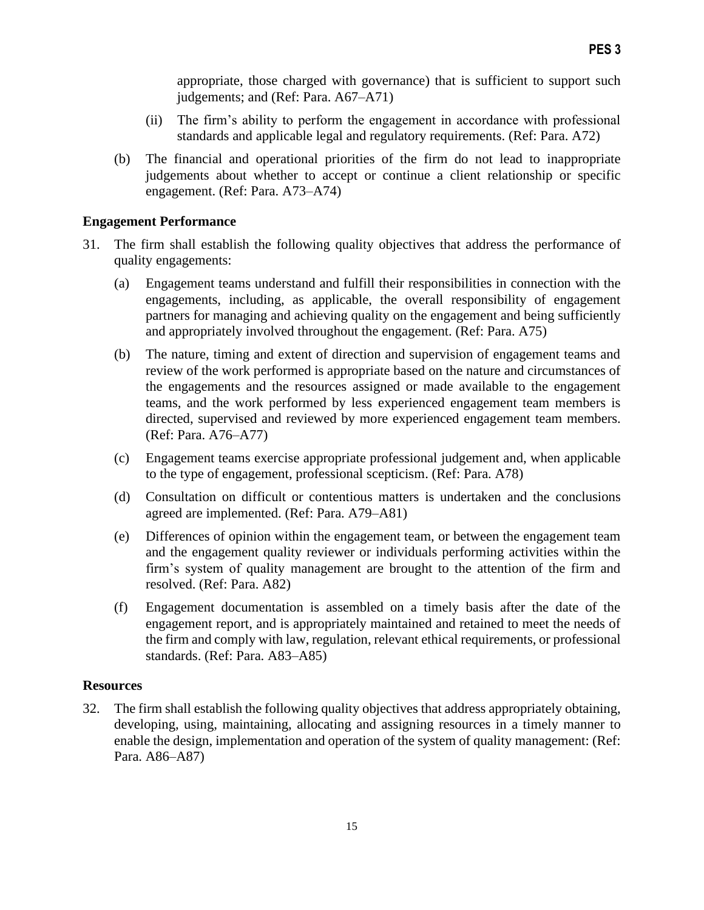appropriate, those charged with governance) that is sufficient to support such judgements; and (Ref: Para. A67–A71)

(ii) The firm's ability to perform the engagement in accordance with professional standards and applicable legal and regulatory requirements. (Ref: Para. A72)

(b) The financial and operational priorities of the firm do not lead to inappropriate judgements about whether to accept or continue a client relationship or specific engagement. (Ref: Para. A73–A74)

### Engagement Performance

31. The firm shall establish the following quality objectives that address the performance of quality engagements:

    (a) Engagement teams understand and fulfill their responsibilities in connection with the engagements, including, as applicable, the overall responsibility of engagement partners for managing and achieving quality on the engagement and being sufficiently and appropriately involved throughout the engagement. (Ref: Para. A75)

    (b) The nature, timing and extent of direction and supervision of engagement teams and review of the work performed is appropriate based on the nature and circumstances of the engagements and the resources assigned or made available to the engagement teams, and the work performed by less experienced engagement team members is directed, supervised and reviewed by more experienced engagement team members. (Ref: Para. A76–A77)

    (c) Engagement teams exercise appropriate professional judgement and, when applicable to the type of engagement, professional scepticism. (Ref: Para. A78)

    (d) Consultation on difficult or contentious matters is undertaken and the conclusions agreed are implemented. (Ref: Para. A79–A81)

    (e) Differences of opinion within the engagement team, or between the engagement team and the engagement quality reviewer or individuals performing activities within the firm's system of quality management are brought to the attention of the firm and resolved. (Ref: Para. A82)

    (f) Engagement documentation is assembled on a timely basis after the date of the engagement report, and is appropriately maintained and retained to meet the needs of the firm and comply with law, regulation, relevant ethical requirements, or professional standards. (Ref: Para. A83–A85)

### Resources

32. The firm shall establish the following quality objectives that address appropriately obtaining, developing, using, maintaining, allocating and assigning resources in a timely manner to enable the design, implementation and operation of the system of quality management: (Ref: Para. A86–A87)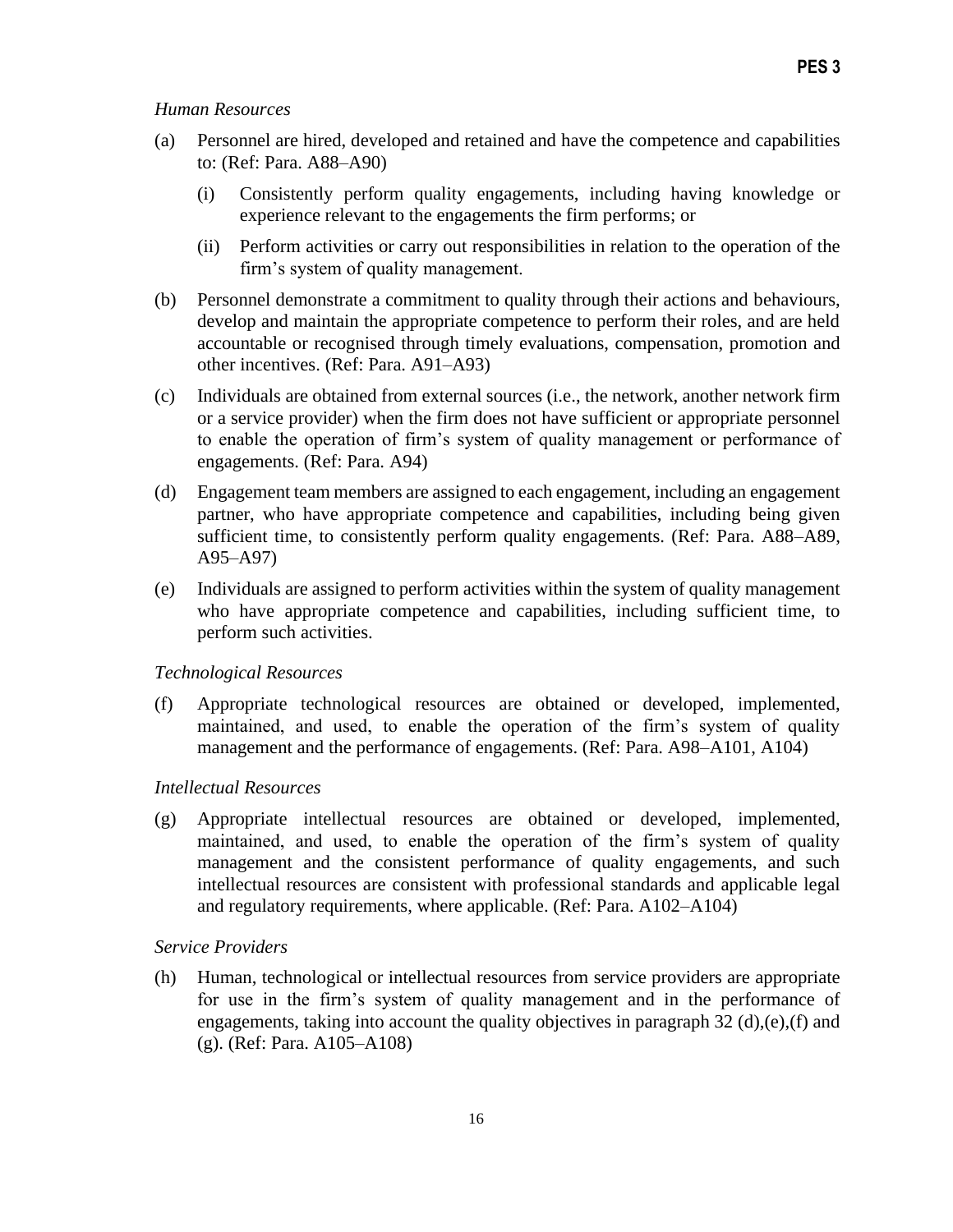*Human Resources*

(a) Personnel are hired, developed and retained and have the competence and capabilities to: (Ref: Para. A88–A90)

   (i) Consistently perform quality engagements, including having knowledge or experience relevant to the engagements the firm performs; or

   (ii) Perform activities or carry out responsibilities in relation to the operation of the firm's system of quality management.

(b) Personnel demonstrate a commitment to quality through their actions and behaviours, develop and maintain the appropriate competence to perform their roles, and are held accountable or recognised through timely evaluations, compensation, promotion and other incentives. (Ref: Para. A91–A93)

(c) Individuals are obtained from external sources (i.e., the network, another network firm or a service provider) when the firm does not have sufficient or appropriate personnel to enable the operation of firm's system of quality management or performance of engagements. (Ref: Para. A94)

(d) Engagement team members are assigned to each engagement, including an engagement partner, who have appropriate competence and capabilities, including being given sufficient time, to consistently perform quality engagements. (Ref: Para. A88–A89, A95–A97)

(e) Individuals are assigned to perform activities within the system of quality management who have appropriate competence and capabilities, including sufficient time, to perform such activities.

*Technological Resources*

(f) Appropriate technological resources are obtained or developed, implemented, maintained, and used, to enable the operation of the firm's system of quality management and the performance of engagements. (Ref: Para. A98–A101, A104)

*Intellectual Resources*

(g) Appropriate intellectual resources are obtained or developed, implemented, maintained, and used, to enable the operation of the firm's system of quality management and the consistent performance of quality engagements, and such intellectual resources are consistent with professional standards and applicable legal and regulatory requirements, where applicable. (Ref: Para. A102–A104)

*Service Providers*

(h) Human, technological or intellectual resources from service providers are appropriate for use in the firm's system of quality management and in the performance of engagements, taking into account the quality objectives in paragraph 32 (d),(e),(f) and (g). (Ref: Para. A105–A108)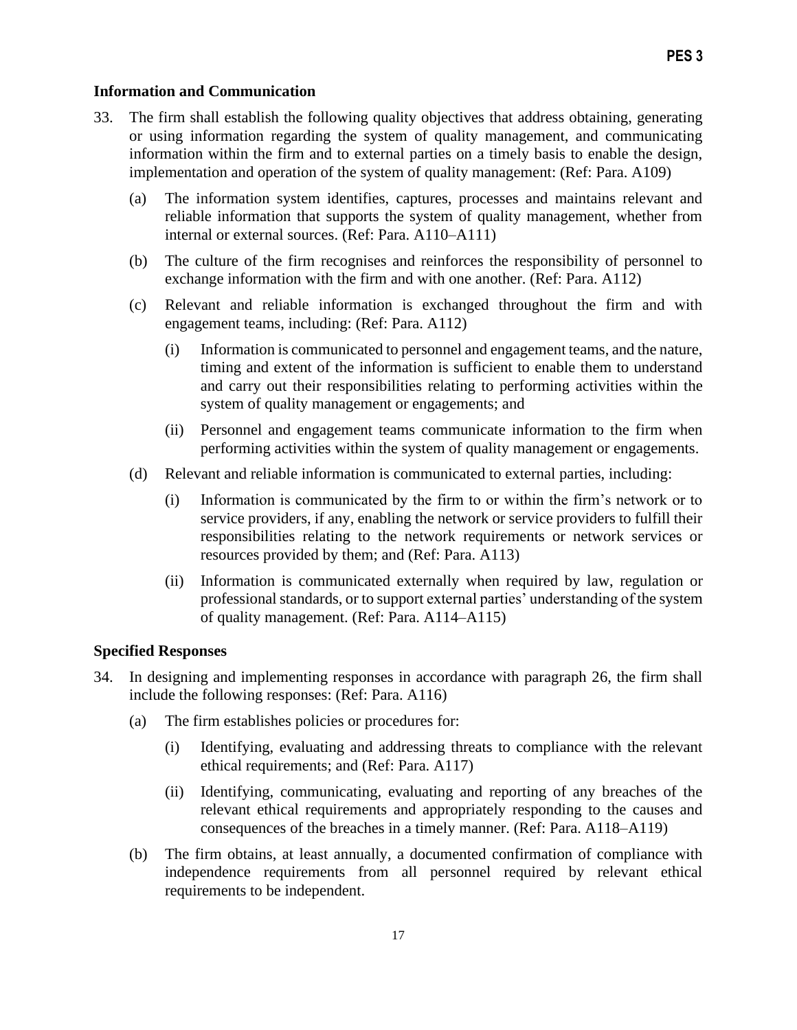### Information and Communication

33. The firm shall establish the following quality objectives that address obtaining, generating or using information regarding the system of quality management, and communicating information within the firm and to external parties on a timely basis to enable the design, implementation and operation of the system of quality management: (Ref: Para. A109)

    (a) The information system identifies, captures, processes and maintains relevant and reliable information that supports the system of quality management, whether from internal or external sources. (Ref: Para. A110–A111)

    (b) The culture of the firm recognises and reinforces the responsibility of personnel to exchange information with the firm and with one another. (Ref: Para. A112)

    (c) Relevant and reliable information is exchanged throughout the firm and with engagement teams, including: (Ref: Para. A112)

        (i) Information is communicated to personnel and engagement teams, and the nature, timing and extent of the information is sufficient to enable them to understand and carry out their responsibilities relating to performing activities within the system of quality management or engagements; and

        (ii) Personnel and engagement teams communicate information to the firm when performing activities within the system of quality management or engagements.

    (d) Relevant and reliable information is communicated to external parties, including:

        (i) Information is communicated by the firm to or within the firm's network or to service providers, if any, enabling the network or service providers to fulfill their responsibilities relating to the network requirements or network services or resources provided by them; and (Ref: Para. A113)

        (ii) Information is communicated externally when required by law, regulation or professional standards, or to support external parties' understanding of the system of quality management. (Ref: Para. A114–A115)

### Specified Responses

34. In designing and implementing responses in accordance with paragraph 26, the firm shall include the following responses: (Ref: Para. A116)

    (a) The firm establishes policies or procedures for:

        (i) Identifying, evaluating and addressing threats to compliance with the relevant ethical requirements; and (Ref: Para. A117)

        (ii) Identifying, communicating, evaluating and reporting of any breaches of the relevant ethical requirements and appropriately responding to the causes and consequences of the breaches in a timely manner. (Ref: Para. A118–A119)

    (b) The firm obtains, at least annually, a documented confirmation of compliance with independence requirements from all personnel required by relevant ethical requirements to be independent.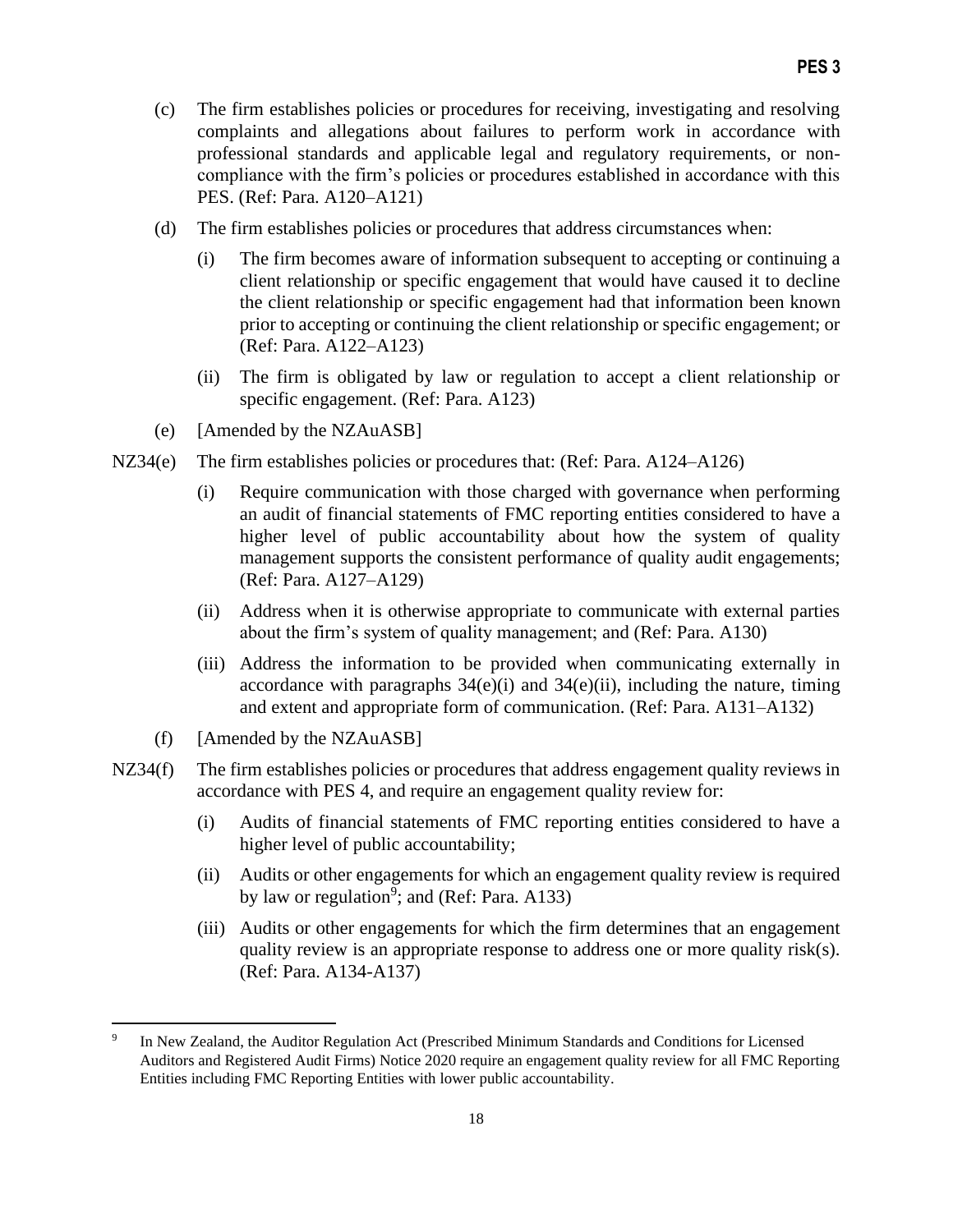(c) The firm establishes policies or procedures for receiving, investigating and resolving complaints and allegations about failures to perform work in accordance with professional standards and applicable legal and regulatory requirements, or non-compliance with the firm's policies or procedures established in accordance with this PES. (Ref: Para. A120–A121)

(d) The firm establishes policies or procedures that address circumstances when:

(i) The firm becomes aware of information subsequent to accepting or continuing a client relationship or specific engagement that would have caused it to decline the client relationship or specific engagement had that information been known prior to accepting or continuing the client relationship or specific engagement; or (Ref: Para. A122–A123)

(ii) The firm is obligated by law or regulation to accept a client relationship or specific engagement. (Ref: Para. A123)

(e) [Amended by the NZAuASB]

NZ34(e) The firm establishes policies or procedures that: (Ref: Para. A124–A126)

(i) Require communication with those charged with governance when performing an audit of financial statements of FMC reporting entities considered to have a higher level of public accountability about how the system of quality management supports the consistent performance of quality audit engagements; (Ref: Para. A127–A129)

(ii) Address when it is otherwise appropriate to communicate with external parties about the firm's system of quality management; and (Ref: Para. A130)

(iii) Address the information to be provided when communicating externally in accordance with paragraphs 34(e)(i) and 34(e)(ii), including the nature, timing and extent and appropriate form of communication. (Ref: Para. A131–A132)

(f) [Amended by the NZAuASB]

NZ34(f) The firm establishes policies or procedures that address engagement quality reviews in accordance with PES 4, and require an engagement quality review for:

(i) Audits of financial statements of FMC reporting entities considered to have a higher level of public accountability;

(ii) Audits or other engagements for which an engagement quality review is required by law or regulation[9]; and (Ref: Para. A133)

(iii) Audits or other engagements for which the firm determines that an engagement quality review is an appropriate response to address one or more quality risk(s). (Ref: Para. A134-A137)

---

[9] In New Zealand, the Auditor Regulation Act (Prescribed Minimum Standards and Conditions for Licensed Auditors and Registered Audit Firms) Notice 2020 require an engagement quality review for all FMC Reporting Entities including FMC Reporting Entities with lower public accountability.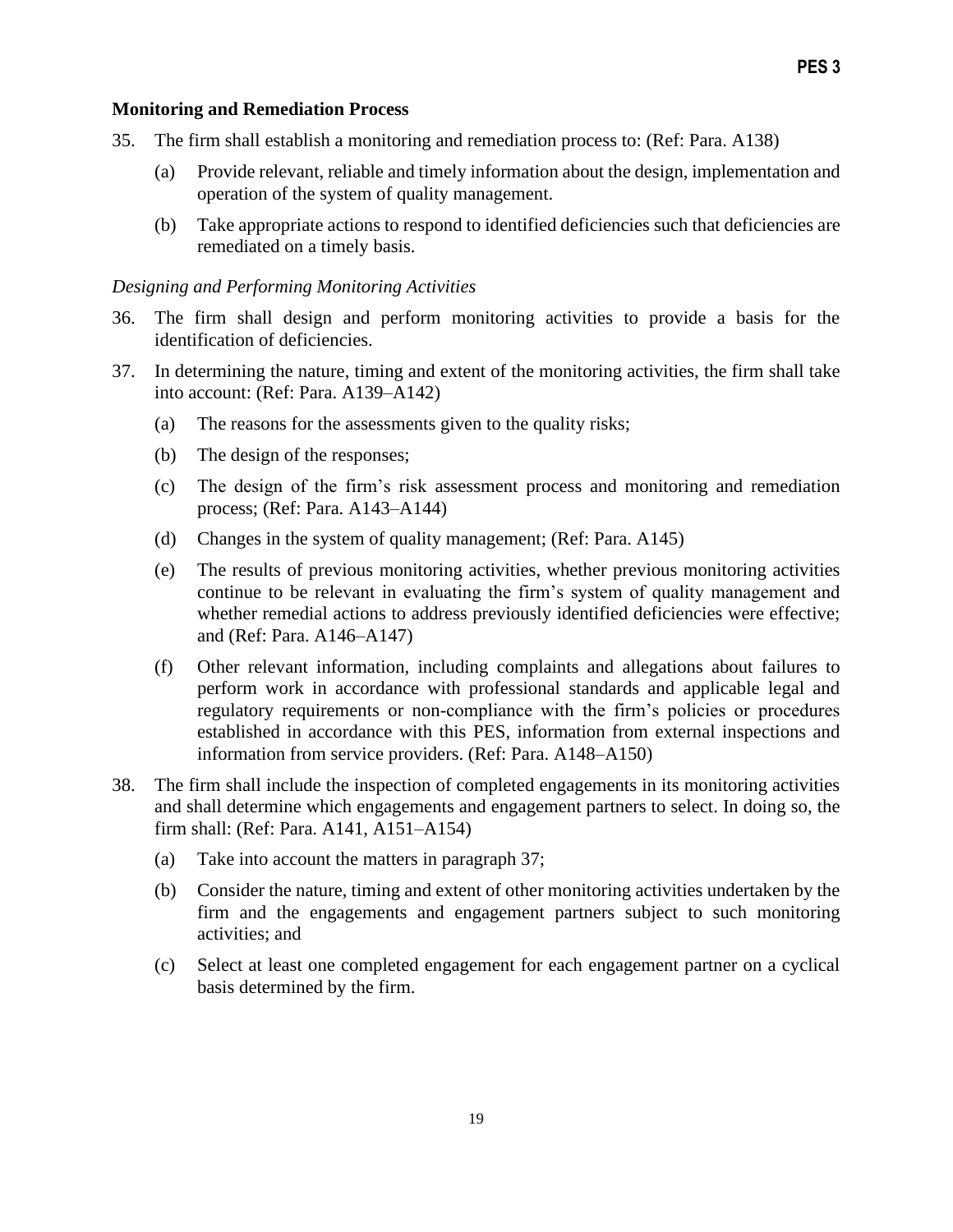**Monitoring and Remediation Process**

35. The firm shall establish a monitoring and remediation process to: (Ref: Para. A138)

    (a) Provide relevant, reliable and timely information about the design, implementation and operation of the system of quality management.

    (b) Take appropriate actions to respond to identified deficiencies such that deficiencies are remediated on a timely basis.

*Designing and Performing Monitoring Activities*

36. The firm shall design and perform monitoring activities to provide a basis for the identification of deficiencies.

37. In determining the nature, timing and extent of the monitoring activities, the firm shall take into account: (Ref: Para. A139–A142)

    (a) The reasons for the assessments given to the quality risks;

    (b) The design of the responses;

    (c) The design of the firm's risk assessment process and monitoring and remediation process; (Ref: Para. A143–A144)

    (d) Changes in the system of quality management; (Ref: Para. A145)

    (e) The results of previous monitoring activities, whether previous monitoring activities continue to be relevant in evaluating the firm's system of quality management and whether remedial actions to address previously identified deficiencies were effective; and (Ref: Para. A146–A147)

    (f) Other relevant information, including complaints and allegations about failures to perform work in accordance with professional standards and applicable legal and regulatory requirements or non-compliance with the firm's policies or procedures established in accordance with this PES, information from external inspections and information from service providers. (Ref: Para. A148–A150)

38. The firm shall include the inspection of completed engagements in its monitoring activities and shall determine which engagements and engagement partners to select. In doing so, the firm shall: (Ref: Para. A141, A151–A154)

    (a) Take into account the matters in paragraph 37;

    (b) Consider the nature, timing and extent of other monitoring activities undertaken by the firm and the engagements and engagement partners subject to such monitoring activities; and

    (c) Select at least one completed engagement for each engagement partner on a cyclical basis determined by the firm.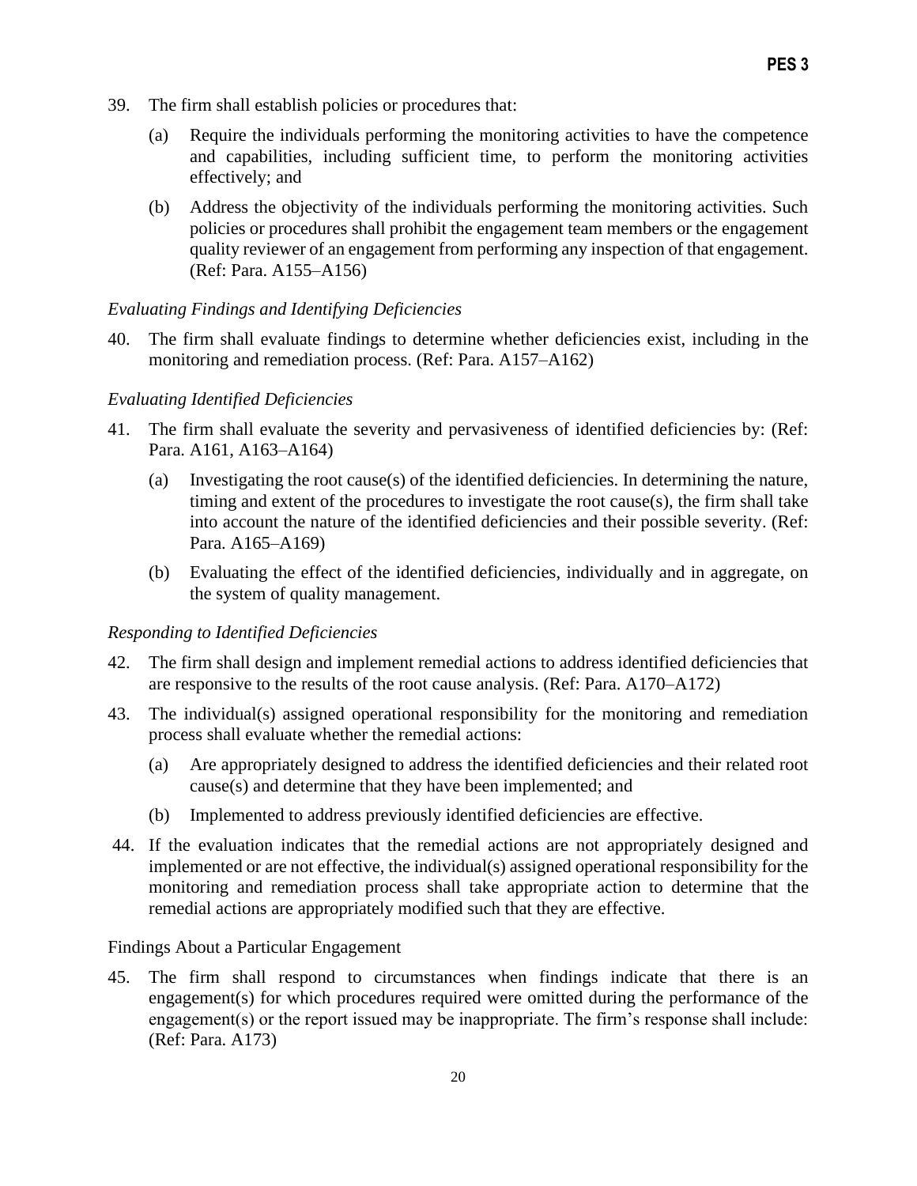39. The firm shall establish policies or procedures that:

    (a) Require the individuals performing the monitoring activities to have the competence and capabilities, including sufficient time, to perform the monitoring activities effectively; and

    (b) Address the objectivity of the individuals performing the monitoring activities. Such policies or procedures shall prohibit the engagement team members or the engagement quality reviewer of an engagement from performing any inspection of that engagement. (Ref: Para. A155–A156)

*Evaluating Findings and Identifying Deficiencies*

40. The firm shall evaluate findings to determine whether deficiencies exist, including in the monitoring and remediation process. (Ref: Para. A157–A162)

*Evaluating Identified Deficiencies*

41. The firm shall evaluate the severity and pervasiveness of identified deficiencies by: (Ref: Para. A161, A163–A164)

    (a) Investigating the root cause(s) of the identified deficiencies. In determining the nature, timing and extent of the procedures to investigate the root cause(s), the firm shall take into account the nature of the identified deficiencies and their possible severity. (Ref: Para. A165–A169)

    (b) Evaluating the effect of the identified deficiencies, individually and in aggregate, on the system of quality management.

*Responding to Identified Deficiencies*

42. The firm shall design and implement remedial actions to address identified deficiencies that are responsive to the results of the root cause analysis. (Ref: Para. A170–A172)

43. The individual(s) assigned operational responsibility for the monitoring and remediation process shall evaluate whether the remedial actions:

    (a) Are appropriately designed to address the identified deficiencies and their related root cause(s) and determine that they have been implemented; and

    (b) Implemented to address previously identified deficiencies are effective.

44. If the evaluation indicates that the remedial actions are not appropriately designed and implemented or are not effective, the individual(s) assigned operational responsibility for the monitoring and remediation process shall take appropriate action to determine that the remedial actions are appropriately modified such that they are effective.

Findings About a Particular Engagement

45. The firm shall respond to circumstances when findings indicate that there is an engagement(s) for which procedures required were omitted during the performance of the engagement(s) or the report issued may be inappropriate. The firm's response shall include: (Ref: Para. A173)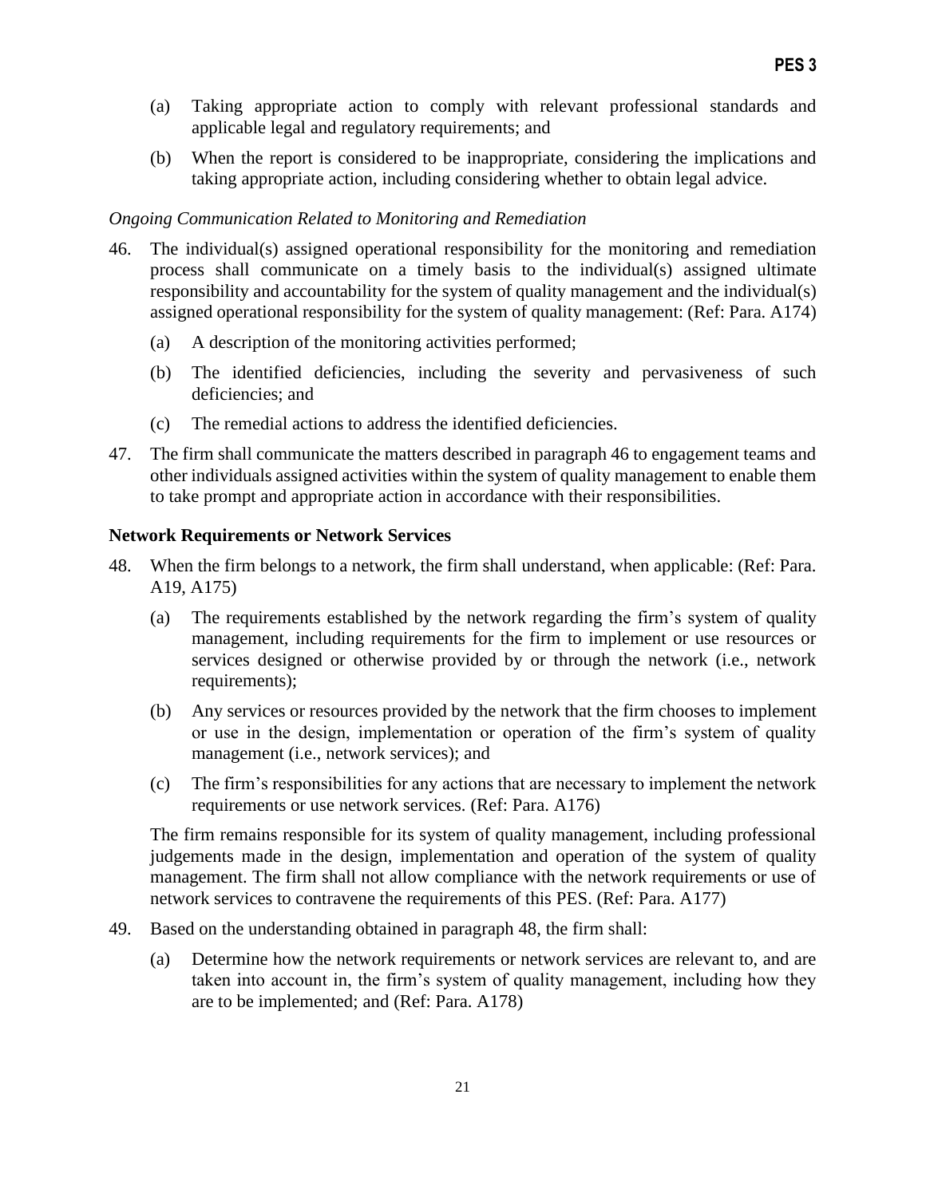(a) Taking appropriate action to comply with relevant professional standards and applicable legal and regulatory requirements; and

(b) When the report is considered to be inappropriate, considering the implications and taking appropriate action, including considering whether to obtain legal advice.

*Ongoing Communication Related to Monitoring and Remediation*

46. The individual(s) assigned operational responsibility for the monitoring and remediation process shall communicate on a timely basis to the individual(s) assigned ultimate responsibility and accountability for the system of quality management and the individual(s) assigned operational responsibility for the system of quality management: (Ref: Para. A174)

    (a) A description of the monitoring activities performed;

    (b) The identified deficiencies, including the severity and pervasiveness of such deficiencies; and

    (c) The remedial actions to address the identified deficiencies.

47. The firm shall communicate the matters described in paragraph 46 to engagement teams and other individuals assigned activities within the system of quality management to enable them to take prompt and appropriate action in accordance with their responsibilities.

**Network Requirements or Network Services**

48. When the firm belongs to a network, the firm shall understand, when applicable: (Ref: Para. A19, A175)

    (a) The requirements established by the network regarding the firm's system of quality management, including requirements for the firm to implement or use resources or services designed or otherwise provided by or through the network (i.e., network requirements);

    (b) Any services or resources provided by the network that the firm chooses to implement or use in the design, implementation or operation of the firm's system of quality management (i.e., network services); and

    (c) The firm's responsibilities for any actions that are necessary to implement the network requirements or use network services. (Ref: Para. A176)

    The firm remains responsible for its system of quality management, including professional judgements made in the design, implementation and operation of the system of quality management. The firm shall not allow compliance with the network requirements or use of network services to contravene the requirements of this PES. (Ref: Para. A177)

49. Based on the understanding obtained in paragraph 48, the firm shall:

    (a) Determine how the network requirements or network services are relevant to, and are taken into account in, the firm's system of quality management, including how they are to be implemented; and (Ref: Para. A178)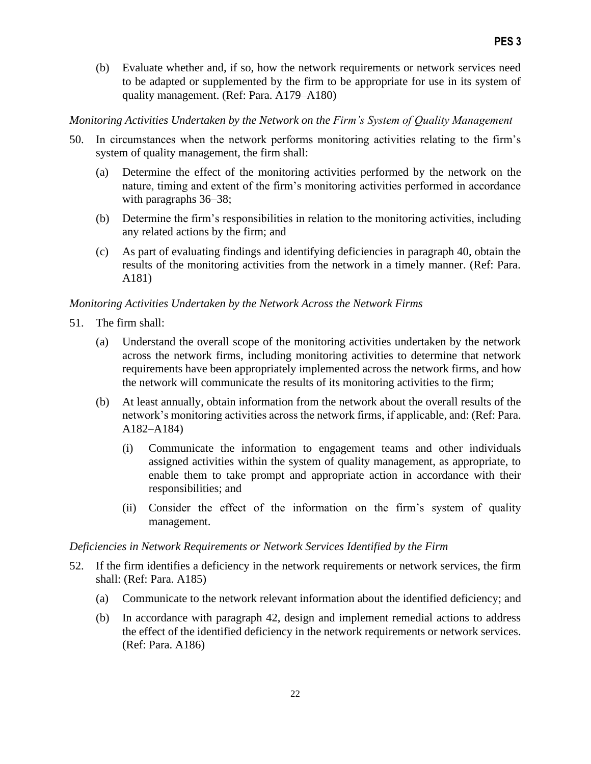(b) Evaluate whether and, if so, how the network requirements or network services need to be adapted or supplemented by the firm to be appropriate for use in its system of quality management. (Ref: Para. A179–A180)

*Monitoring Activities Undertaken by the Network on the Firm's System of Quality Management*

50. In circumstances when the network performs monitoring activities relating to the firm's system of quality management, the firm shall:

    (a) Determine the effect of the monitoring activities performed by the network on the nature, timing and extent of the firm's monitoring activities performed in accordance with paragraphs 36–38;

    (b) Determine the firm's responsibilities in relation to the monitoring activities, including any related actions by the firm; and

    (c) As part of evaluating findings and identifying deficiencies in paragraph 40, obtain the results of the monitoring activities from the network in a timely manner. (Ref: Para. A181)

*Monitoring Activities Undertaken by the Network Across the Network Firms*

51. The firm shall:

    (a) Understand the overall scope of the monitoring activities undertaken by the network across the network firms, including monitoring activities to determine that network requirements have been appropriately implemented across the network firms, and how the network will communicate the results of its monitoring activities to the firm;

    (b) At least annually, obtain information from the network about the overall results of the network's monitoring activities across the network firms, if applicable, and: (Ref: Para. A182–A184)

        (i) Communicate the information to engagement teams and other individuals assigned activities within the system of quality management, as appropriate, to enable them to take prompt and appropriate action in accordance with their responsibilities; and

        (ii) Consider the effect of the information on the firm's system of quality management.

*Deficiencies in Network Requirements or Network Services Identified by the Firm*

52. If the firm identifies a deficiency in the network requirements or network services, the firm shall: (Ref: Para. A185)

    (a) Communicate to the network relevant information about the identified deficiency; and

    (b) In accordance with paragraph 42, design and implement remedial actions to address the effect of the identified deficiency in the network requirements or network services. (Ref: Para. A186)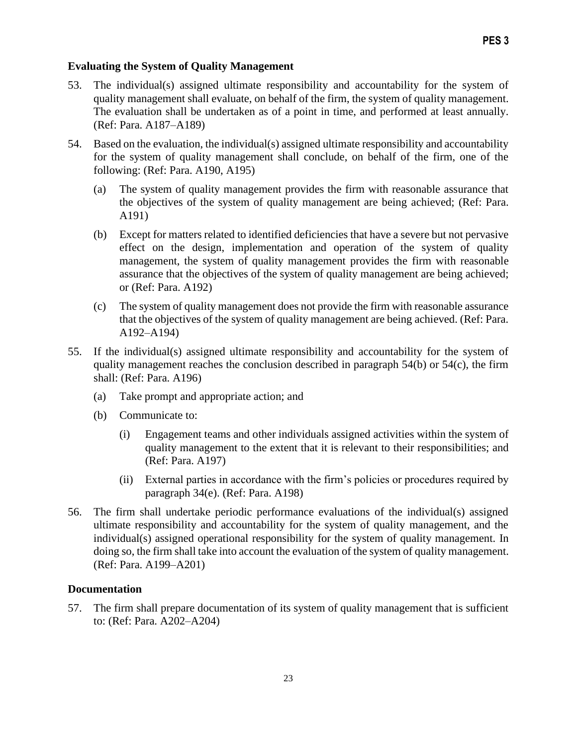### Evaluating the System of Quality Management

53. The individual(s) assigned ultimate responsibility and accountability for the system of quality management shall evaluate, on behalf of the firm, the system of quality management. The evaluation shall be undertaken as of a point in time, and performed at least annually. (Ref: Para. A187–A189)

54. Based on the evaluation, the individual(s) assigned ultimate responsibility and accountability for the system of quality management shall conclude, on behalf of the firm, one of the following: (Ref: Para. A190, A195)

    (a) The system of quality management provides the firm with reasonable assurance that the objectives of the system of quality management are being achieved; (Ref: Para. A191)

    (b) Except for matters related to identified deficiencies that have a severe but not pervasive effect on the design, implementation and operation of the system of quality management, the system of quality management provides the firm with reasonable assurance that the objectives of the system of quality management are being achieved; or (Ref: Para. A192)

    (c) The system of quality management does not provide the firm with reasonable assurance that the objectives of the system of quality management are being achieved. (Ref: Para. A192–A194)

55. If the individual(s) assigned ultimate responsibility and accountability for the system of quality management reaches the conclusion described in paragraph 54(b) or 54(c), the firm shall: (Ref: Para. A196)

    (a) Take prompt and appropriate action; and

    (b) Communicate to:

        (i) Engagement teams and other individuals assigned activities within the system of quality management to the extent that it is relevant to their responsibilities; and (Ref: Para. A197)

        (ii) External parties in accordance with the firm's policies or procedures required by paragraph 34(e). (Ref: Para. A198)

56. The firm shall undertake periodic performance evaluations of the individual(s) assigned ultimate responsibility and accountability for the system of quality management, and the individual(s) assigned operational responsibility for the system of quality management. In doing so, the firm shall take into account the evaluation of the system of quality management. (Ref: Para. A199–A201)

### Documentation

57. The firm shall prepare documentation of its system of quality management that is sufficient to: (Ref: Para. A202–A204)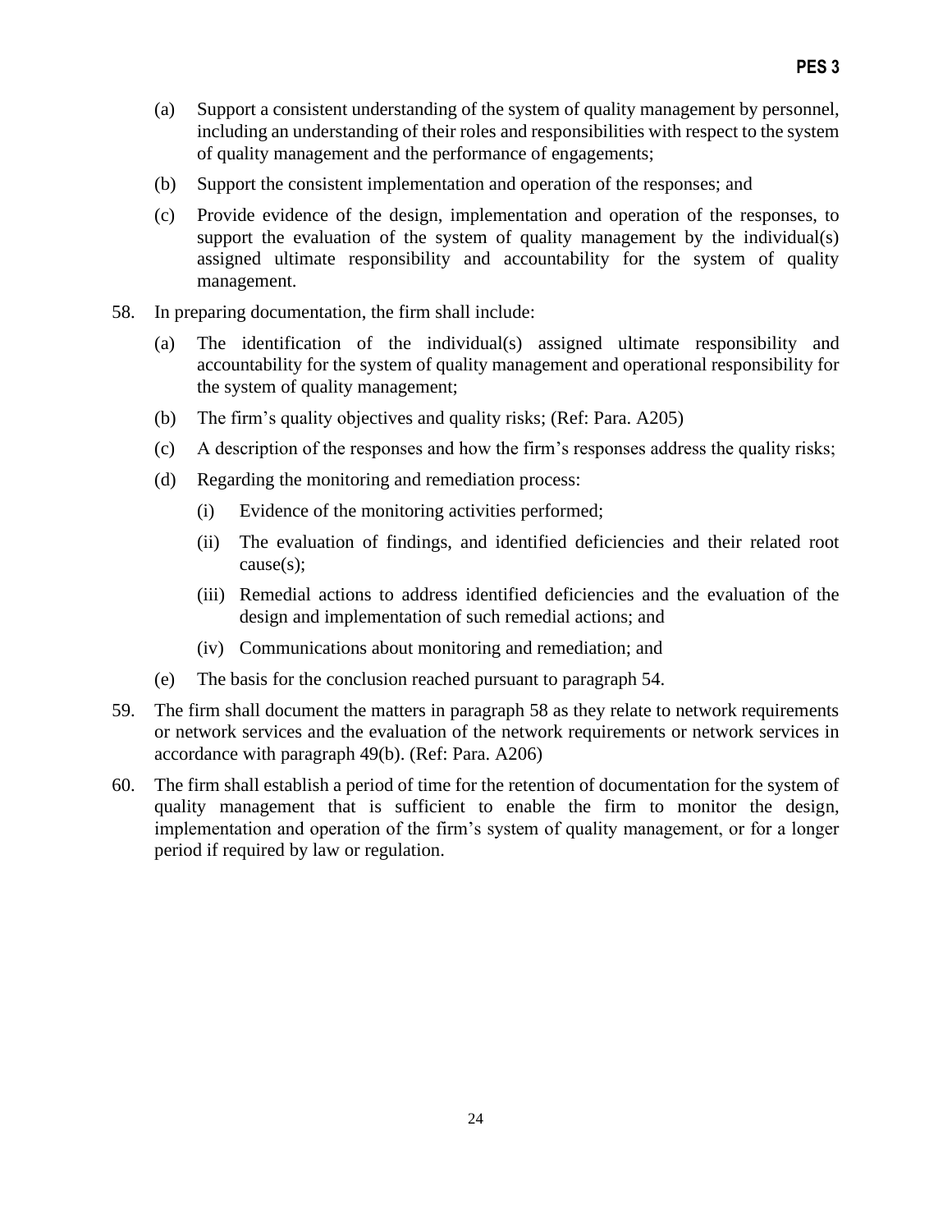(a) Support a consistent understanding of the system of quality management by personnel, including an understanding of their roles and responsibilities with respect to the system of quality management and the performance of engagements;

(b) Support the consistent implementation and operation of the responses; and

(c) Provide evidence of the design, implementation and operation of the responses, to support the evaluation of the system of quality management by the individual(s) assigned ultimate responsibility and accountability for the system of quality management.

58. In preparing documentation, the firm shall include:

    (a) The identification of the individual(s) assigned ultimate responsibility and accountability for the system of quality management and operational responsibility for the system of quality management;

    (b) The firm's quality objectives and quality risks; (Ref: Para. A205)

    (c) A description of the responses and how the firm's responses address the quality risks;

    (d) Regarding the monitoring and remediation process:

        (i) Evidence of the monitoring activities performed;

        (ii) The evaluation of findings, and identified deficiencies and their related root cause(s);

        (iii) Remedial actions to address identified deficiencies and the evaluation of the design and implementation of such remedial actions; and

        (iv) Communications about monitoring and remediation; and

    (e) The basis for the conclusion reached pursuant to paragraph 54.

59. The firm shall document the matters in paragraph 58 as they relate to network requirements or network services and the evaluation of the network requirements or network services in accordance with paragraph 49(b). (Ref: Para. A206)

60. The firm shall establish a period of time for the retention of documentation for the system of quality management that is sufficient to enable the firm to monitor the design, implementation and operation of the firm's system of quality management, or for a longer period if required by law or regulation.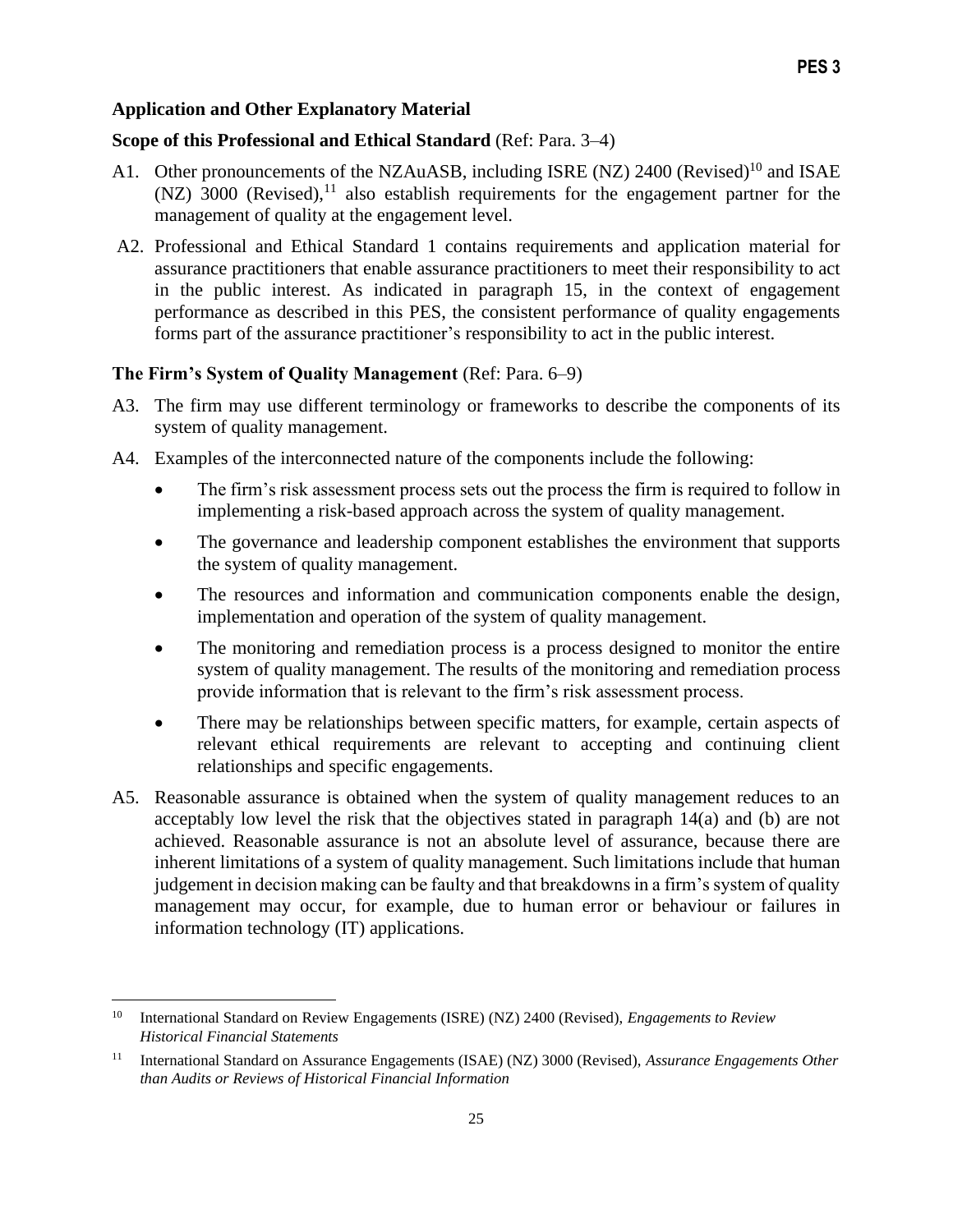## Application and Other Explanatory Material

**Scope of this Professional and Ethical Standard** (Ref: Para. 3–4)

A1. Other pronouncements of the NZAuASB, including ISRE (NZ) 2400 (Revised)[10] and ISAE (NZ) 3000 (Revised),[11] also establish requirements for the engagement partner for the management of quality at the engagement level.

A2. Professional and Ethical Standard 1 contains requirements and application material for assurance practitioners that enable assurance practitioners to meet their responsibility to act in the public interest. As indicated in paragraph 15, in the context of engagement performance as described in this PES, the consistent performance of quality engagements forms part of the assurance practitioner's responsibility to act in the public interest.

**The Firm's System of Quality Management** (Ref: Para. 6–9)

A3. The firm may use different terminology or frameworks to describe the components of its system of quality management.

A4. Examples of the interconnected nature of the components include the following:

- The firm's risk assessment process sets out the process the firm is required to follow in implementing a risk-based approach across the system of quality management.
- The governance and leadership component establishes the environment that supports the system of quality management.
- The resources and information and communication components enable the design, implementation and operation of the system of quality management.
- The monitoring and remediation process is a process designed to monitor the entire system of quality management. The results of the monitoring and remediation process provide information that is relevant to the firm's risk assessment process.
- There may be relationships between specific matters, for example, certain aspects of relevant ethical requirements are relevant to accepting and continuing client relationships and specific engagements.

A5. Reasonable assurance is obtained when the system of quality management reduces to an acceptably low level the risk that the objectives stated in paragraph 14(a) and (b) are not achieved. Reasonable assurance is not an absolute level of assurance, because there are inherent limitations of a system of quality management. Such limitations include that human judgement in decision making can be faulty and that breakdowns in a firm's system of quality management may occur, for example, due to human error or behaviour or failures in information technology (IT) applications.

---

[10] International Standard on Review Engagements (ISRE) (NZ) 2400 (Revised), *Engagements to Review Historical Financial Statements*

[11] International Standard on Assurance Engagements (ISAE) (NZ) 3000 (Revised), *Assurance Engagements Other than Audits or Reviews of Historical Financial Information*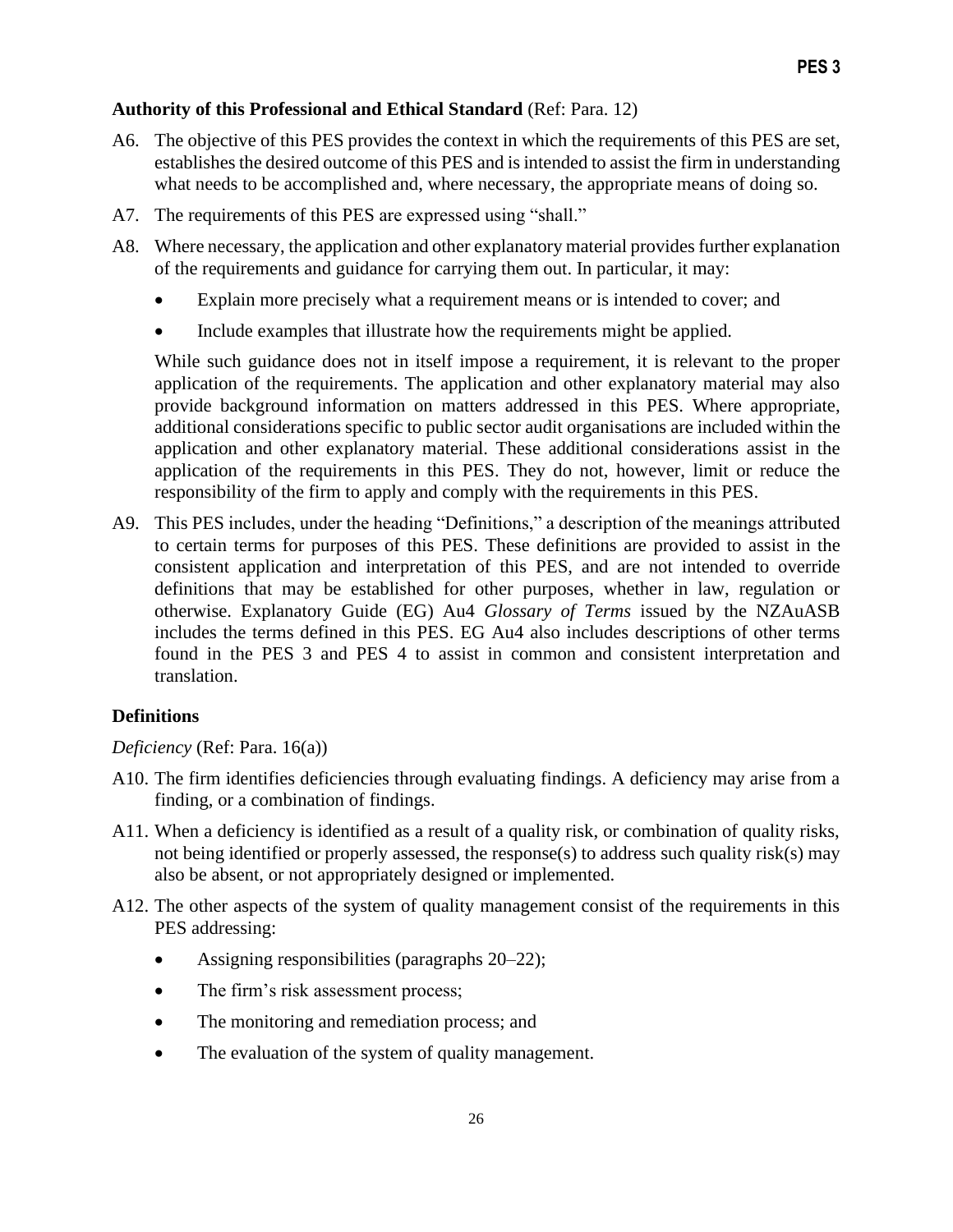**Authority of this Professional and Ethical Standard** (Ref: Para. 12)

A6. The objective of this PES provides the context in which the requirements of this PES are set, establishes the desired outcome of this PES and is intended to assist the firm in understanding what needs to be accomplished and, where necessary, the appropriate means of doing so.

A7. The requirements of this PES are expressed using "shall."

A8. Where necessary, the application and other explanatory material provides further explanation of the requirements and guidance for carrying them out. In particular, it may:

- Explain more precisely what a requirement means or is intended to cover; and
- Include examples that illustrate how the requirements might be applied.

While such guidance does not in itself impose a requirement, it is relevant to the proper application of the requirements. The application and other explanatory material may also provide background information on matters addressed in this PES. Where appropriate, additional considerations specific to public sector audit organisations are included within the application and other explanatory material. These additional considerations assist in the application of the requirements in this PES. They do not, however, limit or reduce the responsibility of the firm to apply and comply with the requirements in this PES.

A9. This PES includes, under the heading "Definitions," a description of the meanings attributed to certain terms for purposes of this PES. These definitions are provided to assist in the consistent application and interpretation of this PES, and are not intended to override definitions that may be established for other purposes, whether in law, regulation or otherwise. Explanatory Guide (EG) Au4 *Glossary of Terms* issued by the NZAuASB includes the terms defined in this PES. EG Au4 also includes descriptions of other terms found in the PES 3 and PES 4 to assist in common and consistent interpretation and translation.

**Definitions**

*Deficiency* (Ref: Para. 16(a))

A10. The firm identifies deficiencies through evaluating findings. A deficiency may arise from a finding, or a combination of findings.

A11. When a deficiency is identified as a result of a quality risk, or combination of quality risks, not being identified or properly assessed, the response(s) to address such quality risk(s) may also be absent, or not appropriately designed or implemented.

A12. The other aspects of the system of quality management consist of the requirements in this PES addressing:

- Assigning responsibilities (paragraphs 20–22);
- The firm's risk assessment process;
- The monitoring and remediation process; and
- The evaluation of the system of quality management.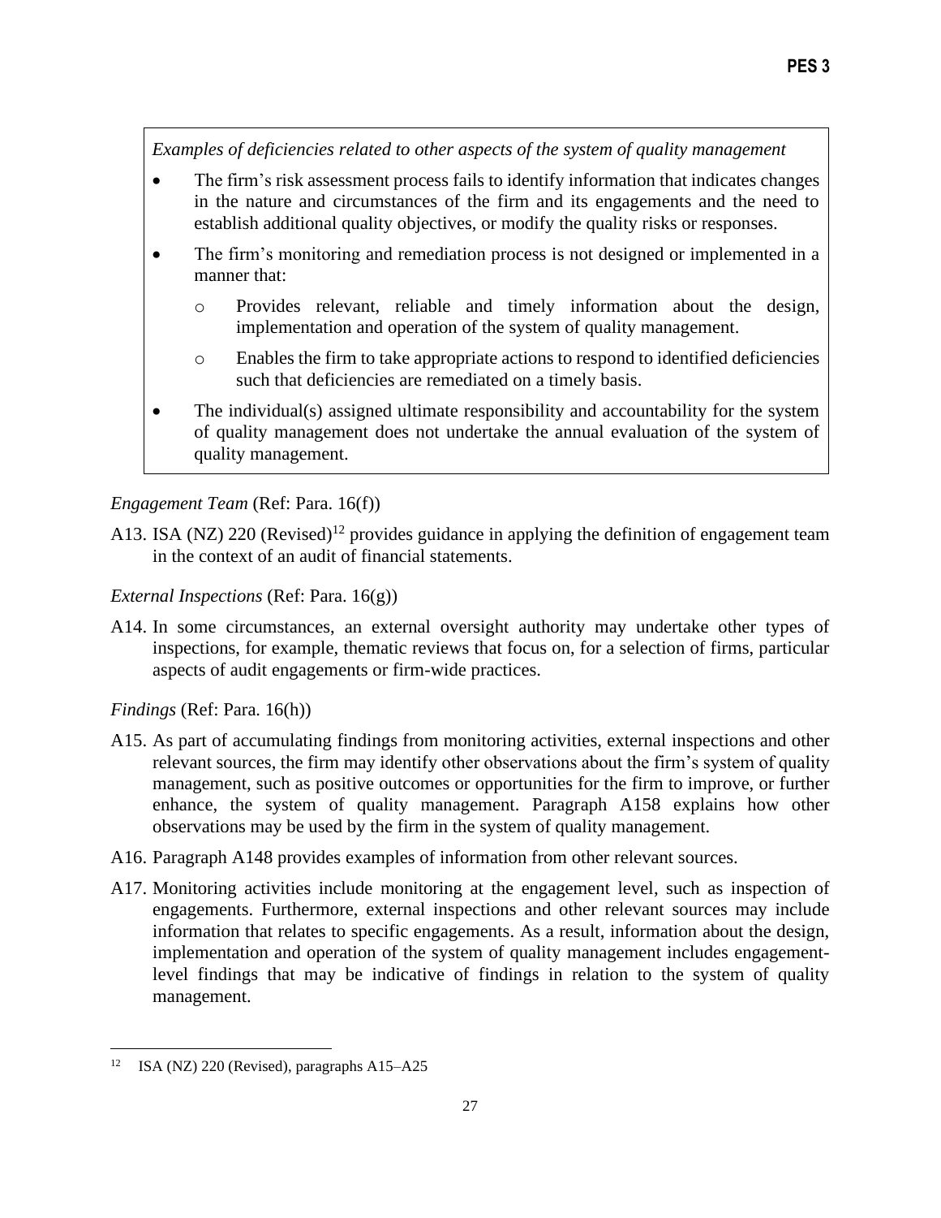*Examples of deficiencies related to other aspects of the system of quality management*

- The firm's risk assessment process fails to identify information that indicates changes in the nature and circumstances of the firm and its engagements and the need to establish additional quality objectives, or modify the quality risks or responses.
- The firm's monitoring and remediation process is not designed or implemented in a manner that:
  - Provides relevant, reliable and timely information about the design, implementation and operation of the system of quality management.
  - Enables the firm to take appropriate actions to respond to identified deficiencies such that deficiencies are remediated on a timely basis.
- The individual(s) assigned ultimate responsibility and accountability for the system of quality management does not undertake the annual evaluation of the system of quality management.

*Engagement Team* (Ref: Para. 16(f))

A13. ISA (NZ) 220 (Revised)[12] provides guidance in applying the definition of engagement team in the context of an audit of financial statements.

*External Inspections* (Ref: Para. 16(g))

A14. In some circumstances, an external oversight authority may undertake other types of inspections, for example, thematic reviews that focus on, for a selection of firms, particular aspects of audit engagements or firm-wide practices.

*Findings* (Ref: Para. 16(h))

A15. As part of accumulating findings from monitoring activities, external inspections and other relevant sources, the firm may identify other observations about the firm's system of quality management, such as positive outcomes or opportunities for the firm to improve, or further enhance, the system of quality management. Paragraph A158 explains how other observations may be used by the firm in the system of quality management.

A16. Paragraph A148 provides examples of information from other relevant sources.

A17. Monitoring activities include monitoring at the engagement level, such as inspection of engagements. Furthermore, external inspections and other relevant sources may include information that relates to specific engagements. As a result, information about the design, implementation and operation of the system of quality management includes engagement-level findings that may be indicative of findings in relation to the system of quality management.

[12] ISA (NZ) 220 (Revised), paragraphs A15–A25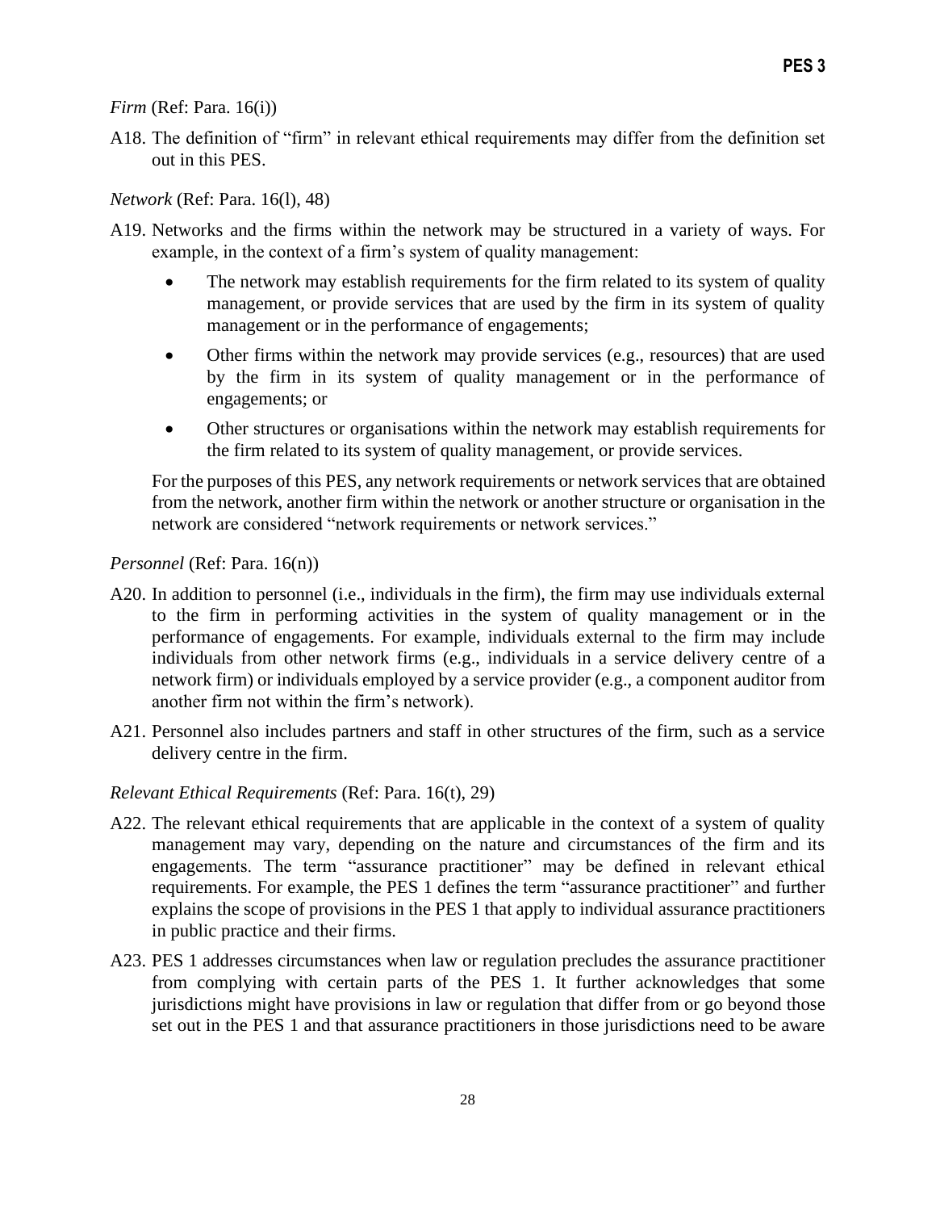*Firm* (Ref: Para. 16(i))

A18. The definition of "firm" in relevant ethical requirements may differ from the definition set out in this PES.

*Network* (Ref: Para. 16(l), 48)

A19. Networks and the firms within the network may be structured in a variety of ways. For example, in the context of a firm's system of quality management:

- The network may establish requirements for the firm related to its system of quality management, or provide services that are used by the firm in its system of quality management or in the performance of engagements;
- Other firms within the network may provide services (e.g., resources) that are used by the firm in its system of quality management or in the performance of engagements; or
- Other structures or organisations within the network may establish requirements for the firm related to its system of quality management, or provide services.

For the purposes of this PES, any network requirements or network services that are obtained from the network, another firm within the network or another structure or organisation in the network are considered "network requirements or network services."

*Personnel* (Ref: Para. 16(n))

A20. In addition to personnel (i.e., individuals in the firm), the firm may use individuals external to the firm in performing activities in the system of quality management or in the performance of engagements. For example, individuals external to the firm may include individuals from other network firms (e.g., individuals in a service delivery centre of a network firm) or individuals employed by a service provider (e.g., a component auditor from another firm not within the firm's network).

A21. Personnel also includes partners and staff in other structures of the firm, such as a service delivery centre in the firm.

*Relevant Ethical Requirements* (Ref: Para. 16(t), 29)

A22. The relevant ethical requirements that are applicable in the context of a system of quality management may vary, depending on the nature and circumstances of the firm and its engagements. The term "assurance practitioner" may be defined in relevant ethical requirements. For example, the PES 1 defines the term "assurance practitioner" and further explains the scope of provisions in the PES 1 that apply to individual assurance practitioners in public practice and their firms.

A23. PES 1 addresses circumstances when law or regulation precludes the assurance practitioner from complying with certain parts of the PES 1. It further acknowledges that some jurisdictions might have provisions in law or regulation that differ from or go beyond those set out in the PES 1 and that assurance practitioners in those jurisdictions need to be aware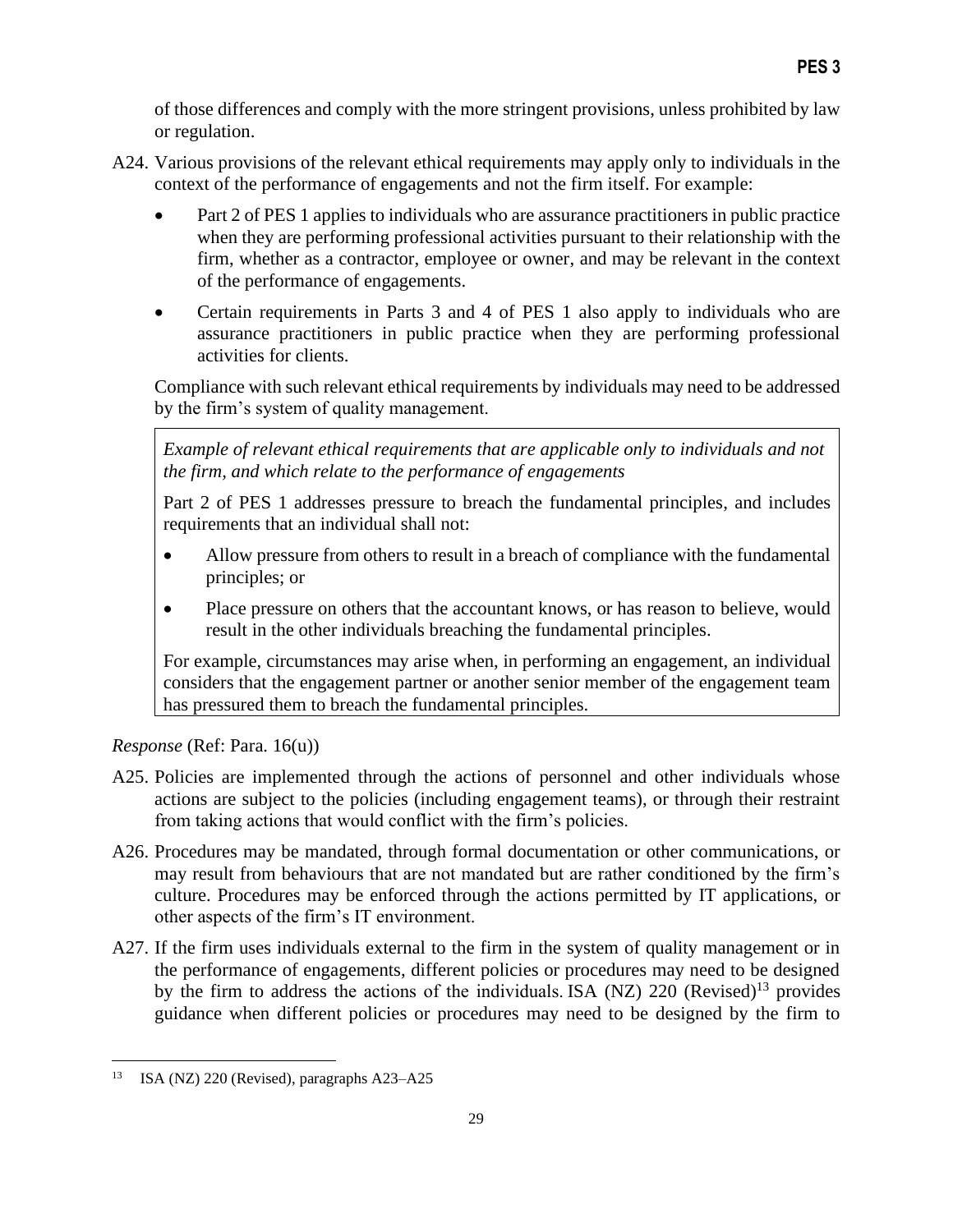of those differences and comply with the more stringent provisions, unless prohibited by law or regulation.

A24. Various provisions of the relevant ethical requirements may apply only to individuals in the context of the performance of engagements and not the firm itself. For example:

- Part 2 of PES 1 applies to individuals who are assurance practitioners in public practice when they are performing professional activities pursuant to their relationship with the firm, whether as a contractor, employee or owner, and may be relevant in the context of the performance of engagements.
- Certain requirements in Parts 3 and 4 of PES 1 also apply to individuals who are assurance practitioners in public practice when they are performing professional activities for clients.

Compliance with such relevant ethical requirements by individuals may need to be addressed by the firm's system of quality management.

> *Example of relevant ethical requirements that are applicable only to individuals and not the firm, and which relate to the performance of engagements*
>
> Part 2 of PES 1 addresses pressure to breach the fundamental principles, and includes requirements that an individual shall not:
>
> - Allow pressure from others to result in a breach of compliance with the fundamental principles; or
> - Place pressure on others that the accountant knows, or has reason to believe, would result in the other individuals breaching the fundamental principles.
>
> For example, circumstances may arise when, in performing an engagement, an individual considers that the engagement partner or another senior member of the engagement team has pressured them to breach the fundamental principles.

*Response* (Ref: Para. 16(u))

A25. Policies are implemented through the actions of personnel and other individuals whose actions are subject to the policies (including engagement teams), or through their restraint from taking actions that would conflict with the firm's policies.

A26. Procedures may be mandated, through formal documentation or other communications, or may result from behaviours that are not mandated but are rather conditioned by the firm's culture. Procedures may be enforced through the actions permitted by IT applications, or other aspects of the firm's IT environment.

A27. If the firm uses individuals external to the firm in the system of quality management or in the performance of engagements, different policies or procedures may need to be designed by the firm to address the actions of the individuals. ISA (NZ) 220 (Revised)[13] provides guidance when different policies or procedures may need to be designed by the firm to

[13] ISA (NZ) 220 (Revised), paragraphs A23–A25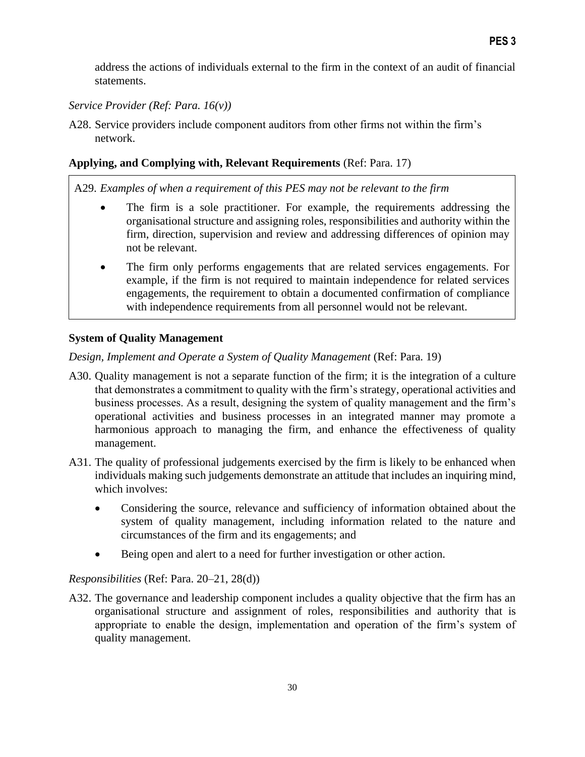address the actions of individuals external to the firm in the context of an audit of financial statements.

*Service Provider (Ref: Para. 16(v))*

A28. Service providers include component auditors from other firms not within the firm's network.

**Applying, and Complying with, Relevant Requirements** (Ref: Para. 17)

> A29. *Examples of when a requirement of this PES may not be relevant to the firm*
>
> - The firm is a sole practitioner. For example, the requirements addressing the organisational structure and assigning roles, responsibilities and authority within the firm, direction, supervision and review and addressing differences of opinion may not be relevant.
> - The firm only performs engagements that are related services engagements. For example, if the firm is not required to maintain independence for related services engagements, the requirement to obtain a documented confirmation of compliance with independence requirements from all personnel would not be relevant.

**System of Quality Management**

*Design, Implement and Operate a System of Quality Management* (Ref: Para. 19)

A30. Quality management is not a separate function of the firm; it is the integration of a culture that demonstrates a commitment to quality with the firm's strategy, operational activities and business processes. As a result, designing the system of quality management and the firm's operational activities and business processes in an integrated manner may promote a harmonious approach to managing the firm, and enhance the effectiveness of quality management.

A31. The quality of professional judgements exercised by the firm is likely to be enhanced when individuals making such judgements demonstrate an attitude that includes an inquiring mind, which involves:

- Considering the source, relevance and sufficiency of information obtained about the system of quality management, including information related to the nature and circumstances of the firm and its engagements; and
- Being open and alert to a need for further investigation or other action.

*Responsibilities* (Ref: Para. 20–21, 28(d))

A32. The governance and leadership component includes a quality objective that the firm has an organisational structure and assignment of roles, responsibilities and authority that is appropriate to enable the design, implementation and operation of the firm's system of quality management.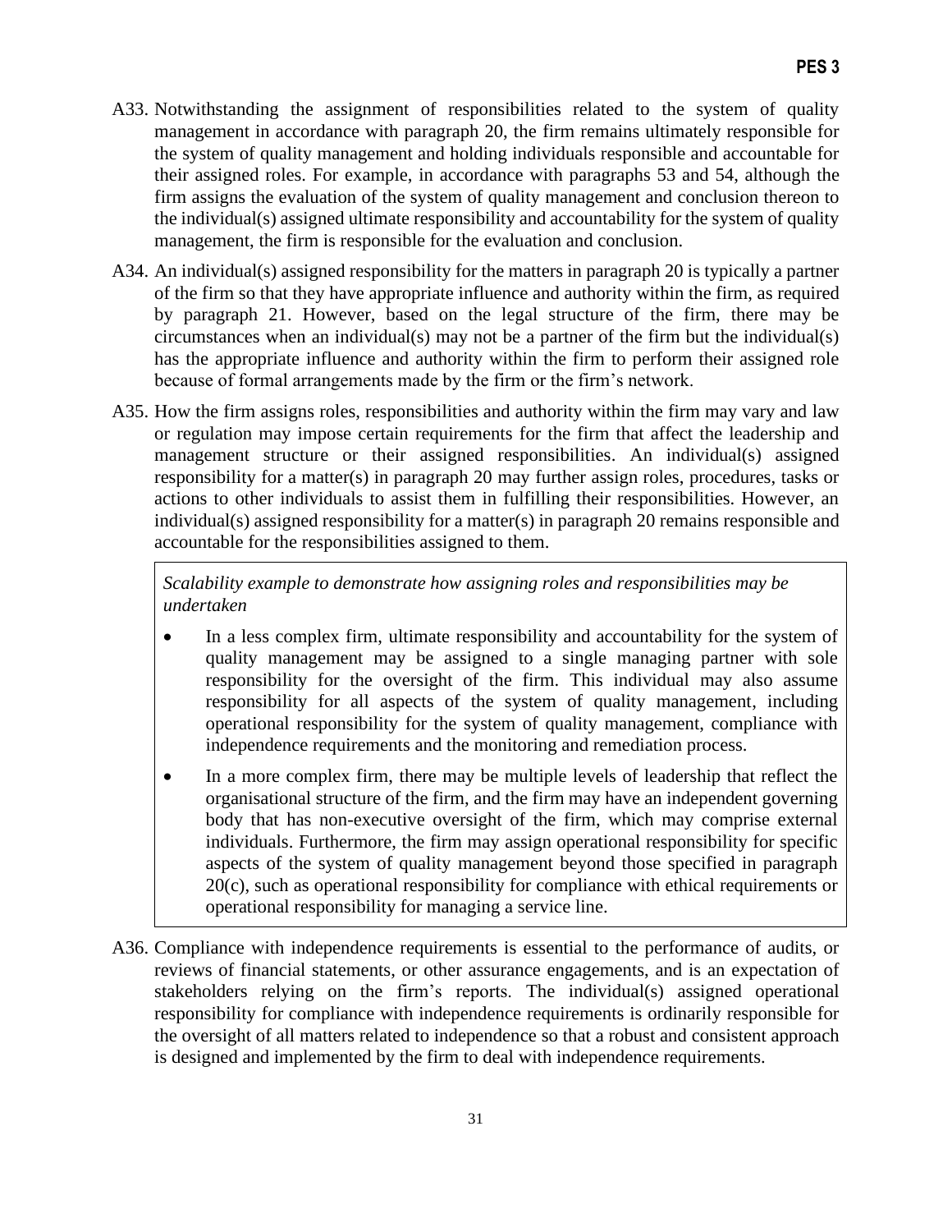A33. Notwithstanding the assignment of responsibilities related to the system of quality management in accordance with paragraph 20, the firm remains ultimately responsible for the system of quality management and holding individuals responsible and accountable for their assigned roles. For example, in accordance with paragraphs 53 and 54, although the firm assigns the evaluation of the system of quality management and conclusion thereon to the individual(s) assigned ultimate responsibility and accountability for the system of quality management, the firm is responsible for the evaluation and conclusion.

A34. An individual(s) assigned responsibility for the matters in paragraph 20 is typically a partner of the firm so that they have appropriate influence and authority within the firm, as required by paragraph 21. However, based on the legal structure of the firm, there may be circumstances when an individual(s) may not be a partner of the firm but the individual(s) has the appropriate influence and authority within the firm to perform their assigned role because of formal arrangements made by the firm or the firm's network.

A35. How the firm assigns roles, responsibilities and authority within the firm may vary and law or regulation may impose certain requirements for the firm that affect the leadership and management structure or their assigned responsibilities. An individual(s) assigned responsibility for a matter(s) in paragraph 20 may further assign roles, procedures, tasks or actions to other individuals to assist them in fulfilling their responsibilities. However, an individual(s) assigned responsibility for a matter(s) in paragraph 20 remains responsible and accountable for the responsibilities assigned to them.

> *Scalability example to demonstrate how assigning roles and responsibilities may be undertaken*
>
> - In a less complex firm, ultimate responsibility and accountability for the system of quality management may be assigned to a single managing partner with sole responsibility for the oversight of the firm. This individual may also assume responsibility for all aspects of the system of quality management, including operational responsibility for the system of quality management, compliance with independence requirements and the monitoring and remediation process.
> - In a more complex firm, there may be multiple levels of leadership that reflect the organisational structure of the firm, and the firm may have an independent governing body that has non-executive oversight of the firm, which may comprise external individuals. Furthermore, the firm may assign operational responsibility for specific aspects of the system of quality management beyond those specified in paragraph 20(c), such as operational responsibility for compliance with ethical requirements or operational responsibility for managing a service line.

A36. Compliance with independence requirements is essential to the performance of audits, or reviews of financial statements, or other assurance engagements, and is an expectation of stakeholders relying on the firm's reports. The individual(s) assigned operational responsibility for compliance with independence requirements is ordinarily responsible for the oversight of all matters related to independence so that a robust and consistent approach is designed and implemented by the firm to deal with independence requirements.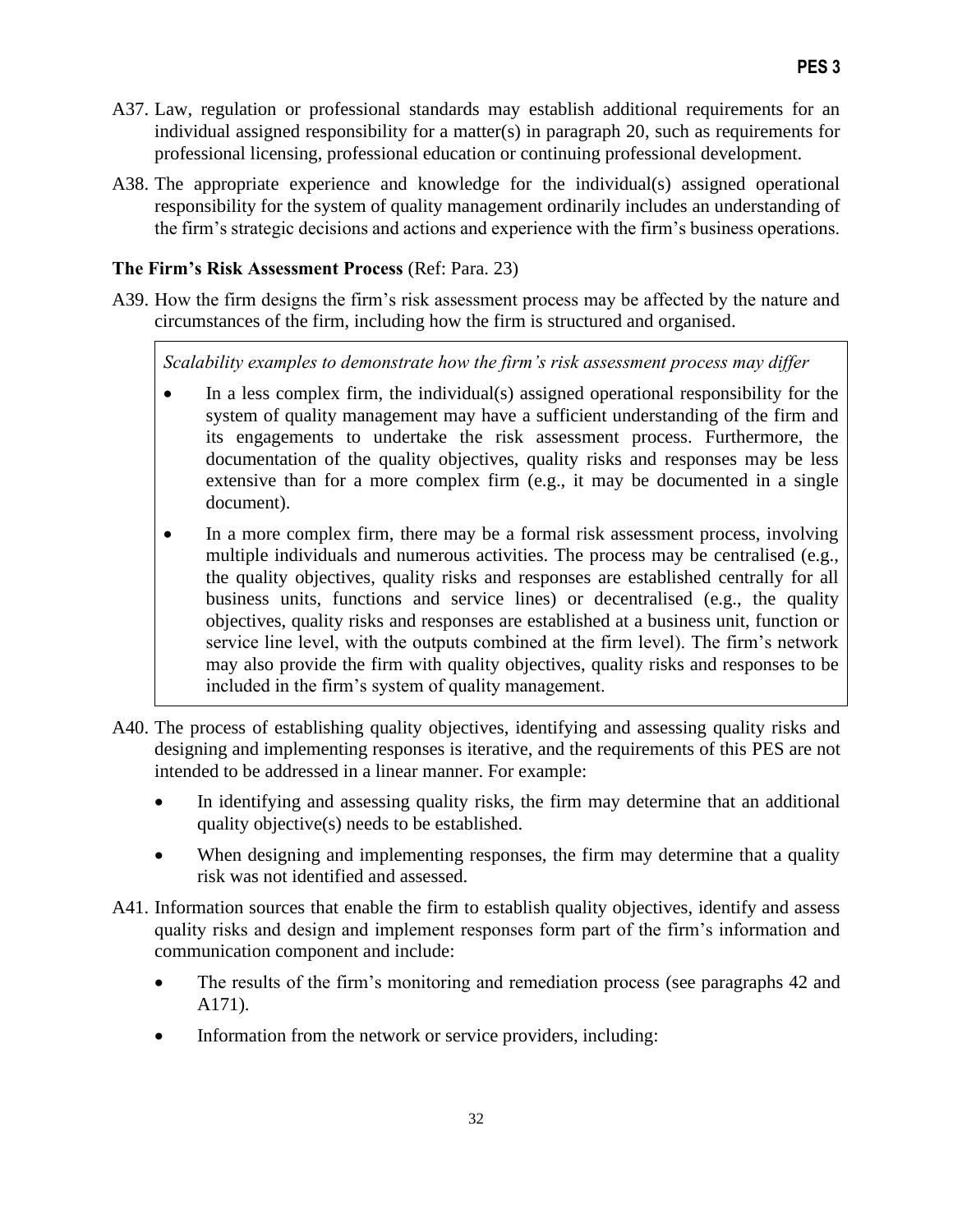A37. Law, regulation or professional standards may establish additional requirements for an individual assigned responsibility for a matter(s) in paragraph 20, such as requirements for professional licensing, professional education or continuing professional development.

A38. The appropriate experience and knowledge for the individual(s) assigned operational responsibility for the system of quality management ordinarily includes an understanding of the firm's strategic decisions and actions and experience with the firm's business operations.

**The Firm's Risk Assessment Process** (Ref: Para. 23)

A39. How the firm designs the firm's risk assessment process may be affected by the nature and circumstances of the firm, including how the firm is structured and organised.

> *Scalability examples to demonstrate how the firm's risk assessment process may differ*
>
> - In a less complex firm, the individual(s) assigned operational responsibility for the system of quality management may have a sufficient understanding of the firm and its engagements to undertake the risk assessment process. Furthermore, the documentation of the quality objectives, quality risks and responses may be less extensive than for a more complex firm (e.g., it may be documented in a single document).
> - In a more complex firm, there may be a formal risk assessment process, involving multiple individuals and numerous activities. The process may be centralised (e.g., the quality objectives, quality risks and responses are established centrally for all business units, functions and service lines) or decentralised (e.g., the quality objectives, quality risks and responses are established at a business unit, function or service line level, with the outputs combined at the firm level). The firm's network may also provide the firm with quality objectives, quality risks and responses to be included in the firm's system of quality management.

A40. The process of establishing quality objectives, identifying and assessing quality risks and designing and implementing responses is iterative, and the requirements of this PES are not intended to be addressed in a linear manner. For example:

- In identifying and assessing quality risks, the firm may determine that an additional quality objective(s) needs to be established.
- When designing and implementing responses, the firm may determine that a quality risk was not identified and assessed.

A41. Information sources that enable the firm to establish quality objectives, identify and assess quality risks and design and implement responses form part of the firm's information and communication component and include:

- The results of the firm's monitoring and remediation process (see paragraphs 42 and A171).
- Information from the network or service providers, including: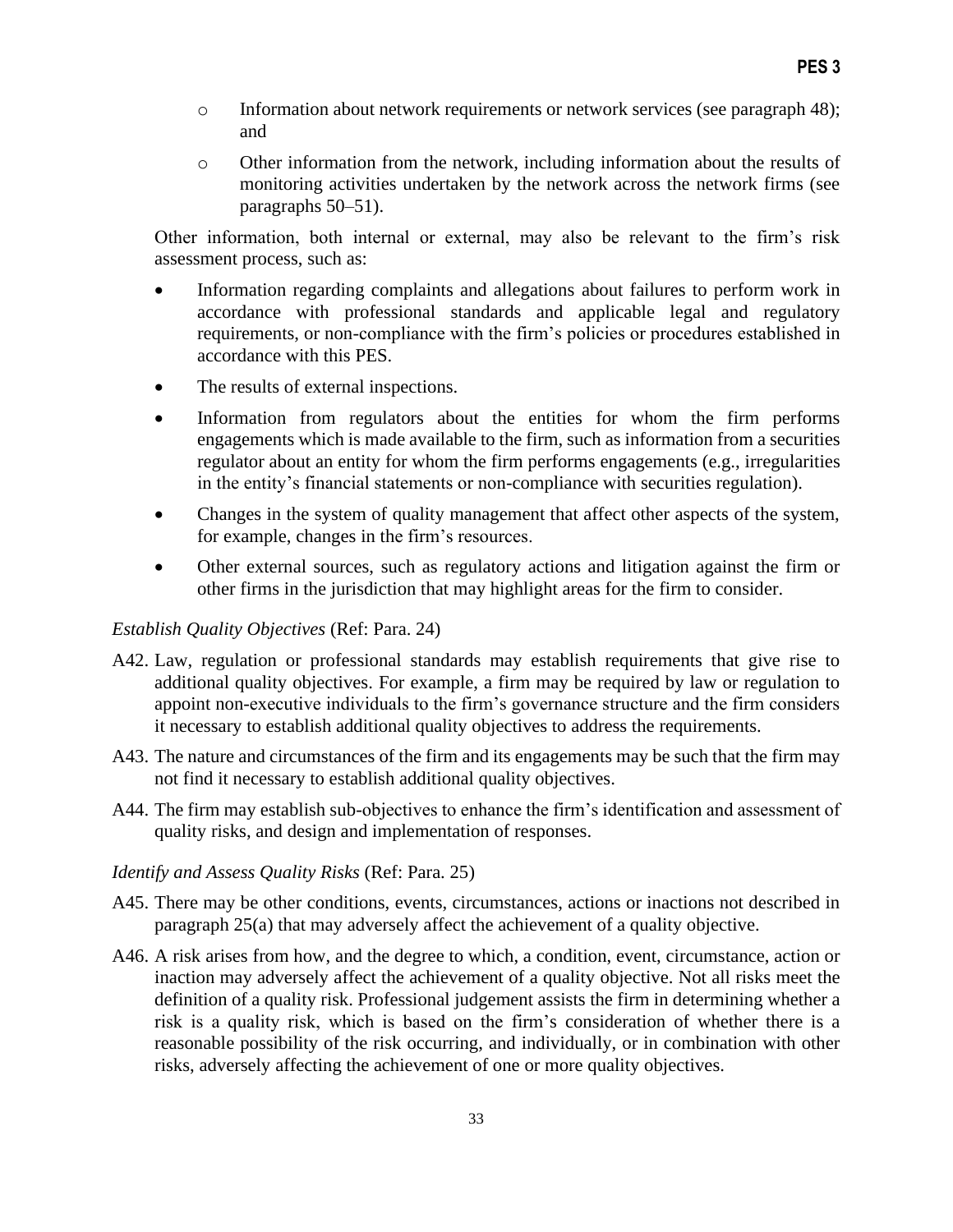- Information about network requirements or network services (see paragraph 48); and
  - Other information from the network, including information about the results of monitoring activities undertaken by the network across the network firms (see paragraphs 50–51).

Other information, both internal or external, may also be relevant to the firm's risk assessment process, such as:

- Information regarding complaints and allegations about failures to perform work in accordance with professional standards and applicable legal and regulatory requirements, or non-compliance with the firm's policies or procedures established in accordance with this PES.
- The results of external inspections.
- Information from regulators about the entities for whom the firm performs engagements which is made available to the firm, such as information from a securities regulator about an entity for whom the firm performs engagements (e.g., irregularities in the entity's financial statements or non-compliance with securities regulation).
- Changes in the system of quality management that affect other aspects of the system, for example, changes in the firm's resources.
- Other external sources, such as regulatory actions and litigation against the firm or other firms in the jurisdiction that may highlight areas for the firm to consider.

*Establish Quality Objectives* (Ref: Para. 24)

A42. Law, regulation or professional standards may establish requirements that give rise to additional quality objectives. For example, a firm may be required by law or regulation to appoint non-executive individuals to the firm's governance structure and the firm considers it necessary to establish additional quality objectives to address the requirements.

A43. The nature and circumstances of the firm and its engagements may be such that the firm may not find it necessary to establish additional quality objectives.

A44. The firm may establish sub-objectives to enhance the firm's identification and assessment of quality risks, and design and implementation of responses.

*Identify and Assess Quality Risks* (Ref: Para. 25)

A45. There may be other conditions, events, circumstances, actions or inactions not described in paragraph 25(a) that may adversely affect the achievement of a quality objective.

A46. A risk arises from how, and the degree to which, a condition, event, circumstance, action or inaction may adversely affect the achievement of a quality objective. Not all risks meet the definition of a quality risk. Professional judgement assists the firm in determining whether a risk is a quality risk, which is based on the firm's consideration of whether there is a reasonable possibility of the risk occurring, and individually, or in combination with other risks, adversely affecting the achievement of one or more quality objectives.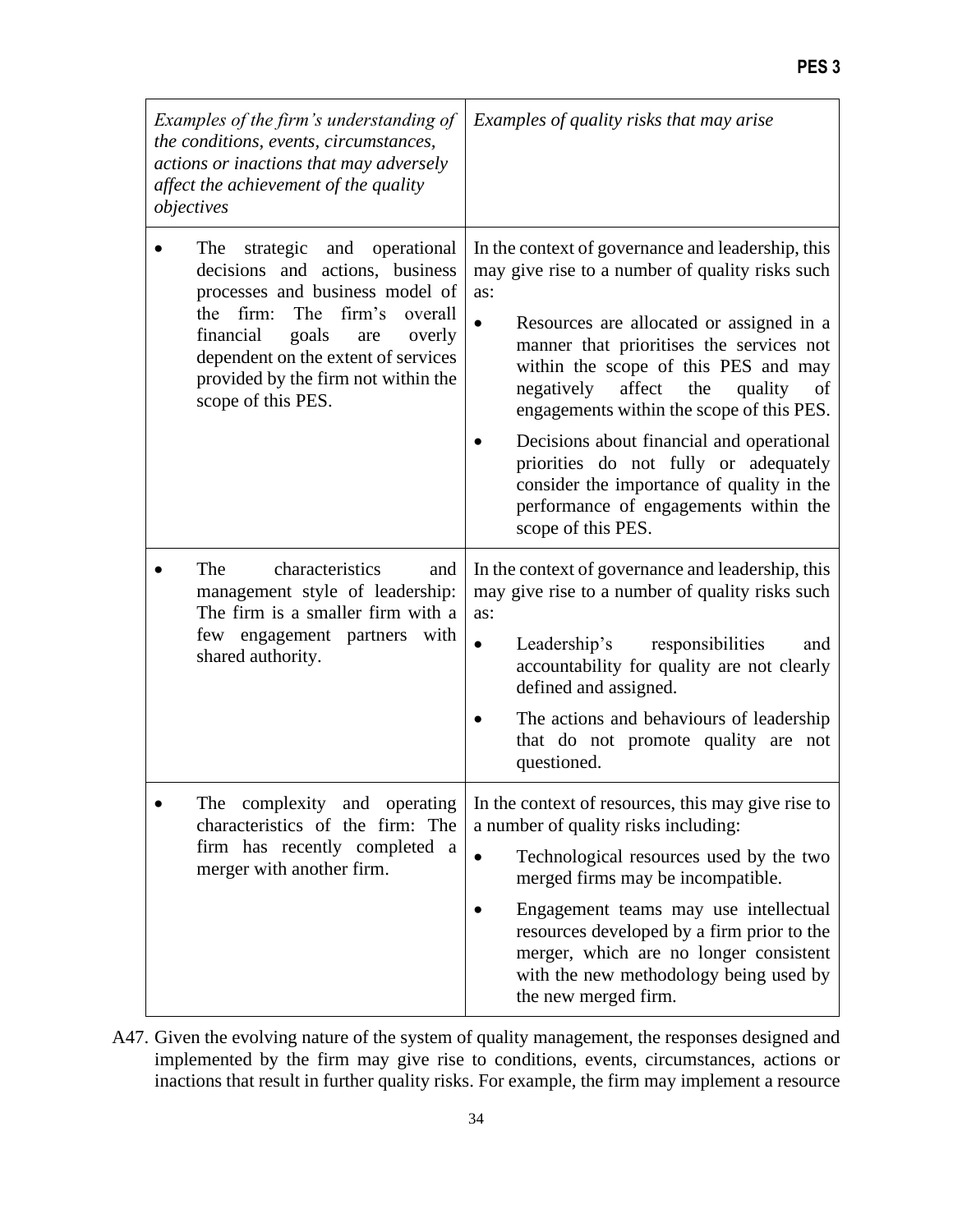| *Examples of the firm's understanding of the conditions, events, circumstances, actions or inactions that may adversely affect the achievement of the quality objectives* | *Examples of quality risks that may arise* |
|---|---|
| • The strategic and operational decisions and actions, business processes and business model of the firm: The firm's overall financial goals are overly dependent on the extent of services provided by the firm not within the scope of this PES. | In the context of governance and leadership, this may give rise to a number of quality risks such as: <br> • Resources are allocated or assigned in a manner that prioritises the services not within the scope of this PES and may negatively affect the quality of engagements within the scope of this PES. <br> • Decisions about financial and operational priorities do not fully or adequately consider the importance of quality in the performance of engagements within the scope of this PES. |
| • The characteristics and management style of leadership: The firm is a smaller firm with a few engagement partners with shared authority. | In the context of governance and leadership, this may give rise to a number of quality risks such as: <br> • Leadership's responsibilities and accountability for quality are not clearly defined and assigned. <br> • The actions and behaviours of leadership that do not promote quality are not questioned. |
| • The complexity and operating characteristics of the firm: The firm has recently completed a merger with another firm. | In the context of resources, this may give rise to a number of quality risks including: <br> • Technological resources used by the two merged firms may be incompatible. <br> • Engagement teams may use intellectual resources developed by a firm prior to the merger, which are no longer consistent with the new methodology being used by the new merged firm. |

A47. Given the evolving nature of the system of quality management, the responses designed and implemented by the firm may give rise to conditions, events, circumstances, actions or inactions that result in further quality risks. For example, the firm may implement a resource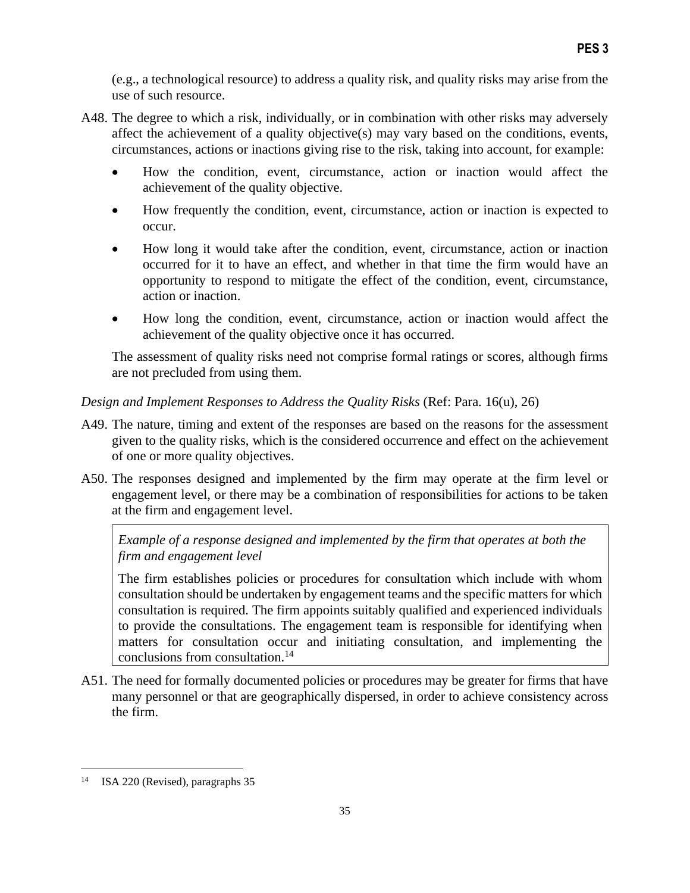(e.g., a technological resource) to address a quality risk, and quality risks may arise from the use of such resource.

A48. The degree to which a risk, individually, or in combination with other risks may adversely affect the achievement of a quality objective(s) may vary based on the conditions, events, circumstances, actions or inactions giving rise to the risk, taking into account, for example:

- How the condition, event, circumstance, action or inaction would affect the achievement of the quality objective.
- How frequently the condition, event, circumstance, action or inaction is expected to occur.
- How long it would take after the condition, event, circumstance, action or inaction occurred for it to have an effect, and whether in that time the firm would have an opportunity to respond to mitigate the effect of the condition, event, circumstance, action or inaction.
- How long the condition, event, circumstance, action or inaction would affect the achievement of the quality objective once it has occurred.

The assessment of quality risks need not comprise formal ratings or scores, although firms are not precluded from using them.

*Design and Implement Responses to Address the Quality Risks* (Ref: Para. 16(u), 26)

A49. The nature, timing and extent of the responses are based on the reasons for the assessment given to the quality risks, which is the considered occurrence and effect on the achievement of one or more quality objectives.

A50. The responses designed and implemented by the firm may operate at the firm level or engagement level, or there may be a combination of responsibilities for actions to be taken at the firm and engagement level.

> *Example of a response designed and implemented by the firm that operates at both the firm and engagement level*
>
> The firm establishes policies or procedures for consultation which include with whom consultation should be undertaken by engagement teams and the specific matters for which consultation is required. The firm appoints suitably qualified and experienced individuals to provide the consultations. The engagement team is responsible for identifying when matters for consultation occur and initiating consultation, and implementing the conclusions from consultation.[14]

A51. The need for formally documented policies or procedures may be greater for firms that have many personnel or that are geographically dispersed, in order to achieve consistency across the firm.

[14] ISA 220 (Revised), paragraphs 35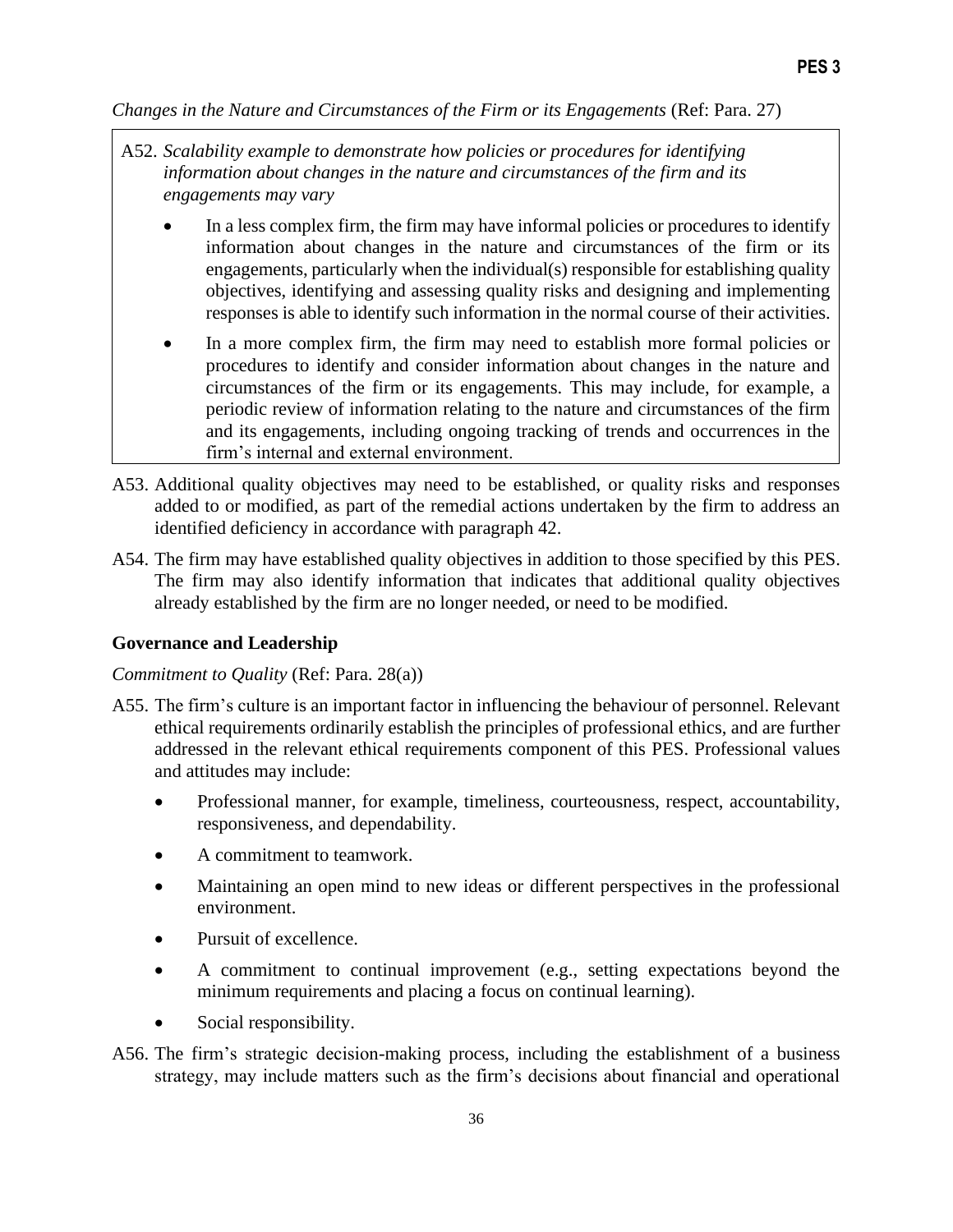*Changes in the Nature and Circumstances of the Firm or its Engagements* (Ref: Para. 27)

A52. *Scalability example to demonstrate how policies or procedures for identifying information about changes in the nature and circumstances of the firm and its engagements may vary*

- In a less complex firm, the firm may have informal policies or procedures to identify information about changes in the nature and circumstances of the firm or its engagements, particularly when the individual(s) responsible for establishing quality objectives, identifying and assessing quality risks and designing and implementing responses is able to identify such information in the normal course of their activities.
- In a more complex firm, the firm may need to establish more formal policies or procedures to identify and consider information about changes in the nature and circumstances of the firm or its engagements. This may include, for example, a periodic review of information relating to the nature and circumstances of the firm and its engagements, including ongoing tracking of trends and occurrences in the firm's internal and external environment.

A53. Additional quality objectives may need to be established, or quality risks and responses added to or modified, as part of the remedial actions undertaken by the firm to address an identified deficiency in accordance with paragraph 42.

A54. The firm may have established quality objectives in addition to those specified by this PES. The firm may also identify information that indicates that additional quality objectives already established by the firm are no longer needed, or need to be modified.

### Governance and Leadership

*Commitment to Quality* (Ref: Para. 28(a))

A55. The firm's culture is an important factor in influencing the behaviour of personnel. Relevant ethical requirements ordinarily establish the principles of professional ethics, and are further addressed in the relevant ethical requirements component of this PES. Professional values and attitudes may include:

- Professional manner, for example, timeliness, courteousness, respect, accountability, responsiveness, and dependability.
- A commitment to teamwork.
- Maintaining an open mind to new ideas or different perspectives in the professional environment.
- Pursuit of excellence.
- A commitment to continual improvement (e.g., setting expectations beyond the minimum requirements and placing a focus on continual learning).
- Social responsibility.

A56. The firm's strategic decision-making process, including the establishment of a business strategy, may include matters such as the firm's decisions about financial and operational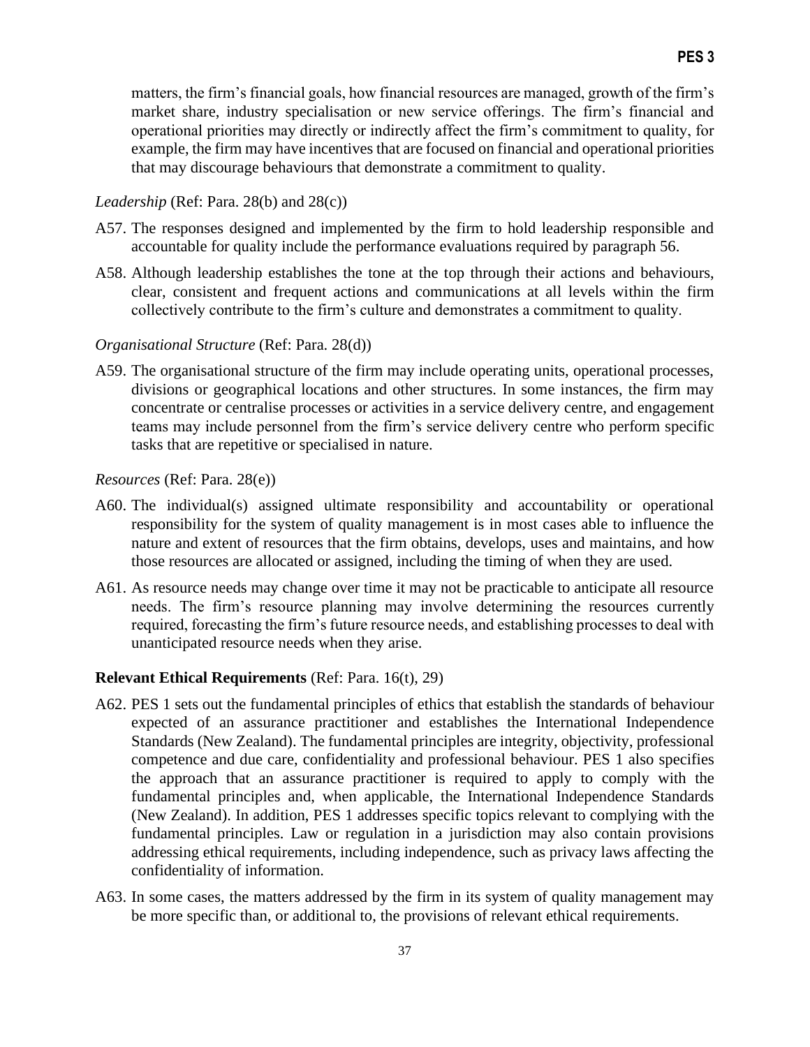matters, the firm's financial goals, how financial resources are managed, growth of the firm's market share, industry specialisation or new service offerings. The firm's financial and operational priorities may directly or indirectly affect the firm's commitment to quality, for example, the firm may have incentives that are focused on financial and operational priorities that may discourage behaviours that demonstrate a commitment to quality.

*Leadership* (Ref: Para. 28(b) and 28(c))

A57. The responses designed and implemented by the firm to hold leadership responsible and accountable for quality include the performance evaluations required by paragraph 56.

A58. Although leadership establishes the tone at the top through their actions and behaviours, clear, consistent and frequent actions and communications at all levels within the firm collectively contribute to the firm's culture and demonstrates a commitment to quality.

*Organisational Structure* (Ref: Para. 28(d))

A59. The organisational structure of the firm may include operating units, operational processes, divisions or geographical locations and other structures. In some instances, the firm may concentrate or centralise processes or activities in a service delivery centre, and engagement teams may include personnel from the firm's service delivery centre who perform specific tasks that are repetitive or specialised in nature.

*Resources* (Ref: Para. 28(e))

A60. The individual(s) assigned ultimate responsibility and accountability or operational responsibility for the system of quality management is in most cases able to influence the nature and extent of resources that the firm obtains, develops, uses and maintains, and how those resources are allocated or assigned, including the timing of when they are used.

A61. As resource needs may change over time it may not be practicable to anticipate all resource needs. The firm's resource planning may involve determining the resources currently required, forecasting the firm's future resource needs, and establishing processes to deal with unanticipated resource needs when they arise.

**Relevant Ethical Requirements** (Ref: Para. 16(t), 29)

A62. PES 1 sets out the fundamental principles of ethics that establish the standards of behaviour expected of an assurance practitioner and establishes the International Independence Standards (New Zealand). The fundamental principles are integrity, objectivity, professional competence and due care, confidentiality and professional behaviour. PES 1 also specifies the approach that an assurance practitioner is required to apply to comply with the fundamental principles and, when applicable, the International Independence Standards (New Zealand). In addition, PES 1 addresses specific topics relevant to complying with the fundamental principles. Law or regulation in a jurisdiction may also contain provisions addressing ethical requirements, including independence, such as privacy laws affecting the confidentiality of information.

A63. In some cases, the matters addressed by the firm in its system of quality management may be more specific than, or additional to, the provisions of relevant ethical requirements.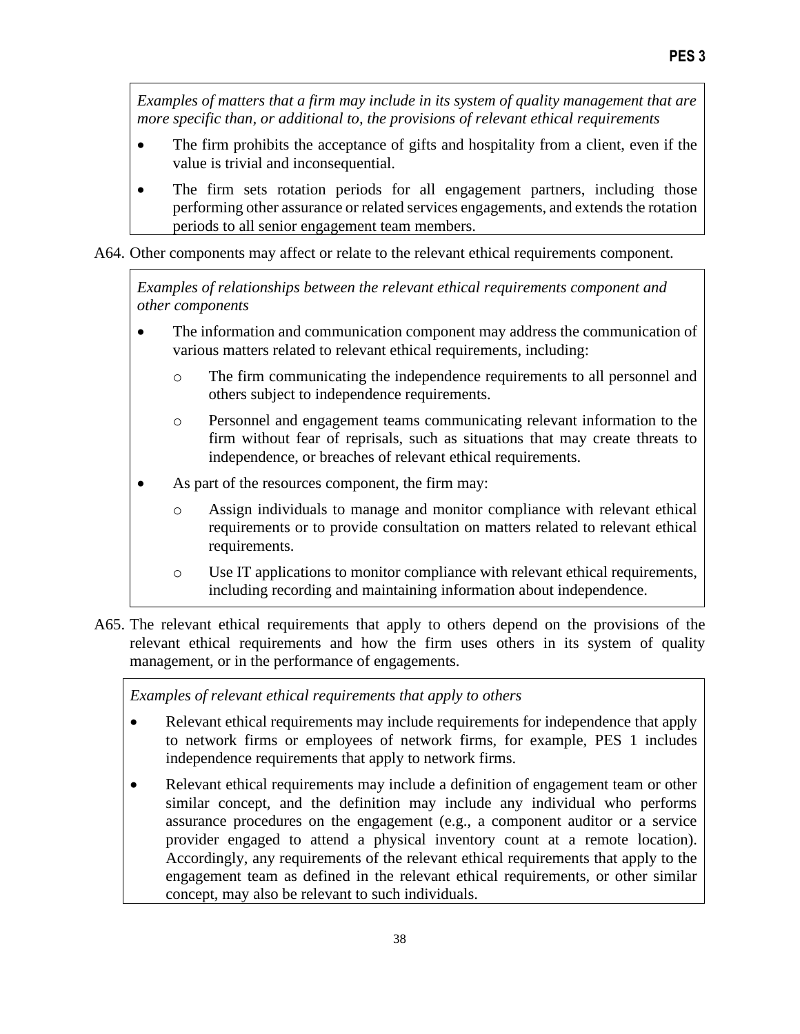*Examples of matters that a firm may include in its system of quality management that are more specific than, or additional to, the provisions of relevant ethical requirements*

- The firm prohibits the acceptance of gifts and hospitality from a client, even if the value is trivial and inconsequential.
- The firm sets rotation periods for all engagement partners, including those performing other assurance or related services engagements, and extends the rotation periods to all senior engagement team members.

A64. Other components may affect or relate to the relevant ethical requirements component.

*Examples of relationships between the relevant ethical requirements component and other components*

- The information and communication component may address the communication of various matters related to relevant ethical requirements, including:
  - The firm communicating the independence requirements to all personnel and others subject to independence requirements.
  - Personnel and engagement teams communicating relevant information to the firm without fear of reprisals, such as situations that may create threats to independence, or breaches of relevant ethical requirements.
- As part of the resources component, the firm may:
  - Assign individuals to manage and monitor compliance with relevant ethical requirements or to provide consultation on matters related to relevant ethical requirements.
  - Use IT applications to monitor compliance with relevant ethical requirements, including recording and maintaining information about independence.

A65. The relevant ethical requirements that apply to others depend on the provisions of the relevant ethical requirements and how the firm uses others in its system of quality management, or in the performance of engagements.

*Examples of relevant ethical requirements that apply to others*

- Relevant ethical requirements may include requirements for independence that apply to network firms or employees of network firms, for example, PES 1 includes independence requirements that apply to network firms.
- Relevant ethical requirements may include a definition of engagement team or other similar concept, and the definition may include any individual who performs assurance procedures on the engagement (e.g., a component auditor or a service provider engaged to attend a physical inventory count at a remote location). Accordingly, any requirements of the relevant ethical requirements that apply to the engagement team as defined in the relevant ethical requirements, or other similar concept, may also be relevant to such individuals.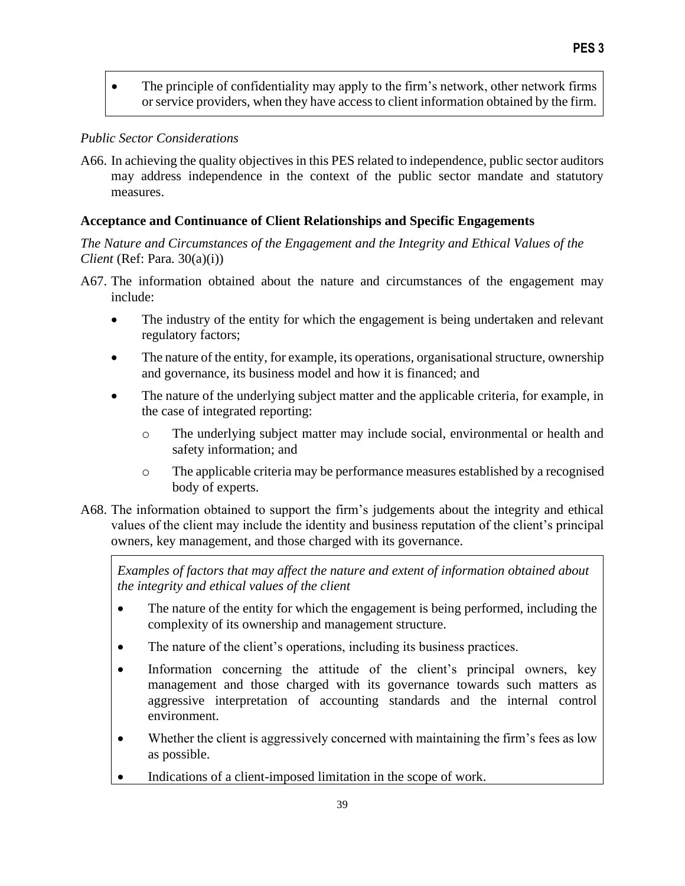- The principle of confidentiality may apply to the firm's network, other network firms or service providers, when they have access to client information obtained by the firm.

*Public Sector Considerations*

A66. In achieving the quality objectives in this PES related to independence, public sector auditors may address independence in the context of the public sector mandate and statutory measures.

### Acceptance and Continuance of Client Relationships and Specific Engagements

*The Nature and Circumstances of the Engagement and the Integrity and Ethical Values of the Client* (Ref: Para. 30(a)(i))

A67. The information obtained about the nature and circumstances of the engagement may include:

- The industry of the entity for which the engagement is being undertaken and relevant regulatory factors;
- The nature of the entity, for example, its operations, organisational structure, ownership and governance, its business model and how it is financed; and
- The nature of the underlying subject matter and the applicable criteria, for example, in the case of integrated reporting:
  - The underlying subject matter may include social, environmental or health and safety information; and
  - The applicable criteria may be performance measures established by a recognised body of experts.

A68. The information obtained to support the firm's judgements about the integrity and ethical values of the client may include the identity and business reputation of the client's principal owners, key management, and those charged with its governance.

*Examples of factors that may affect the nature and extent of information obtained about the integrity and ethical values of the client*

- The nature of the entity for which the engagement is being performed, including the complexity of its ownership and management structure.
- The nature of the client's operations, including its business practices.
- Information concerning the attitude of the client's principal owners, key management and those charged with its governance towards such matters as aggressive interpretation of accounting standards and the internal control environment.
- Whether the client is aggressively concerned with maintaining the firm's fees as low as possible.
- Indications of a client-imposed limitation in the scope of work.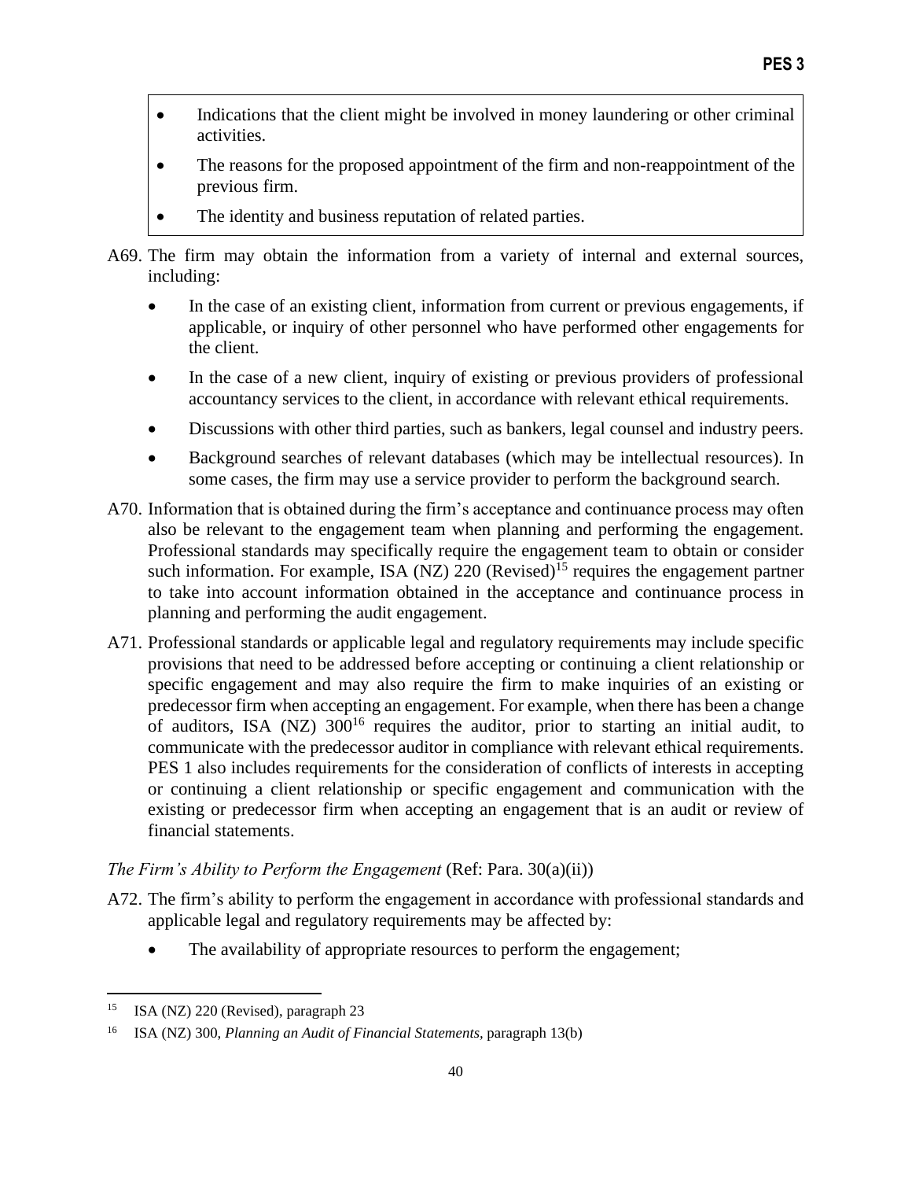- Indications that the client might be involved in money laundering or other criminal activities.
- The reasons for the proposed appointment of the firm and non-reappointment of the previous firm.
- The identity and business reputation of related parties.

A69. The firm may obtain the information from a variety of internal and external sources, including:

- In the case of an existing client, information from current or previous engagements, if applicable, or inquiry of other personnel who have performed other engagements for the client.
- In the case of a new client, inquiry of existing or previous providers of professional accountancy services to the client, in accordance with relevant ethical requirements.
- Discussions with other third parties, such as bankers, legal counsel and industry peers.
- Background searches of relevant databases (which may be intellectual resources). In some cases, the firm may use a service provider to perform the background search.

A70. Information that is obtained during the firm's acceptance and continuance process may often also be relevant to the engagement team when planning and performing the engagement. Professional standards may specifically require the engagement team to obtain or consider such information. For example, ISA (NZ) 220 (Revised)[15] requires the engagement partner to take into account information obtained in the acceptance and continuance process in planning and performing the audit engagement.

A71. Professional standards or applicable legal and regulatory requirements may include specific provisions that need to be addressed before accepting or continuing a client relationship or specific engagement and may also require the firm to make inquiries of an existing or predecessor firm when accepting an engagement. For example, when there has been a change of auditors, ISA (NZ) 300[16] requires the auditor, prior to starting an initial audit, to communicate with the predecessor auditor in compliance with relevant ethical requirements. PES 1 also includes requirements for the consideration of conflicts of interests in accepting or continuing a client relationship or specific engagement and communication with the existing or predecessor firm when accepting an engagement that is an audit or review of financial statements.

*The Firm's Ability to Perform the Engagement* (Ref: Para. 30(a)(ii))

A72. The firm's ability to perform the engagement in accordance with professional standards and applicable legal and regulatory requirements may be affected by:

- The availability of appropriate resources to perform the engagement;

---

[15] ISA (NZ) 220 (Revised), paragraph 23

[16] ISA (NZ) 300, *Planning an Audit of Financial Statements*, paragraph 13(b)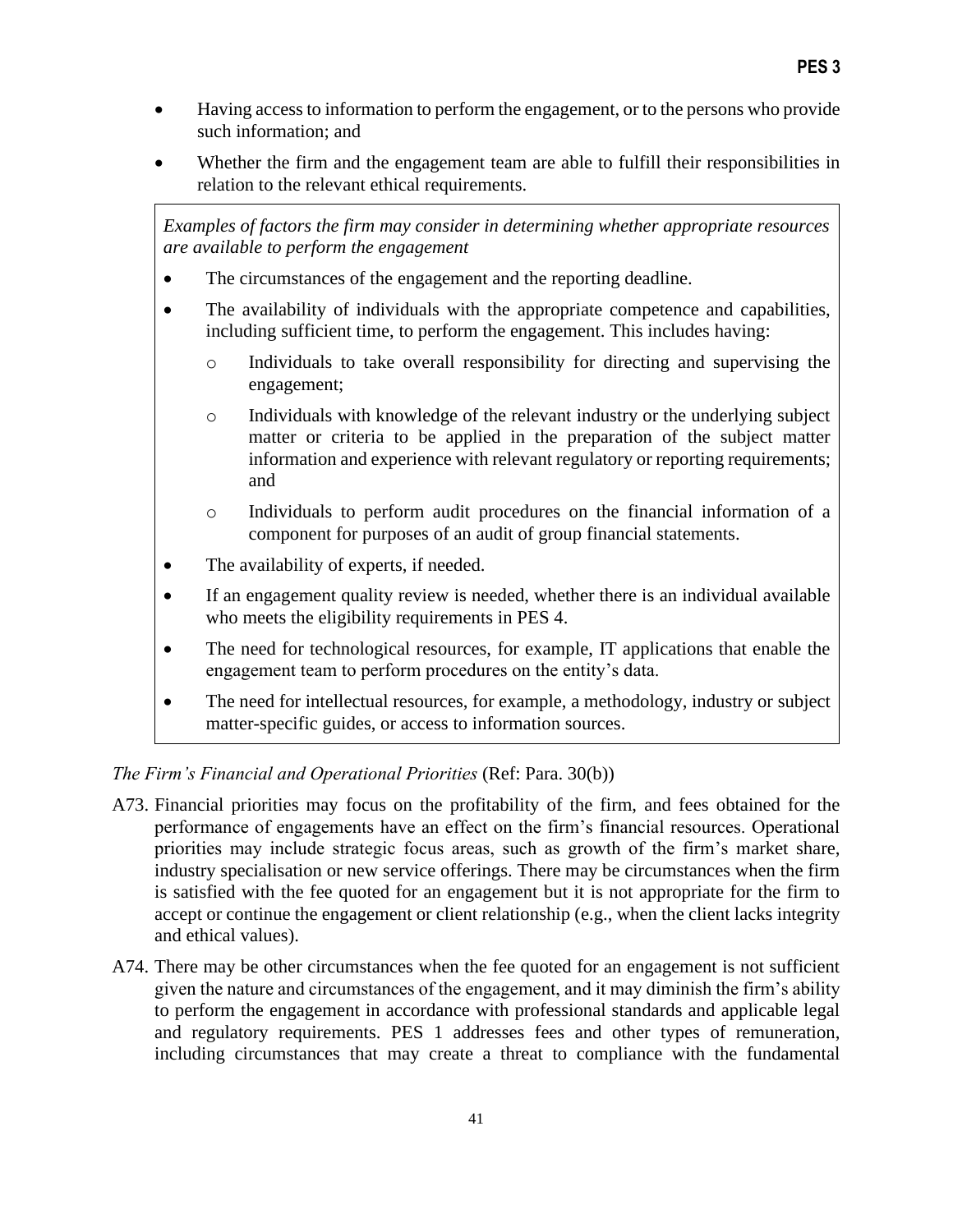- Having access to information to perform the engagement, or to the persons who provide such information; and
- Whether the firm and the engagement team are able to fulfill their responsibilities in relation to the relevant ethical requirements.

> *Examples of factors the firm may consider in determining whether appropriate resources are available to perform the engagement*
>
> - The circumstances of the engagement and the reporting deadline.
> - The availability of individuals with the appropriate competence and capabilities, including sufficient time, to perform the engagement. This includes having:
>   - Individuals to take overall responsibility for directing and supervising the engagement;
>   - Individuals with knowledge of the relevant industry or the underlying subject matter or criteria to be applied in the preparation of the subject matter information and experience with relevant regulatory or reporting requirements; and
>   - Individuals to perform audit procedures on the financial information of a component for purposes of an audit of group financial statements.
> - The availability of experts, if needed.
> - If an engagement quality review is needed, whether there is an individual available who meets the eligibility requirements in PES 4.
> - The need for technological resources, for example, IT applications that enable the engagement team to perform procedures on the entity's data.
> - The need for intellectual resources, for example, a methodology, industry or subject matter-specific guides, or access to information sources.

*The Firm's Financial and Operational Priorities* (Ref: Para. 30(b))

A73. Financial priorities may focus on the profitability of the firm, and fees obtained for the performance of engagements have an effect on the firm's financial resources. Operational priorities may include strategic focus areas, such as growth of the firm's market share, industry specialisation or new service offerings. There may be circumstances when the firm is satisfied with the fee quoted for an engagement but it is not appropriate for the firm to accept or continue the engagement or client relationship (e.g., when the client lacks integrity and ethical values).

A74. There may be other circumstances when the fee quoted for an engagement is not sufficient given the nature and circumstances of the engagement, and it may diminish the firm's ability to perform the engagement in accordance with professional standards and applicable legal and regulatory requirements. PES 1 addresses fees and other types of remuneration, including circumstances that may create a threat to compliance with the fundamental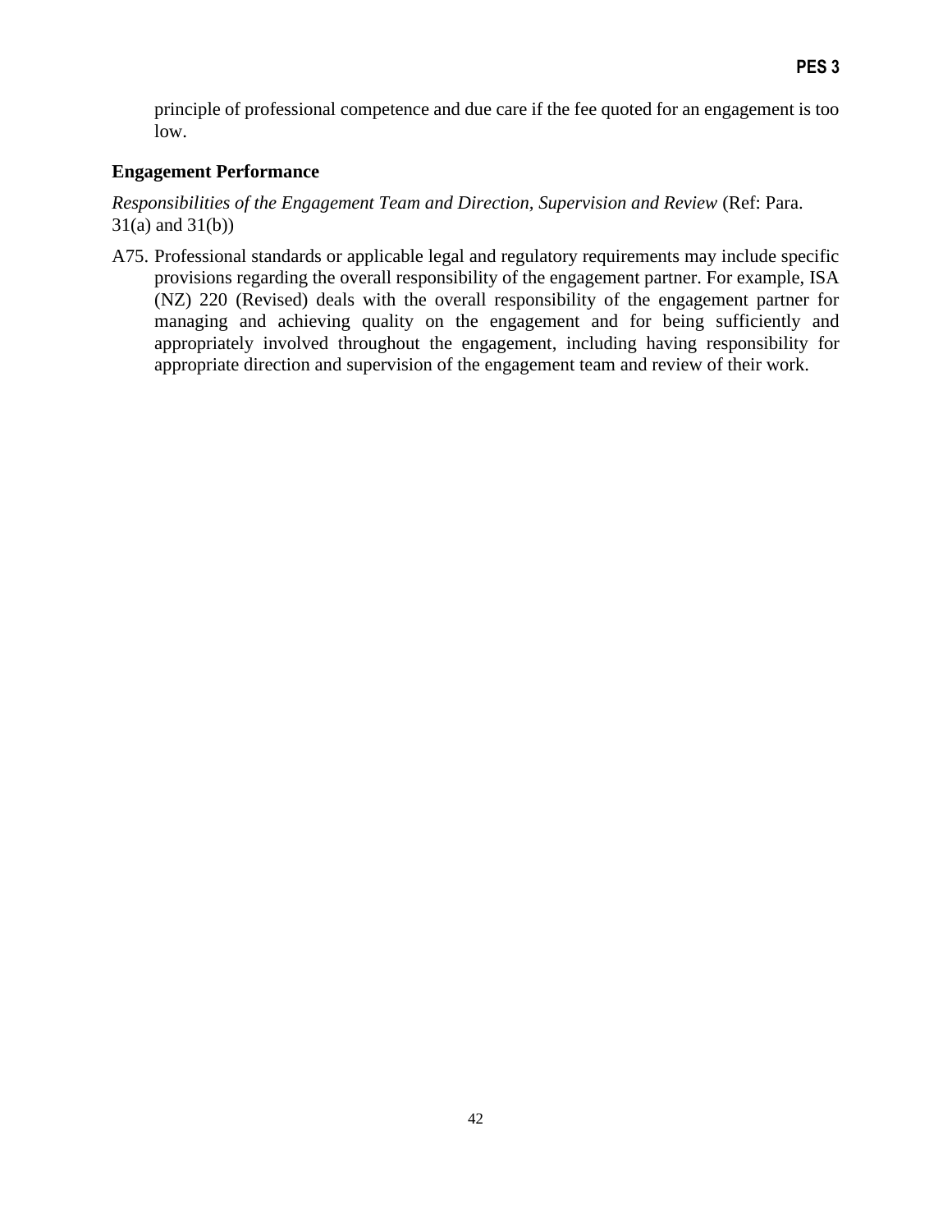principle of professional competence and due care if the fee quoted for an engagement is too low.

**Engagement Performance**

*Responsibilities of the Engagement Team and Direction, Supervision and Review* (Ref: Para. 31(a) and 31(b))

A75. Professional standards or applicable legal and regulatory requirements may include specific provisions regarding the overall responsibility of the engagement partner. For example, ISA (NZ) 220 (Revised) deals with the overall responsibility of the engagement partner for managing and achieving quality on the engagement and for being sufficiently and appropriately involved throughout the engagement, including having responsibility for appropriate direction and supervision of the engagement team and review of their work.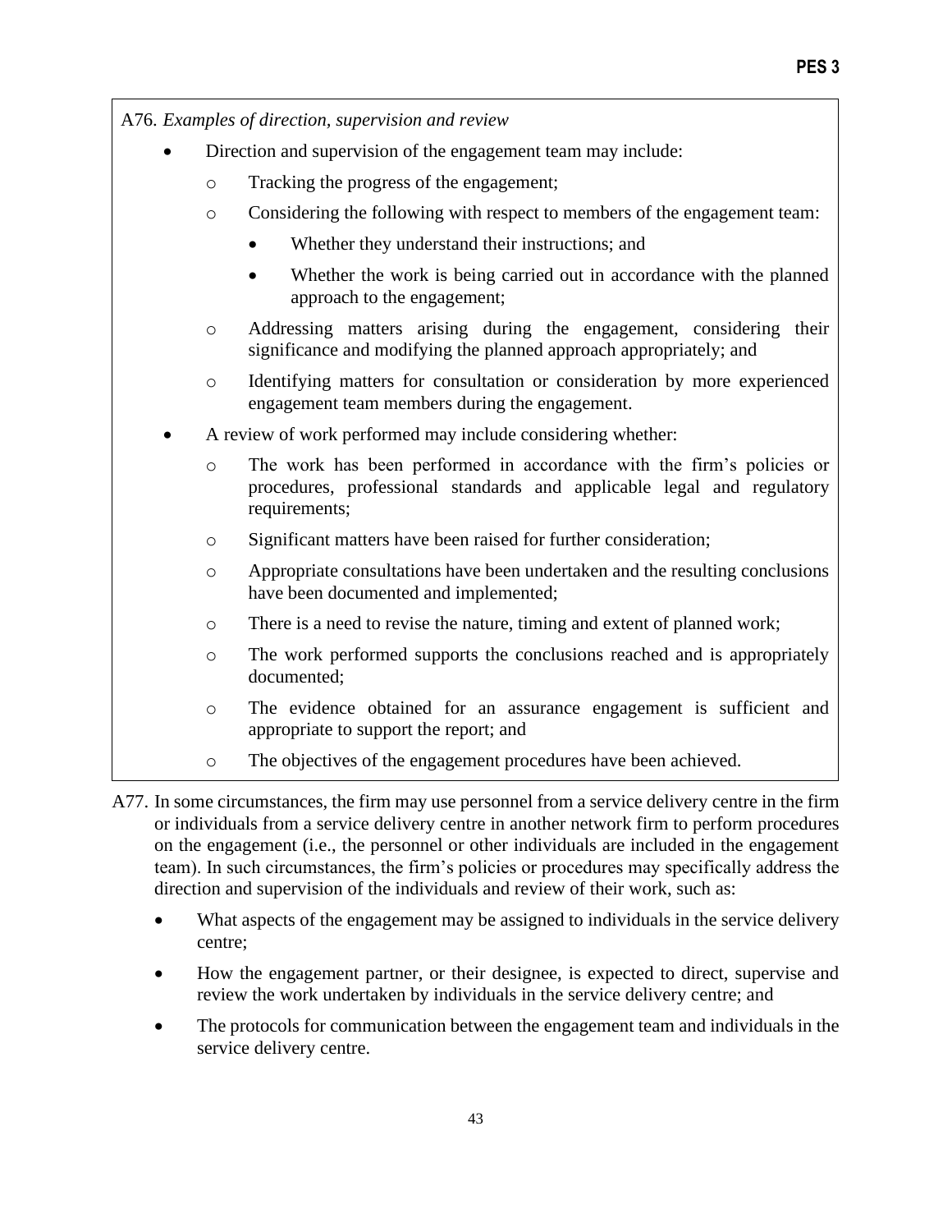A76. *Examples of direction, supervision and review*

- Direction and supervision of the engagement team may include:
  - Tracking the progress of the engagement;
  - Considering the following with respect to members of the engagement team:
    - Whether they understand their instructions; and
    - Whether the work is being carried out in accordance with the planned approach to the engagement;
  - Addressing matters arising during the engagement, considering their significance and modifying the planned approach appropriately; and
  - Identifying matters for consultation or consideration by more experienced engagement team members during the engagement.
- A review of work performed may include considering whether:
  - The work has been performed in accordance with the firm's policies or procedures, professional standards and applicable legal and regulatory requirements;
  - Significant matters have been raised for further consideration;
  - Appropriate consultations have been undertaken and the resulting conclusions have been documented and implemented;
  - There is a need to revise the nature, timing and extent of planned work;
  - The work performed supports the conclusions reached and is appropriately documented;
  - The evidence obtained for an assurance engagement is sufficient and appropriate to support the report; and
  - The objectives of the engagement procedures have been achieved.

A77. In some circumstances, the firm may use personnel from a service delivery centre in the firm or individuals from a service delivery centre in another network firm to perform procedures on the engagement (i.e., the personnel or other individuals are included in the engagement team). In such circumstances, the firm's policies or procedures may specifically address the direction and supervision of the individuals and review of their work, such as:

- What aspects of the engagement may be assigned to individuals in the service delivery centre;
- How the engagement partner, or their designee, is expected to direct, supervise and review the work undertaken by individuals in the service delivery centre; and
- The protocols for communication between the engagement team and individuals in the service delivery centre.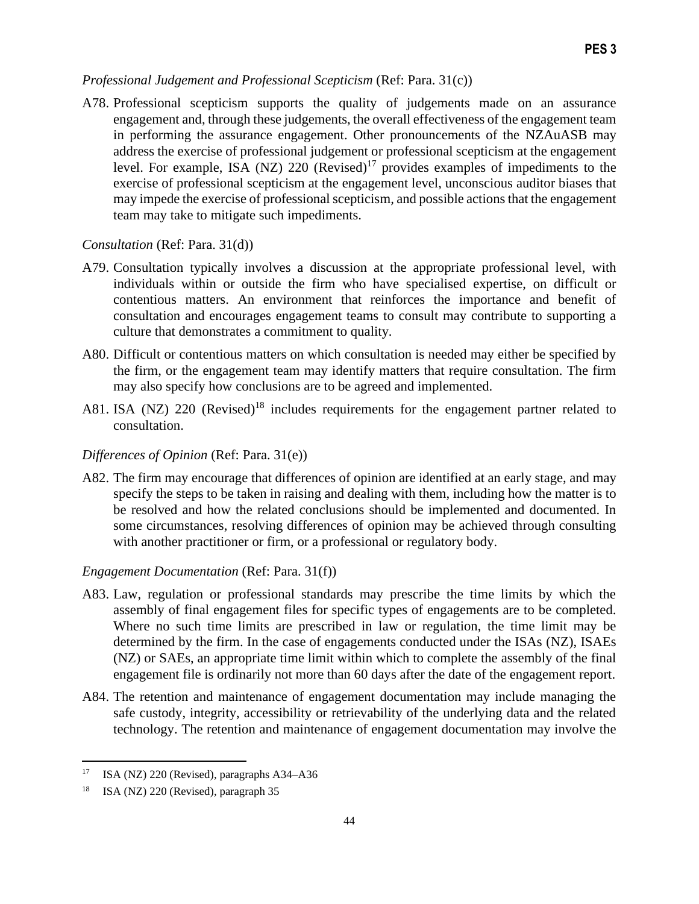*Professional Judgement and Professional Scepticism* (Ref: Para. 31(c))

A78. Professional scepticism supports the quality of judgements made on an assurance engagement and, through these judgements, the overall effectiveness of the engagement team in performing the assurance engagement. Other pronouncements of the NZAuASB may address the exercise of professional judgement or professional scepticism at the engagement level. For example, ISA (NZ) 220 (Revised)[17] provides examples of impediments to the exercise of professional scepticism at the engagement level, unconscious auditor biases that may impede the exercise of professional scepticism, and possible actions that the engagement team may take to mitigate such impediments.

*Consultation* (Ref: Para. 31(d))

A79. Consultation typically involves a discussion at the appropriate professional level, with individuals within or outside the firm who have specialised expertise, on difficult or contentious matters. An environment that reinforces the importance and benefit of consultation and encourages engagement teams to consult may contribute to supporting a culture that demonstrates a commitment to quality.

A80. Difficult or contentious matters on which consultation is needed may either be specified by the firm, or the engagement team may identify matters that require consultation. The firm may also specify how conclusions are to be agreed and implemented.

A81. ISA (NZ) 220 (Revised)[18] includes requirements for the engagement partner related to consultation.

*Differences of Opinion* (Ref: Para. 31(e))

A82. The firm may encourage that differences of opinion are identified at an early stage, and may specify the steps to be taken in raising and dealing with them, including how the matter is to be resolved and how the related conclusions should be implemented and documented. In some circumstances, resolving differences of opinion may be achieved through consulting with another practitioner or firm, or a professional or regulatory body.

*Engagement Documentation* (Ref: Para. 31(f))

A83. Law, regulation or professional standards may prescribe the time limits by which the assembly of final engagement files for specific types of engagements are to be completed. Where no such time limits are prescribed in law or regulation, the time limit may be determined by the firm. In the case of engagements conducted under the ISAs (NZ), ISAEs (NZ) or SAEs, an appropriate time limit within which to complete the assembly of the final engagement file is ordinarily not more than 60 days after the date of the engagement report.

A84. The retention and maintenance of engagement documentation may include managing the safe custody, integrity, accessibility or retrievability of the underlying data and the related technology. The retention and maintenance of engagement documentation may involve the

---

[17] ISA (NZ) 220 (Revised), paragraphs A34–A36

[18] ISA (NZ) 220 (Revised), paragraph 35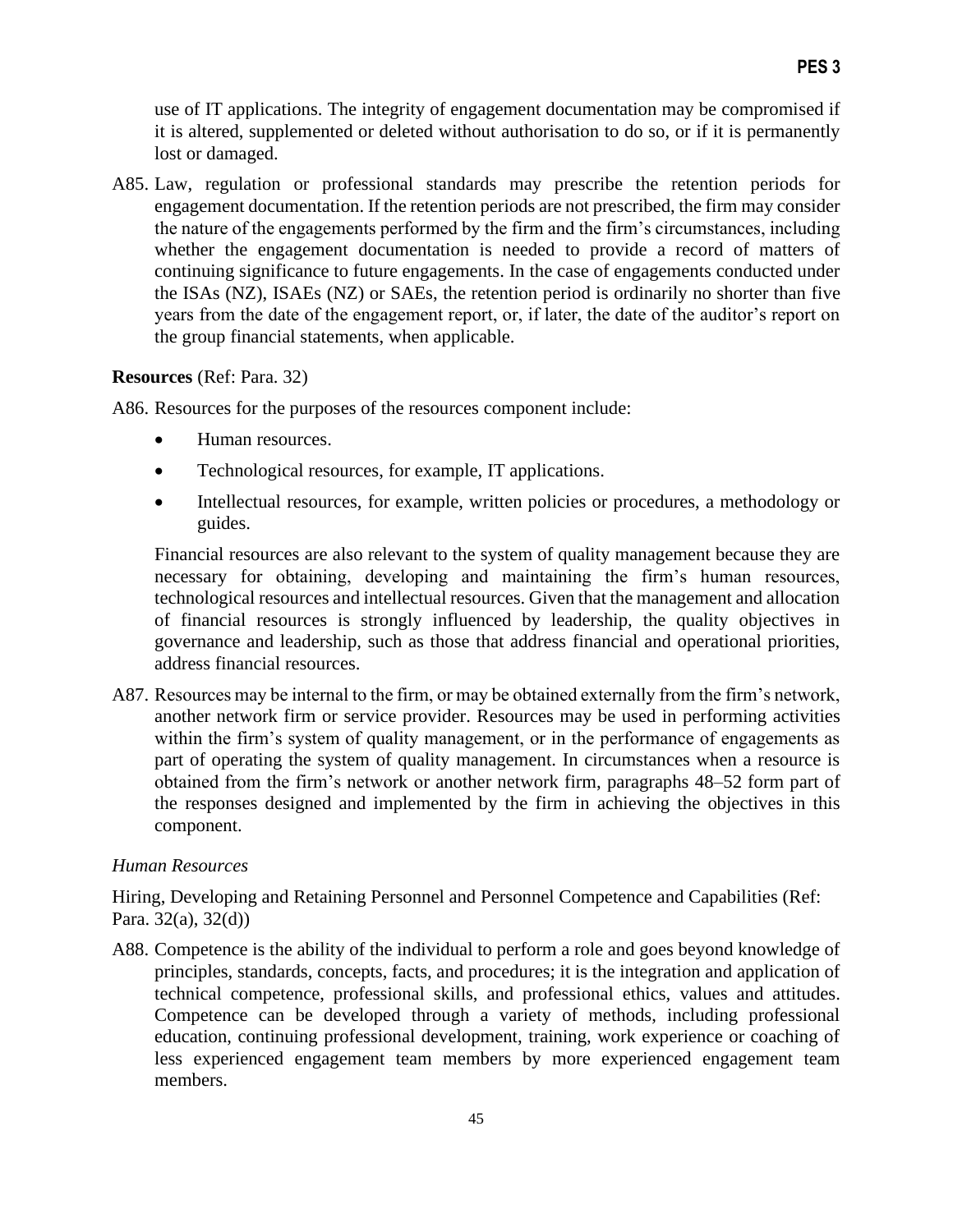use of IT applications. The integrity of engagement documentation may be compromised if it is altered, supplemented or deleted without authorisation to do so, or if it is permanently lost or damaged.

A85. Law, regulation or professional standards may prescribe the retention periods for engagement documentation. If the retention periods are not prescribed, the firm may consider the nature of the engagements performed by the firm and the firm's circumstances, including whether the engagement documentation is needed to provide a record of matters of continuing significance to future engagements. In the case of engagements conducted under the ISAs (NZ), ISAEs (NZ) or SAEs, the retention period is ordinarily no shorter than five years from the date of the engagement report, or, if later, the date of the auditor's report on the group financial statements, when applicable.

**Resources** (Ref: Para. 32)

A86. Resources for the purposes of the resources component include:

- Human resources.
- Technological resources, for example, IT applications.
- Intellectual resources, for example, written policies or procedures, a methodology or guides.

Financial resources are also relevant to the system of quality management because they are necessary for obtaining, developing and maintaining the firm's human resources, technological resources and intellectual resources. Given that the management and allocation of financial resources is strongly influenced by leadership, the quality objectives in governance and leadership, such as those that address financial and operational priorities, address financial resources.

A87. Resources may be internal to the firm, or may be obtained externally from the firm's network, another network firm or service provider. Resources may be used in performing activities within the firm's system of quality management, or in the performance of engagements as part of operating the system of quality management. In circumstances when a resource is obtained from the firm's network or another network firm, paragraphs 48–52 form part of the responses designed and implemented by the firm in achieving the objectives in this component.

*Human Resources*

Hiring, Developing and Retaining Personnel and Personnel Competence and Capabilities (Ref: Para. 32(a), 32(d))

A88. Competence is the ability of the individual to perform a role and goes beyond knowledge of principles, standards, concepts, facts, and procedures; it is the integration and application of technical competence, professional skills, and professional ethics, values and attitudes. Competence can be developed through a variety of methods, including professional education, continuing professional development, training, work experience or coaching of less experienced engagement team members by more experienced engagement team members.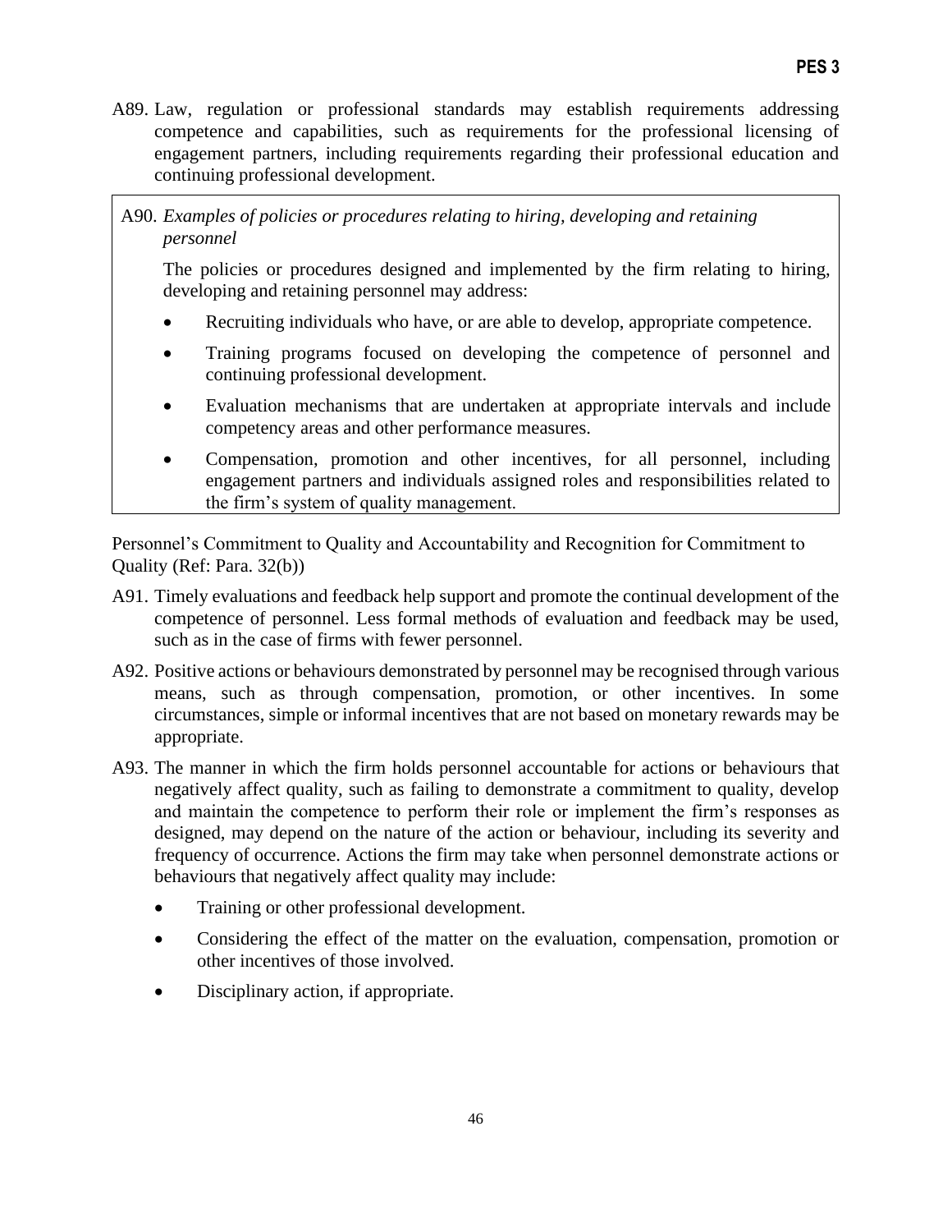A89. Law, regulation or professional standards may establish requirements addressing competence and capabilities, such as requirements for the professional licensing of engagement partners, including requirements regarding their professional education and continuing professional development.

> A90. *Examples of policies or procedures relating to hiring, developing and retaining personnel*
>
> The policies or procedures designed and implemented by the firm relating to hiring, developing and retaining personnel may address:
>
> - Recruiting individuals who have, or are able to develop, appropriate competence.
> - Training programs focused on developing the competence of personnel and continuing professional development.
> - Evaluation mechanisms that are undertaken at appropriate intervals and include competency areas and other performance measures.
> - Compensation, promotion and other incentives, for all personnel, including engagement partners and individuals assigned roles and responsibilities related to the firm's system of quality management.

Personnel's Commitment to Quality and Accountability and Recognition for Commitment to Quality (Ref: Para. 32(b))

A91. Timely evaluations and feedback help support and promote the continual development of the competence of personnel. Less formal methods of evaluation and feedback may be used, such as in the case of firms with fewer personnel.

A92. Positive actions or behaviours demonstrated by personnel may be recognised through various means, such as through compensation, promotion, or other incentives. In some circumstances, simple or informal incentives that are not based on monetary rewards may be appropriate.

A93. The manner in which the firm holds personnel accountable for actions or behaviours that negatively affect quality, such as failing to demonstrate a commitment to quality, develop and maintain the competence to perform their role or implement the firm's responses as designed, may depend on the nature of the action or behaviour, including its severity and frequency of occurrence. Actions the firm may take when personnel demonstrate actions or behaviours that negatively affect quality may include:

- Training or other professional development.
- Considering the effect of the matter on the evaluation, compensation, promotion or other incentives of those involved.
- Disciplinary action, if appropriate.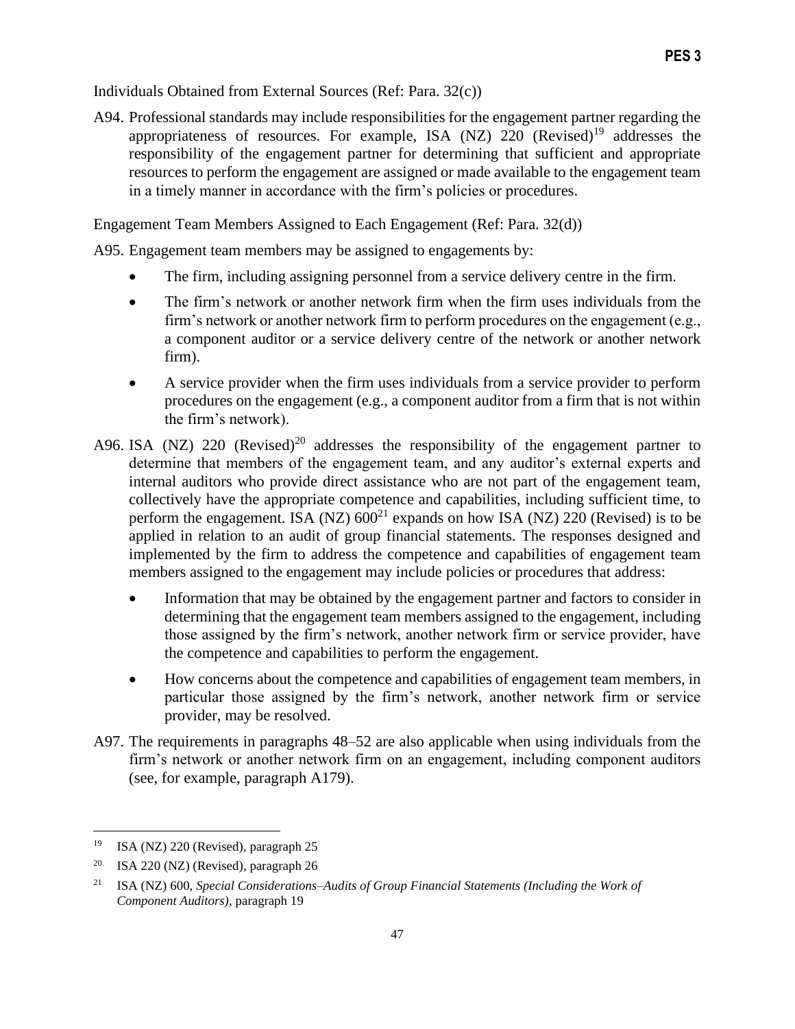Individuals Obtained from External Sources (Ref: Para. 32(c))

A94. Professional standards may include responsibilities for the engagement partner regarding the appropriateness of resources. For example, ISA (NZ) 220 (Revised)[19] addresses the responsibility of the engagement partner for determining that sufficient and appropriate resources to perform the engagement are assigned or made available to the engagement team in a timely manner in accordance with the firm's policies or procedures.

Engagement Team Members Assigned to Each Engagement (Ref: Para. 32(d))

A95. Engagement team members may be assigned to engagements by:

- The firm, including assigning personnel from a service delivery centre in the firm.
- The firm's network or another network firm when the firm uses individuals from the firm's network or another network firm to perform procedures on the engagement (e.g., a component auditor or a service delivery centre of the network or another network firm).
- A service provider when the firm uses individuals from a service provider to perform procedures on the engagement (e.g., a component auditor from a firm that is not within the firm's network).

A96. ISA (NZ) 220 (Revised)[20] addresses the responsibility of the engagement partner to determine that members of the engagement team, and any auditor's external experts and internal auditors who provide direct assistance who are not part of the engagement team, collectively have the appropriate competence and capabilities, including sufficient time, to perform the engagement. ISA (NZ) 600[21] expands on how ISA (NZ) 220 (Revised) is to be applied in relation to an audit of group financial statements. The responses designed and implemented by the firm to address the competence and capabilities of engagement team members assigned to the engagement may include policies or procedures that address:

- Information that may be obtained by the engagement partner and factors to consider in determining that the engagement team members assigned to the engagement, including those assigned by the firm's network, another network firm or service provider, have the competence and capabilities to perform the engagement.
- How concerns about the competence and capabilities of engagement team members, in particular those assigned by the firm's network, another network firm or service provider, may be resolved.

A97. The requirements in paragraphs 48–52 are also applicable when using individuals from the firm's network or another network firm on an engagement, including component auditors (see, for example, paragraph A179).

---

[19] ISA (NZ) 220 (Revised), paragraph 25

[20] ISA 220 (NZ) (Revised), paragraph 26

[21] ISA (NZ) 600, *Special Considerations–Audits of Group Financial Statements (Including the Work of Component Auditors)*, paragraph 19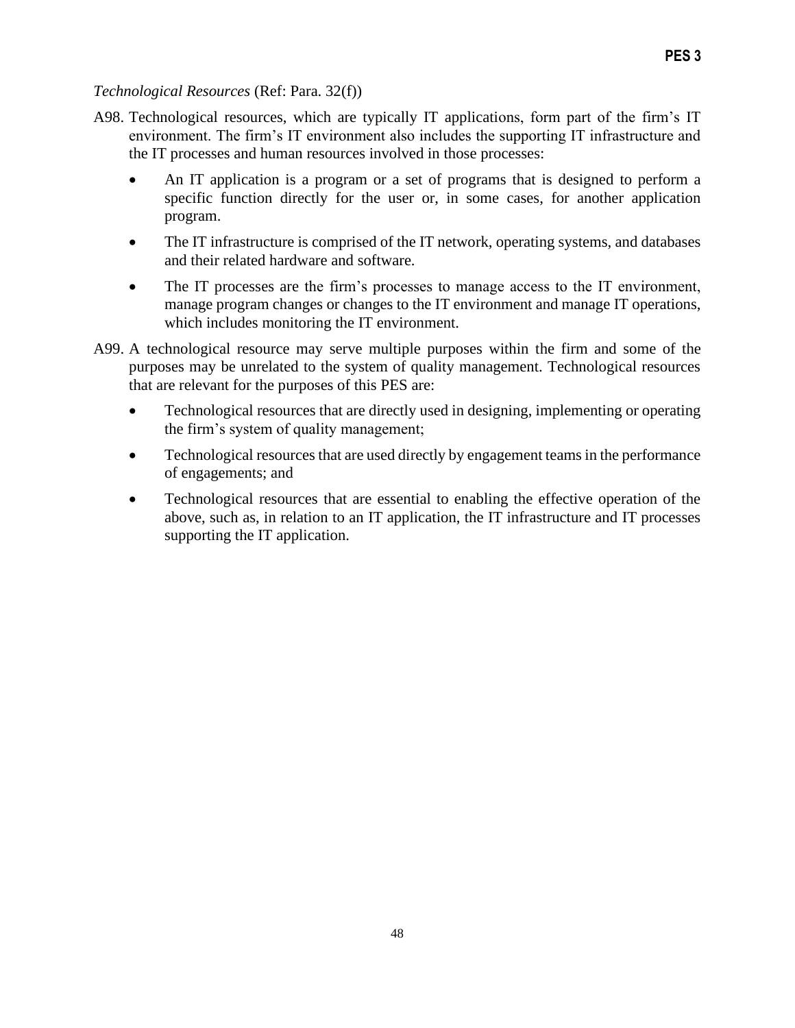*Technological Resources* (Ref: Para. 32(f))

A98. Technological resources, which are typically IT applications, form part of the firm's IT environment. The firm's IT environment also includes the supporting IT infrastructure and the IT processes and human resources involved in those processes:

- An IT application is a program or a set of programs that is designed to perform a specific function directly for the user or, in some cases, for another application program.
- The IT infrastructure is comprised of the IT network, operating systems, and databases and their related hardware and software.
- The IT processes are the firm's processes to manage access to the IT environment, manage program changes or changes to the IT environment and manage IT operations, which includes monitoring the IT environment.

A99. A technological resource may serve multiple purposes within the firm and some of the purposes may be unrelated to the system of quality management. Technological resources that are relevant for the purposes of this PES are:

- Technological resources that are directly used in designing, implementing or operating the firm's system of quality management;
- Technological resources that are used directly by engagement teams in the performance of engagements; and
- Technological resources that are essential to enabling the effective operation of the above, such as, in relation to an IT application, the IT infrastructure and IT processes supporting the IT application.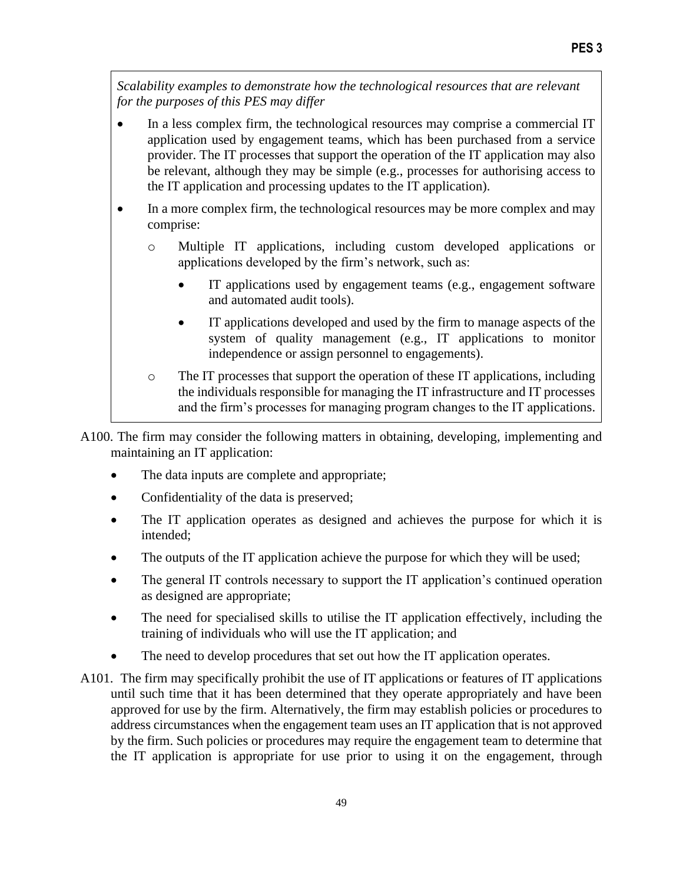*Scalability examples to demonstrate how the technological resources that are relevant for the purposes of this PES may differ*

- In a less complex firm, the technological resources may comprise a commercial IT application used by engagement teams, which has been purchased from a service provider. The IT processes that support the operation of the IT application may also be relevant, although they may be simple (e.g., processes for authorising access to the IT application and processing updates to the IT application).
- In a more complex firm, the technological resources may be more complex and may comprise:
  - Multiple IT applications, including custom developed applications or applications developed by the firm's network, such as:
    - IT applications used by engagement teams (e.g., engagement software and automated audit tools).
    - IT applications developed and used by the firm to manage aspects of the system of quality management (e.g., IT applications to monitor independence or assign personnel to engagements).
  - The IT processes that support the operation of these IT applications, including the individuals responsible for managing the IT infrastructure and IT processes and the firm's processes for managing program changes to the IT applications.

A100. The firm may consider the following matters in obtaining, developing, implementing and maintaining an IT application:

- The data inputs are complete and appropriate;
- Confidentiality of the data is preserved;
- The IT application operates as designed and achieves the purpose for which it is intended;
- The outputs of the IT application achieve the purpose for which they will be used;
- The general IT controls necessary to support the IT application's continued operation as designed are appropriate;
- The need for specialised skills to utilise the IT application effectively, including the training of individuals who will use the IT application; and
- The need to develop procedures that set out how the IT application operates.

A101. The firm may specifically prohibit the use of IT applications or features of IT applications until such time that it has been determined that they operate appropriately and have been approved for use by the firm. Alternatively, the firm may establish policies or procedures to address circumstances when the engagement team uses an IT application that is not approved by the firm. Such policies or procedures may require the engagement team to determine that the IT application is appropriate for use prior to using it on the engagement, through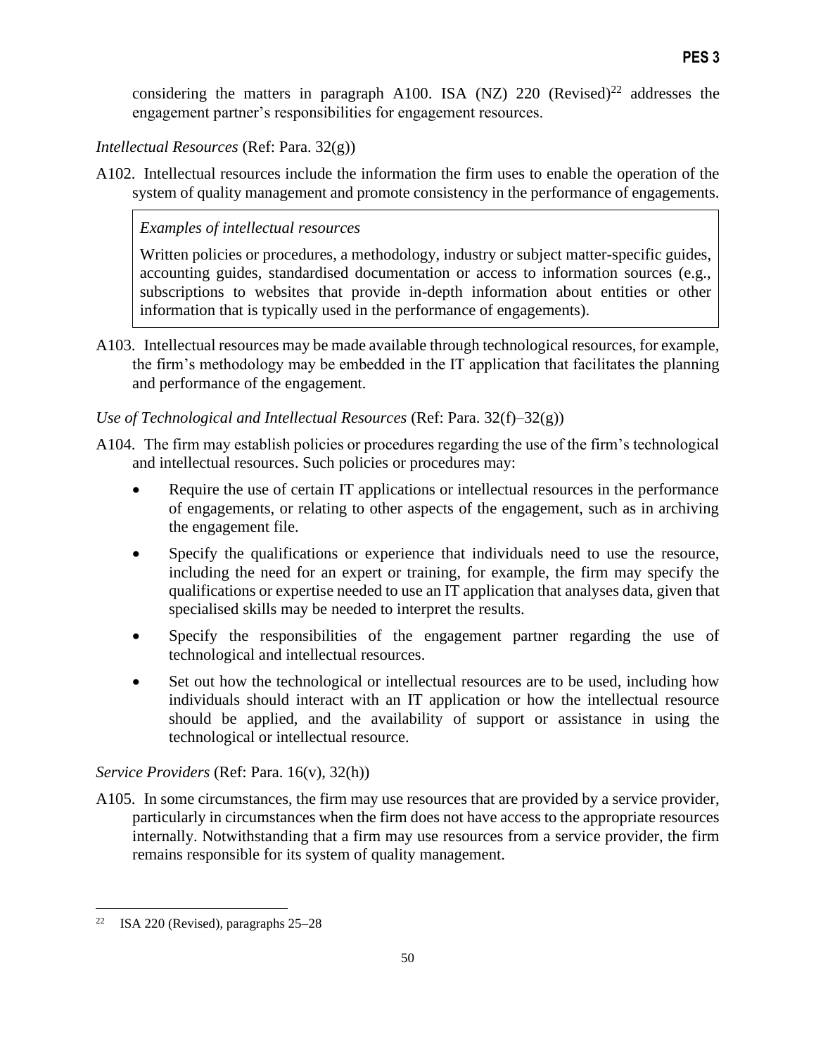considering the matters in paragraph A100. ISA (NZ) 220 (Revised)[22] addresses the engagement partner's responsibilities for engagement resources.

*Intellectual Resources* (Ref: Para. 32(g))

A102. Intellectual resources include the information the firm uses to enable the operation of the system of quality management and promote consistency in the performance of engagements.

> *Examples of intellectual resources*
>
> Written policies or procedures, a methodology, industry or subject matter-specific guides, accounting guides, standardised documentation or access to information sources (e.g., subscriptions to websites that provide in-depth information about entities or other information that is typically used in the performance of engagements).

A103. Intellectual resources may be made available through technological resources, for example, the firm's methodology may be embedded in the IT application that facilitates the planning and performance of the engagement.

*Use of Technological and Intellectual Resources* (Ref: Para. 32(f)–32(g))

A104. The firm may establish policies or procedures regarding the use of the firm's technological and intellectual resources. Such policies or procedures may:

- Require the use of certain IT applications or intellectual resources in the performance of engagements, or relating to other aspects of the engagement, such as in archiving the engagement file.
- Specify the qualifications or experience that individuals need to use the resource, including the need for an expert or training, for example, the firm may specify the qualifications or expertise needed to use an IT application that analyses data, given that specialised skills may be needed to interpret the results.
- Specify the responsibilities of the engagement partner regarding the use of technological and intellectual resources.
- Set out how the technological or intellectual resources are to be used, including how individuals should interact with an IT application or how the intellectual resource should be applied, and the availability of support or assistance in using the technological or intellectual resource.

*Service Providers* (Ref: Para. 16(v), 32(h))

A105. In some circumstances, the firm may use resources that are provided by a service provider, particularly in circumstances when the firm does not have access to the appropriate resources internally. Notwithstanding that a firm may use resources from a service provider, the firm remains responsible for its system of quality management.

---

[22] ISA 220 (Revised), paragraphs 25–28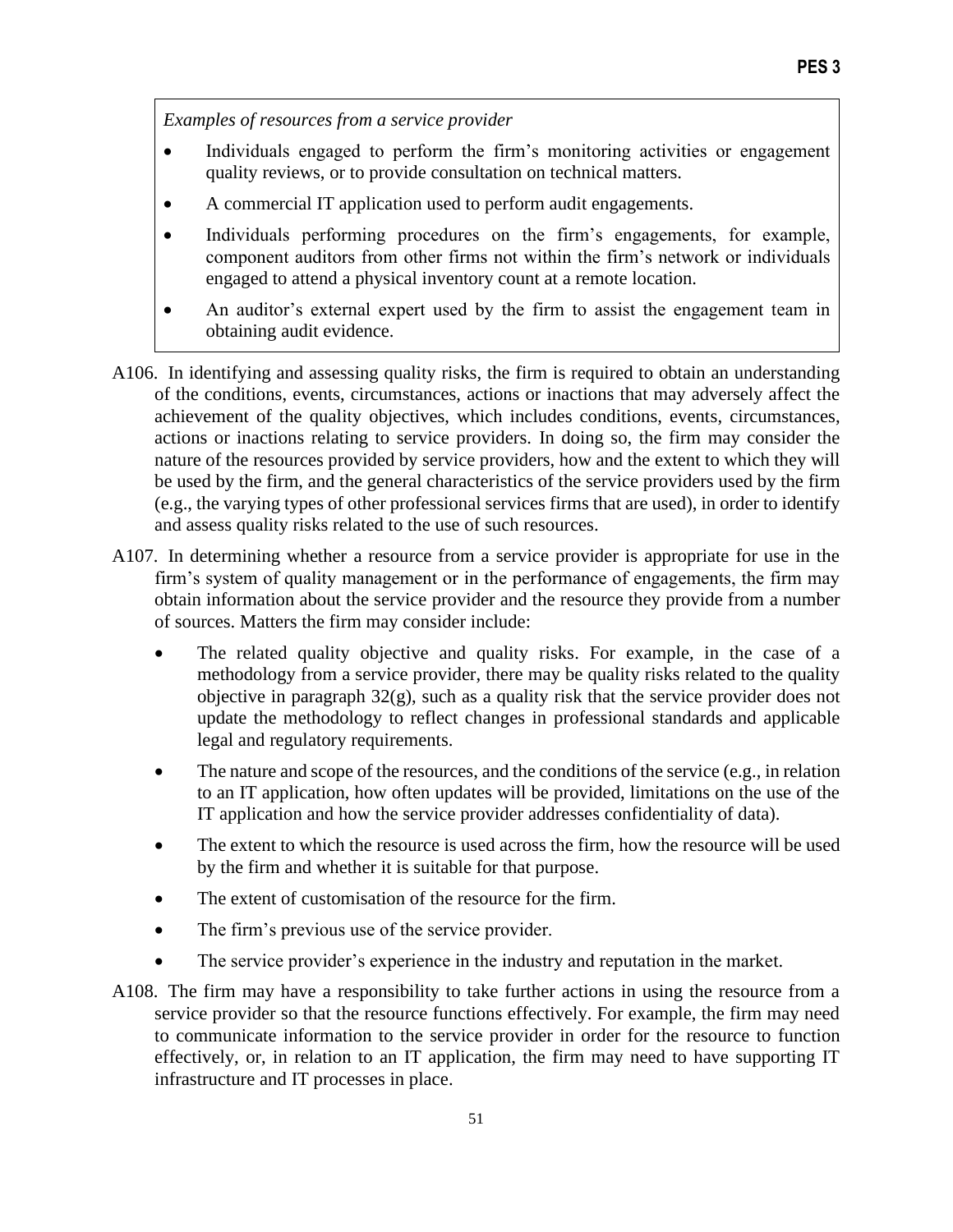*Examples of resources from a service provider*

- Individuals engaged to perform the firm's monitoring activities or engagement quality reviews, or to provide consultation on technical matters.
- A commercial IT application used to perform audit engagements.
- Individuals performing procedures on the firm's engagements, for example, component auditors from other firms not within the firm's network or individuals engaged to attend a physical inventory count at a remote location.
- An auditor's external expert used by the firm to assist the engagement team in obtaining audit evidence.

A106. In identifying and assessing quality risks, the firm is required to obtain an understanding of the conditions, events, circumstances, actions or inactions that may adversely affect the achievement of the quality objectives, which includes conditions, events, circumstances, actions or inactions relating to service providers. In doing so, the firm may consider the nature of the resources provided by service providers, how and the extent to which they will be used by the firm, and the general characteristics of the service providers used by the firm (e.g., the varying types of other professional services firms that are used), in order to identify and assess quality risks related to the use of such resources.

A107. In determining whether a resource from a service provider is appropriate for use in the firm's system of quality management or in the performance of engagements, the firm may obtain information about the service provider and the resource they provide from a number of sources. Matters the firm may consider include:

- The related quality objective and quality risks. For example, in the case of a methodology from a service provider, there may be quality risks related to the quality objective in paragraph 32(g), such as a quality risk that the service provider does not update the methodology to reflect changes in professional standards and applicable legal and regulatory requirements.
- The nature and scope of the resources, and the conditions of the service (e.g., in relation to an IT application, how often updates will be provided, limitations on the use of the IT application and how the service provider addresses confidentiality of data).
- The extent to which the resource is used across the firm, how the resource will be used by the firm and whether it is suitable for that purpose.
- The extent of customisation of the resource for the firm.
- The firm's previous use of the service provider.
- The service provider's experience in the industry and reputation in the market.

A108. The firm may have a responsibility to take further actions in using the resource from a service provider so that the resource functions effectively. For example, the firm may need to communicate information to the service provider in order for the resource to function effectively, or, in relation to an IT application, the firm may need to have supporting IT infrastructure and IT processes in place.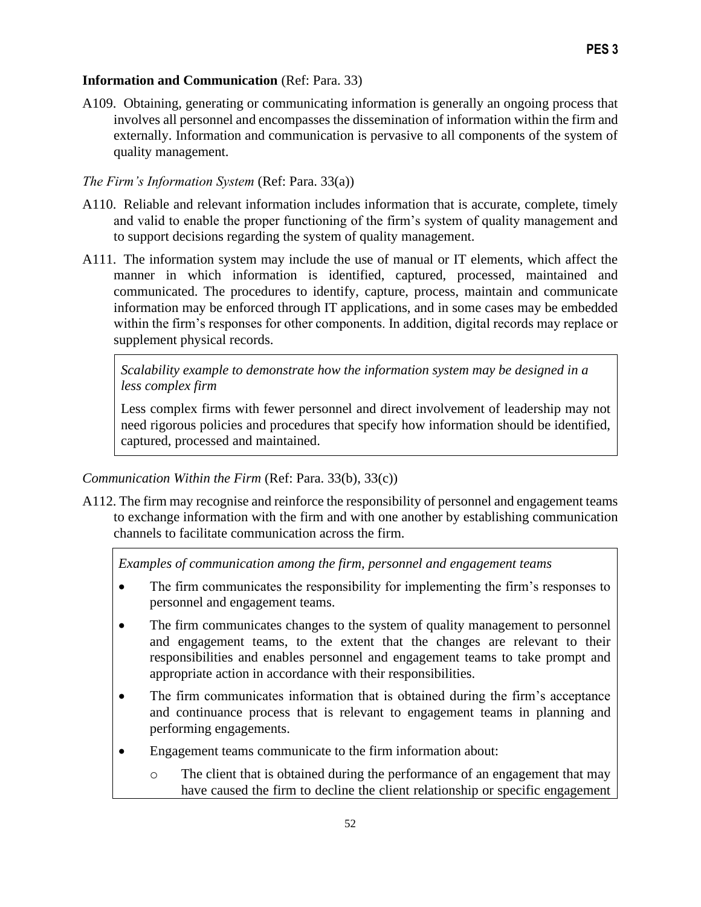**Information and Communication** (Ref: Para. 33)

A109. Obtaining, generating or communicating information is generally an ongoing process that involves all personnel and encompasses the dissemination of information within the firm and externally. Information and communication is pervasive to all components of the system of quality management.

*The Firm's Information System* (Ref: Para. 33(a))

A110. Reliable and relevant information includes information that is accurate, complete, timely and valid to enable the proper functioning of the firm's system of quality management and to support decisions regarding the system of quality management.

A111. The information system may include the use of manual or IT elements, which affect the manner in which information is identified, captured, processed, maintained and communicated. The procedures to identify, capture, process, maintain and communicate information may be enforced through IT applications, and in some cases may be embedded within the firm's responses for other components. In addition, digital records may replace or supplement physical records.

> *Scalability example to demonstrate how the information system may be designed in a less complex firm*
>
> Less complex firms with fewer personnel and direct involvement of leadership may not need rigorous policies and procedures that specify how information should be identified, captured, processed and maintained.

*Communication Within the Firm* (Ref: Para. 33(b), 33(c))

A112. The firm may recognise and reinforce the responsibility of personnel and engagement teams to exchange information with the firm and with one another by establishing communication channels to facilitate communication across the firm.

> *Examples of communication among the firm, personnel and engagement teams*
>
> - The firm communicates the responsibility for implementing the firm's responses to personnel and engagement teams.
> - The firm communicates changes to the system of quality management to personnel and engagement teams, to the extent that the changes are relevant to their responsibilities and enables personnel and engagement teams to take prompt and appropriate action in accordance with their responsibilities.
> - The firm communicates information that is obtained during the firm's acceptance and continuance process that is relevant to engagement teams in planning and performing engagements.
> - Engagement teams communicate to the firm information about:
>   - The client that is obtained during the performance of an engagement that may have caused the firm to decline the client relationship or specific engagement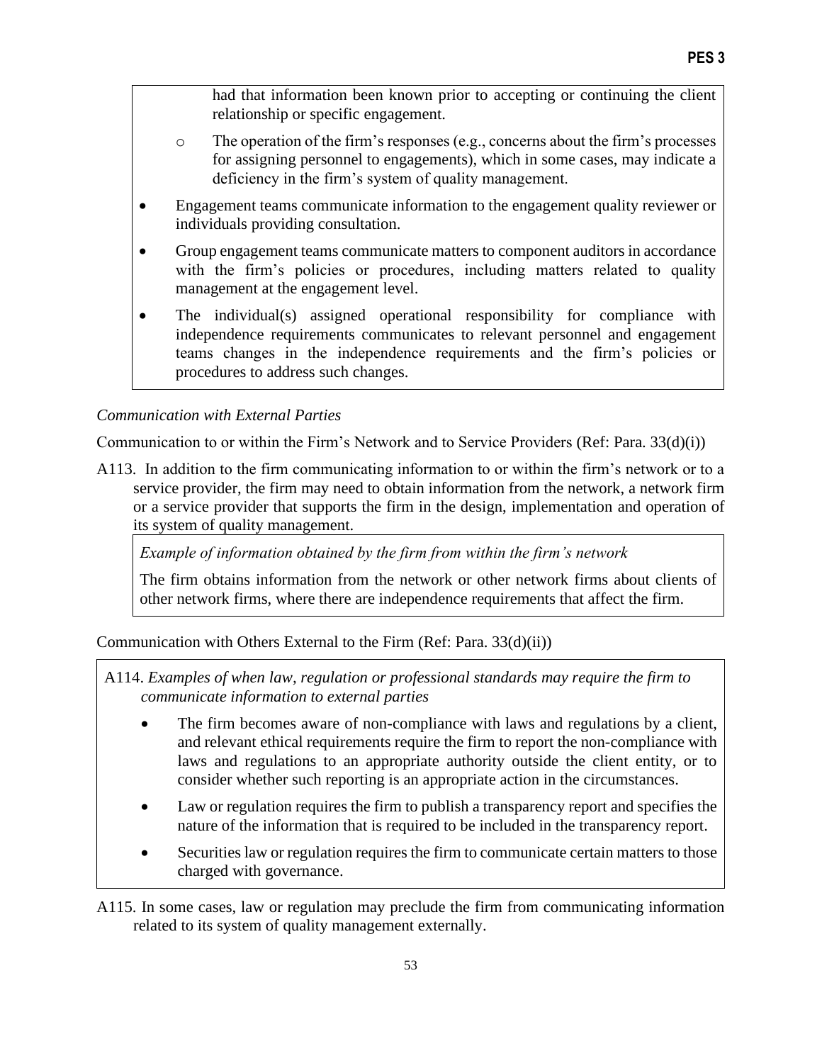had that information been known prior to accepting or continuing the client relationship or specific engagement.

  - The operation of the firm's responses (e.g., concerns about the firm's processes for assigning personnel to engagements), which in some cases, may indicate a deficiency in the firm's system of quality management.

- Engagement teams communicate information to the engagement quality reviewer or individuals providing consultation.
- Group engagement teams communicate matters to component auditors in accordance with the firm's policies or procedures, including matters related to quality management at the engagement level.
- The individual(s) assigned operational responsibility for compliance with independence requirements communicates to relevant personnel and engagement teams changes in the independence requirements and the firm's policies or procedures to address such changes.

*Communication with External Parties*

Communication to or within the Firm's Network and to Service Providers (Ref: Para. 33(d)(i))

A113. In addition to the firm communicating information to or within the firm's network or to a service provider, the firm may need to obtain information from the network, a network firm or a service provider that supports the firm in the design, implementation and operation of its system of quality management.

*Example of information obtained by the firm from within the firm's network*

The firm obtains information from the network or other network firms about clients of other network firms, where there are independence requirements that affect the firm.

Communication with Others External to the Firm (Ref: Para. 33(d)(ii))

A114. *Examples of when law, regulation or professional standards may require the firm to communicate information to external parties*

- The firm becomes aware of non-compliance with laws and regulations by a client, and relevant ethical requirements require the firm to report the non-compliance with laws and regulations to an appropriate authority outside the client entity, or to consider whether such reporting is an appropriate action in the circumstances.
- Law or regulation requires the firm to publish a transparency report and specifies the nature of the information that is required to be included in the transparency report.
- Securities law or regulation requires the firm to communicate certain matters to those charged with governance.

A115. In some cases, law or regulation may preclude the firm from communicating information related to its system of quality management externally.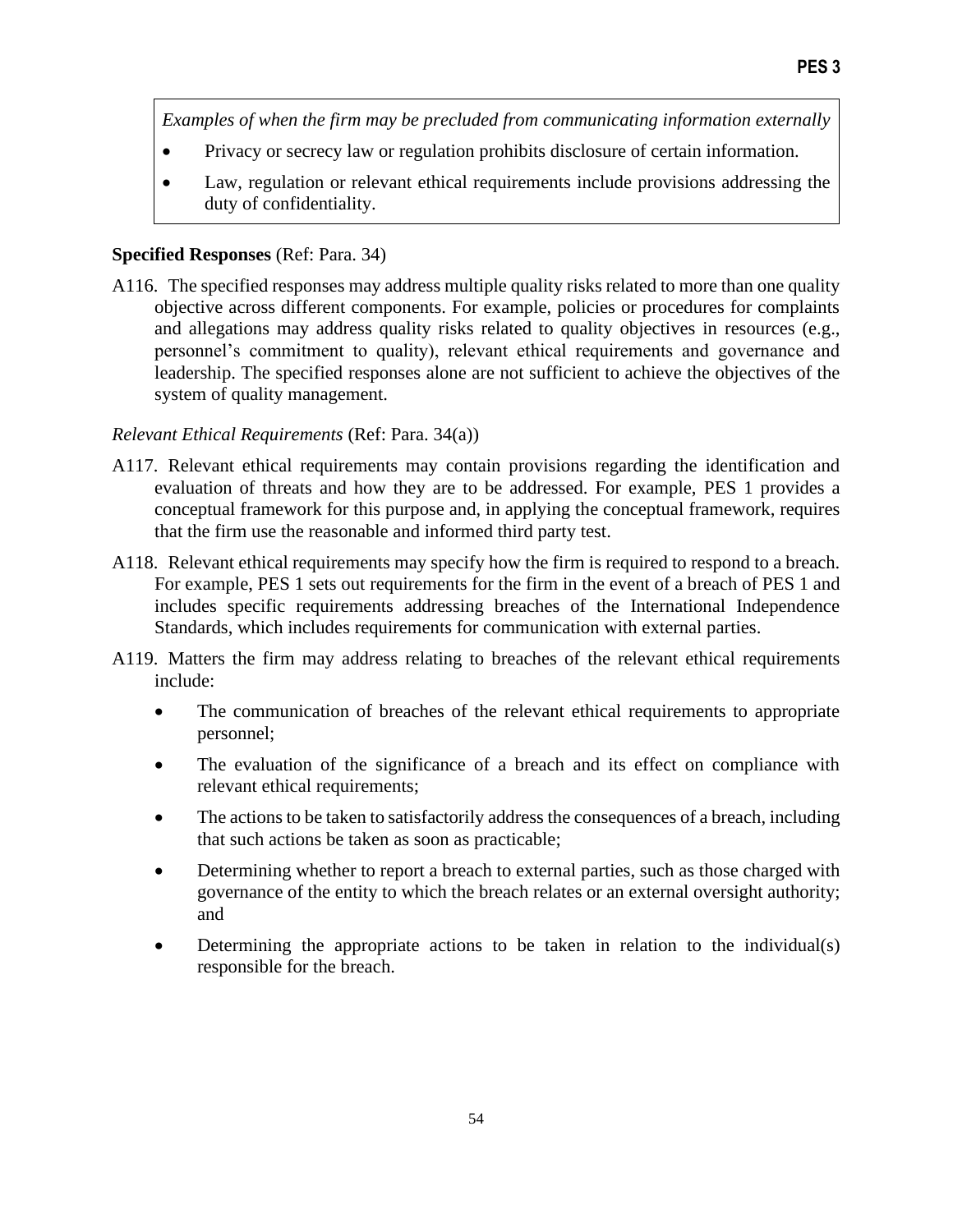*Examples of when the firm may be precluded from communicating information externally*

- Privacy or secrecy law or regulation prohibits disclosure of certain information.
- Law, regulation or relevant ethical requirements include provisions addressing the duty of confidentiality.

**Specified Responses** (Ref: Para. 34)

A116. The specified responses may address multiple quality risks related to more than one quality objective across different components. For example, policies or procedures for complaints and allegations may address quality risks related to quality objectives in resources (e.g., personnel's commitment to quality), relevant ethical requirements and governance and leadership. The specified responses alone are not sufficient to achieve the objectives of the system of quality management.

*Relevant Ethical Requirements* (Ref: Para. 34(a))

A117. Relevant ethical requirements may contain provisions regarding the identification and evaluation of threats and how they are to be addressed. For example, PES 1 provides a conceptual framework for this purpose and, in applying the conceptual framework, requires that the firm use the reasonable and informed third party test.

A118. Relevant ethical requirements may specify how the firm is required to respond to a breach. For example, PES 1 sets out requirements for the firm in the event of a breach of PES 1 and includes specific requirements addressing breaches of the International Independence Standards, which includes requirements for communication with external parties.

A119. Matters the firm may address relating to breaches of the relevant ethical requirements include:

- The communication of breaches of the relevant ethical requirements to appropriate personnel;
- The evaluation of the significance of a breach and its effect on compliance with relevant ethical requirements;
- The actions to be taken to satisfactorily address the consequences of a breach, including that such actions be taken as soon as practicable;
- Determining whether to report a breach to external parties, such as those charged with governance of the entity to which the breach relates or an external oversight authority; and
- Determining the appropriate actions to be taken in relation to the individual(s) responsible for the breach.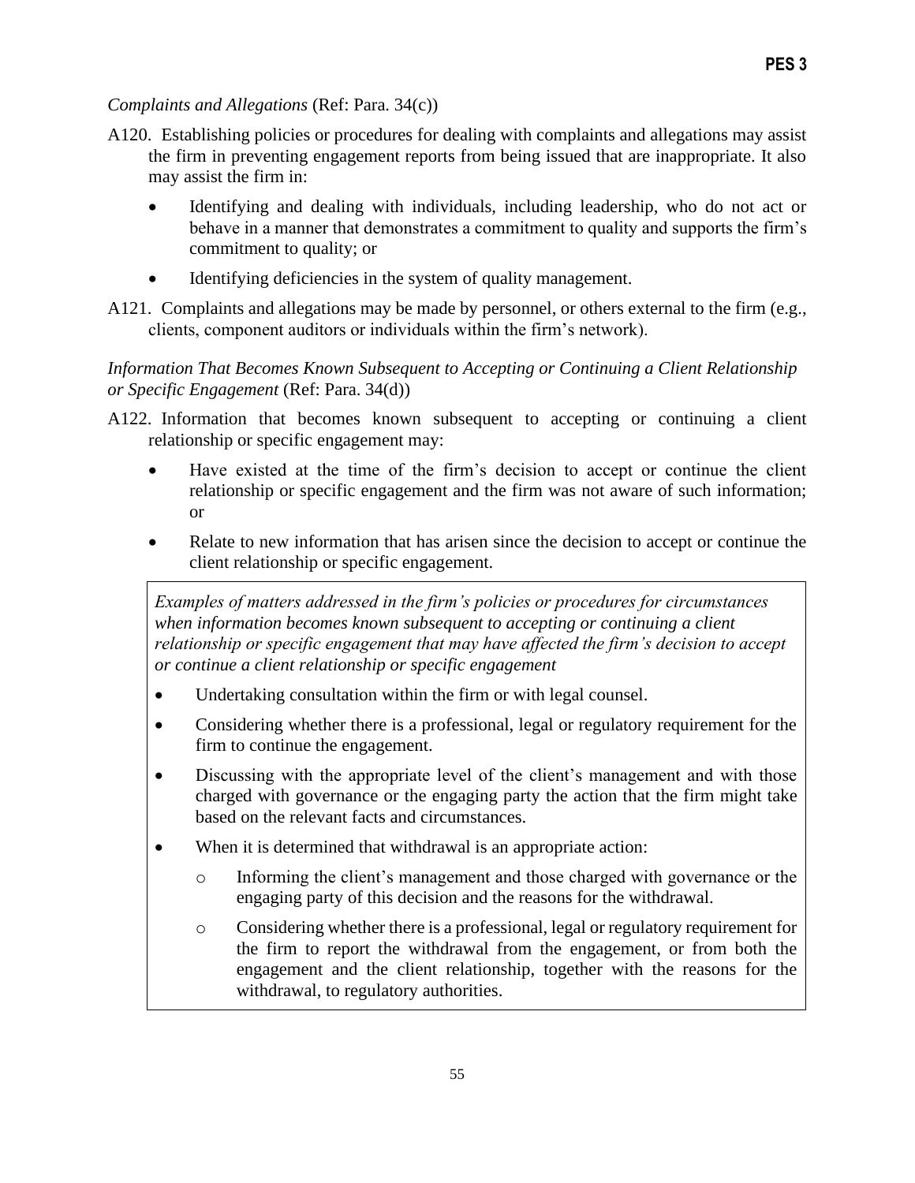*Complaints and Allegations* (Ref: Para. 34(c))

A120. Establishing policies or procedures for dealing with complaints and allegations may assist the firm in preventing engagement reports from being issued that are inappropriate. It also may assist the firm in:

- Identifying and dealing with individuals, including leadership, who do not act or behave in a manner that demonstrates a commitment to quality and supports the firm's commitment to quality; or
- Identifying deficiencies in the system of quality management.

A121. Complaints and allegations may be made by personnel, or others external to the firm (e.g., clients, component auditors or individuals within the firm's network).

*Information That Becomes Known Subsequent to Accepting or Continuing a Client Relationship or Specific Engagement* (Ref: Para. 34(d))

A122. Information that becomes known subsequent to accepting or continuing a client relationship or specific engagement may:

- Have existed at the time of the firm's decision to accept or continue the client relationship or specific engagement and the firm was not aware of such information; or
- Relate to new information that has arisen since the decision to accept or continue the client relationship or specific engagement.

> *Examples of matters addressed in the firm's policies or procedures for circumstances when information becomes known subsequent to accepting or continuing a client relationship or specific engagement that may have affected the firm's decision to accept or continue a client relationship or specific engagement*
>
> - Undertaking consultation within the firm or with legal counsel.
> - Considering whether there is a professional, legal or regulatory requirement for the firm to continue the engagement.
> - Discussing with the appropriate level of the client's management and with those charged with governance or the engaging party the action that the firm might take based on the relevant facts and circumstances.
> - When it is determined that withdrawal is an appropriate action:
>     - Informing the client's management and those charged with governance or the engaging party of this decision and the reasons for the withdrawal.
>     - Considering whether there is a professional, legal or regulatory requirement for the firm to report the withdrawal from the engagement, or from both the engagement and the client relationship, together with the reasons for the withdrawal, to regulatory authorities.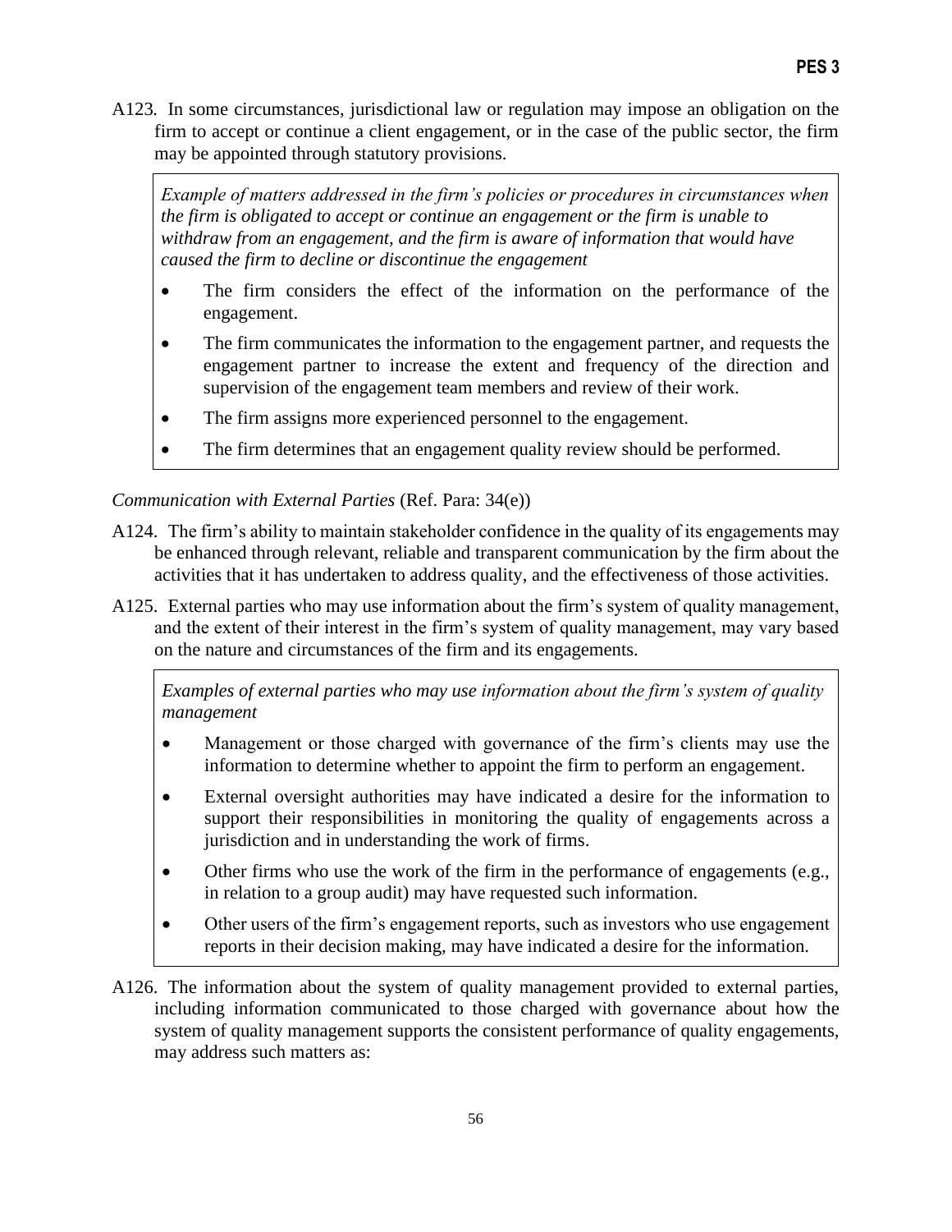A123. In some circumstances, jurisdictional law or regulation may impose an obligation on the firm to accept or continue a client engagement, or in the case of the public sector, the firm may be appointed through statutory provisions.

> *Example of matters addressed in the firm's policies or procedures in circumstances when the firm is obligated to accept or continue an engagement or the firm is unable to withdraw from an engagement, and the firm is aware of information that would have caused the firm to decline or discontinue the engagement*
>
> - The firm considers the effect of the information on the performance of the engagement.
> - The firm communicates the information to the engagement partner, and requests the engagement partner to increase the extent and frequency of the direction and supervision of the engagement team members and review of their work.
> - The firm assigns more experienced personnel to the engagement.
> - The firm determines that an engagement quality review should be performed.

*Communication with External Parties* (Ref. Para: 34(e))

A124. The firm's ability to maintain stakeholder confidence in the quality of its engagements may be enhanced through relevant, reliable and transparent communication by the firm about the activities that it has undertaken to address quality, and the effectiveness of those activities.

A125. External parties who may use information about the firm's system of quality management, and the extent of their interest in the firm's system of quality management, may vary based on the nature and circumstances of the firm and its engagements.

> *Examples of external parties who may use information about the firm's system of quality management*
>
> - Management or those charged with governance of the firm's clients may use the information to determine whether to appoint the firm to perform an engagement.
> - External oversight authorities may have indicated a desire for the information to support their responsibilities in monitoring the quality of engagements across a jurisdiction and in understanding the work of firms.
> - Other firms who use the work of the firm in the performance of engagements (e.g., in relation to a group audit) may have requested such information.
> - Other users of the firm's engagement reports, such as investors who use engagement reports in their decision making, may have indicated a desire for the information.

A126. The information about the system of quality management provided to external parties, including information communicated to those charged with governance about how the system of quality management supports the consistent performance of quality engagements, may address such matters as: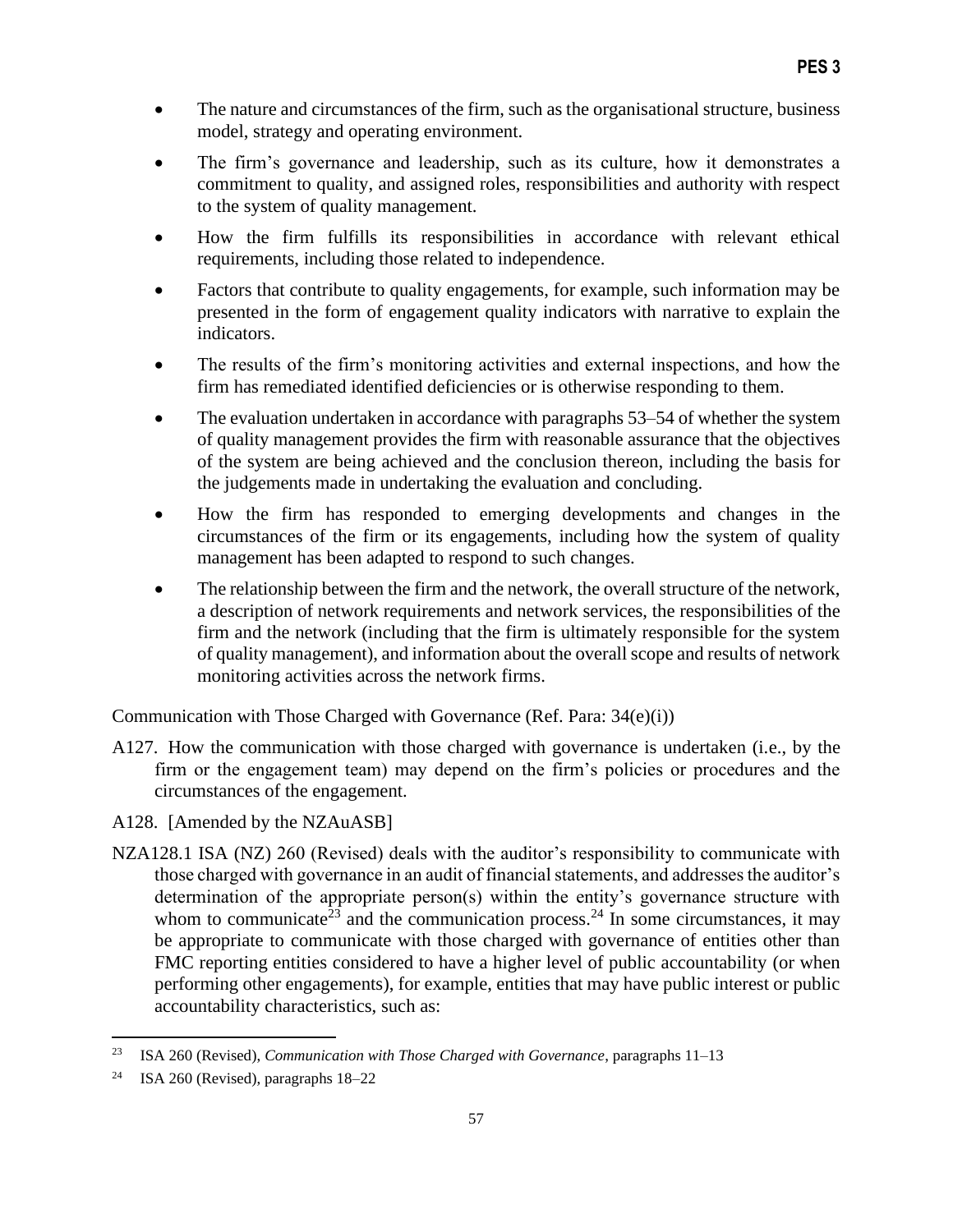- The nature and circumstances of the firm, such as the organisational structure, business model, strategy and operating environment.
- The firm's governance and leadership, such as its culture, how it demonstrates a commitment to quality, and assigned roles, responsibilities and authority with respect to the system of quality management.
- How the firm fulfills its responsibilities in accordance with relevant ethical requirements, including those related to independence.
- Factors that contribute to quality engagements, for example, such information may be presented in the form of engagement quality indicators with narrative to explain the indicators.
- The results of the firm's monitoring activities and external inspections, and how the firm has remediated identified deficiencies or is otherwise responding to them.
- The evaluation undertaken in accordance with paragraphs 53–54 of whether the system of quality management provides the firm with reasonable assurance that the objectives of the system are being achieved and the conclusion thereon, including the basis for the judgements made in undertaking the evaluation and concluding.
- How the firm has responded to emerging developments and changes in the circumstances of the firm or its engagements, including how the system of quality management has been adapted to respond to such changes.
- The relationship between the firm and the network, the overall structure of the network, a description of network requirements and network services, the responsibilities of the firm and the network (including that the firm is ultimately responsible for the system of quality management), and information about the overall scope and results of network monitoring activities across the network firms.

Communication with Those Charged with Governance (Ref. Para: 34(e)(i))

A127. How the communication with those charged with governance is undertaken (i.e., by the firm or the engagement team) may depend on the firm's policies or procedures and the circumstances of the engagement.

A128. [Amended by the NZAuASB]

NZA128.1 ISA (NZ) 260 (Revised) deals with the auditor's responsibility to communicate with those charged with governance in an audit of financial statements, and addresses the auditor's determination of the appropriate person(s) within the entity's governance structure with whom to communicate[23] and the communication process.[24] In some circumstances, it may be appropriate to communicate with those charged with governance of entities other than FMC reporting entities considered to have a higher level of public accountability (or when performing other engagements), for example, entities that may have public interest or public accountability characteristics, such as:

[23] ISA 260 (Revised), *Communication with Those Charged with Governance*, paragraphs 11–13

[24] ISA 260 (Revised), paragraphs 18–22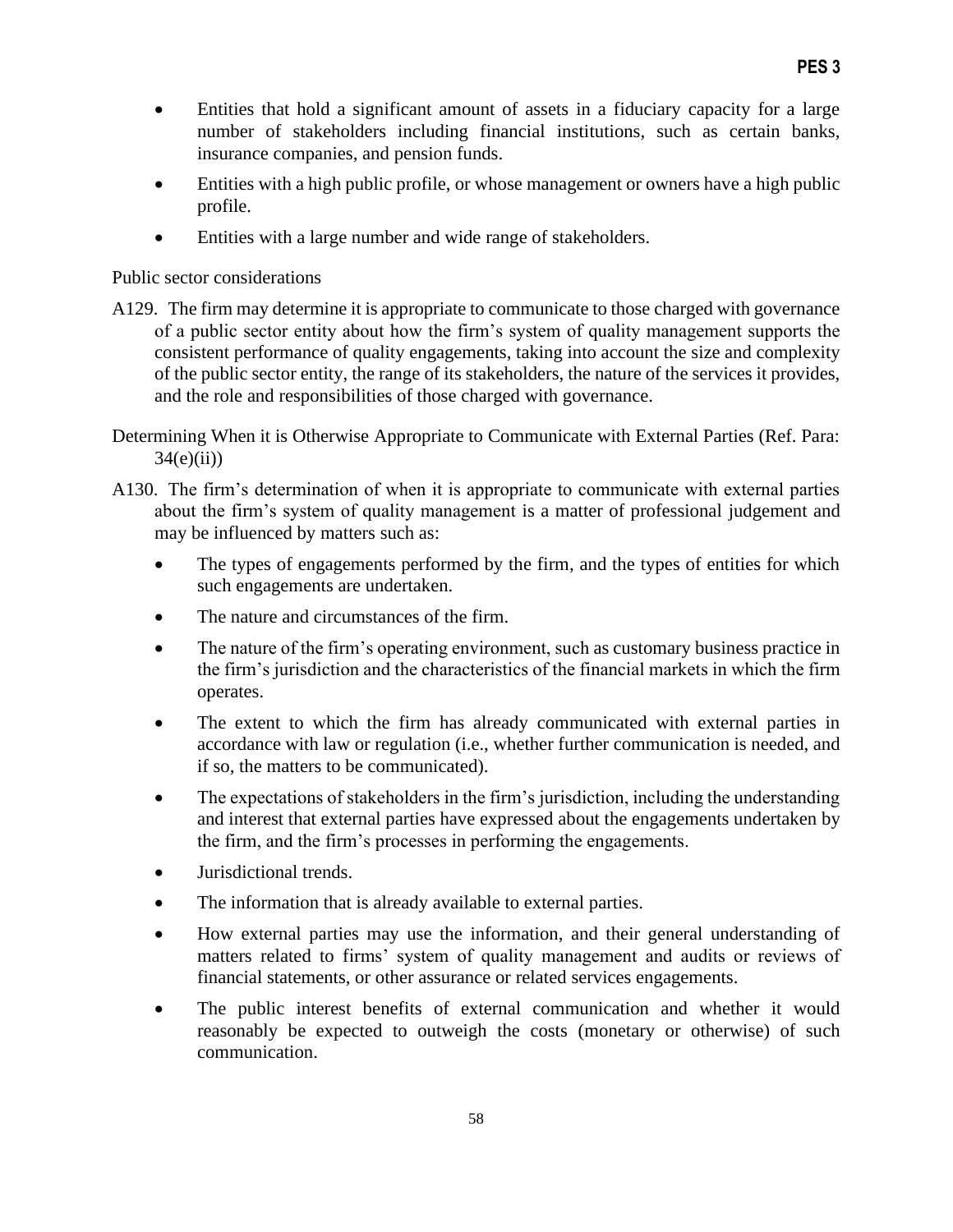- Entities that hold a significant amount of assets in a fiduciary capacity for a large number of stakeholders including financial institutions, such as certain banks, insurance companies, and pension funds.
- Entities with a high public profile, or whose management or owners have a high public profile.
- Entities with a large number and wide range of stakeholders.

Public sector considerations

A129. The firm may determine it is appropriate to communicate to those charged with governance of a public sector entity about how the firm's system of quality management supports the consistent performance of quality engagements, taking into account the size and complexity of the public sector entity, the range of its stakeholders, the nature of the services it provides, and the role and responsibilities of those charged with governance.

Determining When it is Otherwise Appropriate to Communicate with External Parties (Ref. Para: 34(e)(ii))

A130. The firm's determination of when it is appropriate to communicate with external parties about the firm's system of quality management is a matter of professional judgement and may be influenced by matters such as:

- The types of engagements performed by the firm, and the types of entities for which such engagements are undertaken.
- The nature and circumstances of the firm.
- The nature of the firm's operating environment, such as customary business practice in the firm's jurisdiction and the characteristics of the financial markets in which the firm operates.
- The extent to which the firm has already communicated with external parties in accordance with law or regulation (i.e., whether further communication is needed, and if so, the matters to be communicated).
- The expectations of stakeholders in the firm's jurisdiction, including the understanding and interest that external parties have expressed about the engagements undertaken by the firm, and the firm's processes in performing the engagements.
- Jurisdictional trends.
- The information that is already available to external parties.
- How external parties may use the information, and their general understanding of matters related to firms' system of quality management and audits or reviews of financial statements, or other assurance or related services engagements.
- The public interest benefits of external communication and whether it would reasonably be expected to outweigh the costs (monetary or otherwise) of such communication.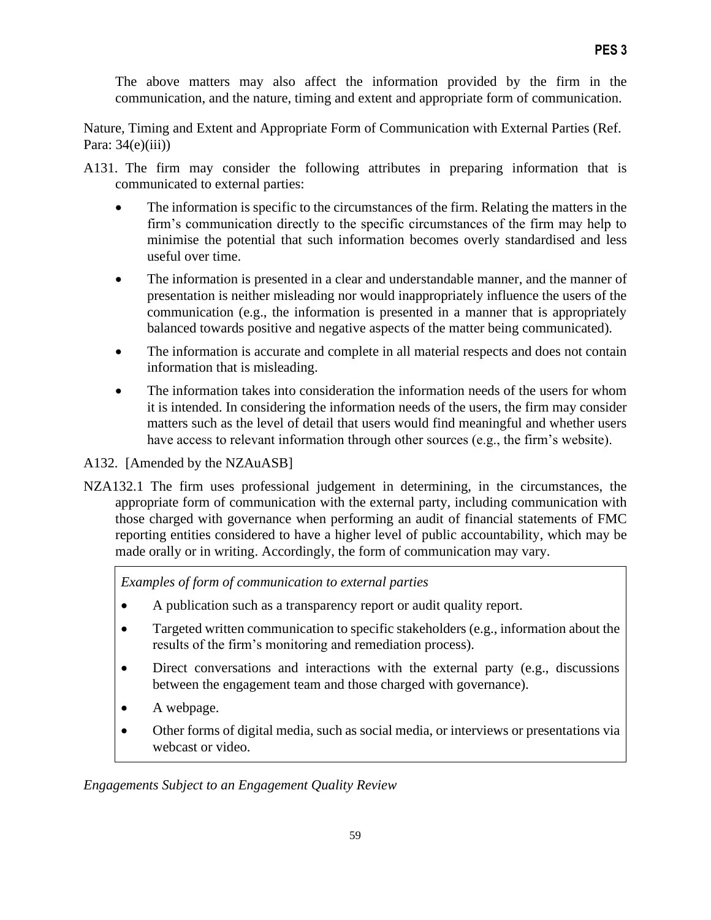The above matters may also affect the information provided by the firm in the communication, and the nature, timing and extent and appropriate form of communication.

Nature, Timing and Extent and Appropriate Form of Communication with External Parties (Ref. Para: 34(e)(iii))

A131. The firm may consider the following attributes in preparing information that is communicated to external parties:

- The information is specific to the circumstances of the firm. Relating the matters in the firm's communication directly to the specific circumstances of the firm may help to minimise the potential that such information becomes overly standardised and less useful over time.
- The information is presented in a clear and understandable manner, and the manner of presentation is neither misleading nor would inappropriately influence the users of the communication (e.g., the information is presented in a manner that is appropriately balanced towards positive and negative aspects of the matter being communicated).
- The information is accurate and complete in all material respects and does not contain information that is misleading.
- The information takes into consideration the information needs of the users for whom it is intended. In considering the information needs of the users, the firm may consider matters such as the level of detail that users would find meaningful and whether users have access to relevant information through other sources (e.g., the firm's website).

A132. [Amended by the NZAuASB]

NZA132.1 The firm uses professional judgement in determining, in the circumstances, the appropriate form of communication with the external party, including communication with those charged with governance when performing an audit of financial statements of FMC reporting entities considered to have a higher level of public accountability, which may be made orally or in writing. Accordingly, the form of communication may vary.

> *Examples of form of communication to external parties*
>
> - A publication such as a transparency report or audit quality report.
> - Targeted written communication to specific stakeholders (e.g., information about the results of the firm's monitoring and remediation process).
> - Direct conversations and interactions with the external party (e.g., discussions between the engagement team and those charged with governance).
> - A webpage.
> - Other forms of digital media, such as social media, or interviews or presentations via webcast or video.

*Engagements Subject to an Engagement Quality Review*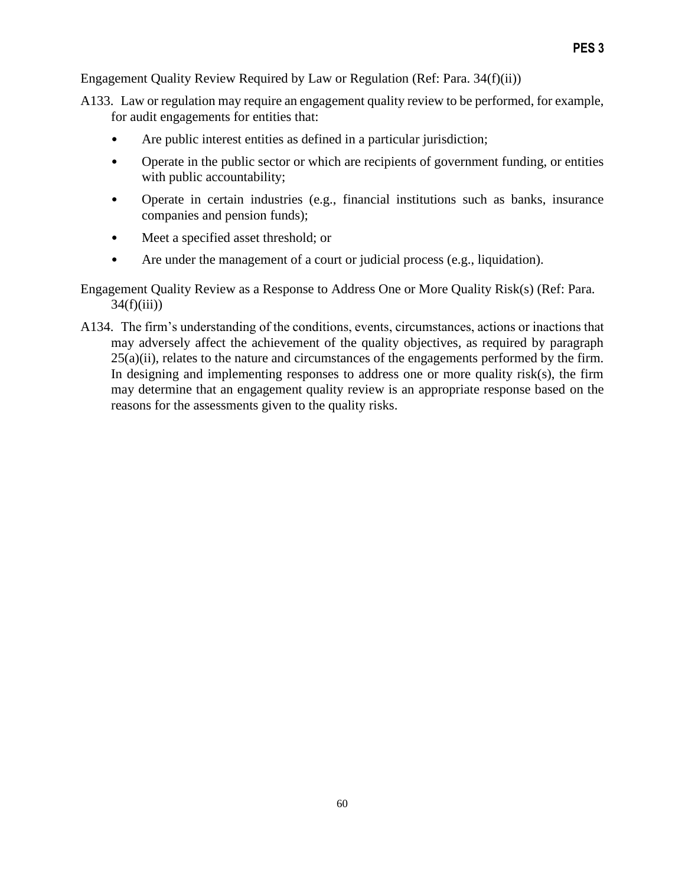Engagement Quality Review Required by Law or Regulation (Ref: Para. 34(f)(ii))

A133. Law or regulation may require an engagement quality review to be performed, for example, for audit engagements for entities that:

- Are public interest entities as defined in a particular jurisdiction;
- Operate in the public sector or which are recipients of government funding, or entities with public accountability;
- Operate in certain industries (e.g., financial institutions such as banks, insurance companies and pension funds);
- Meet a specified asset threshold; or
- Are under the management of a court or judicial process (e.g., liquidation).

Engagement Quality Review as a Response to Address One or More Quality Risk(s) (Ref: Para. 34(f)(iii))

A134. The firm's understanding of the conditions, events, circumstances, actions or inactions that may adversely affect the achievement of the quality objectives, as required by paragraph 25(a)(ii), relates to the nature and circumstances of the engagements performed by the firm. In designing and implementing responses to address one or more quality risk(s), the firm may determine that an engagement quality review is an appropriate response based on the reasons for the assessments given to the quality risks.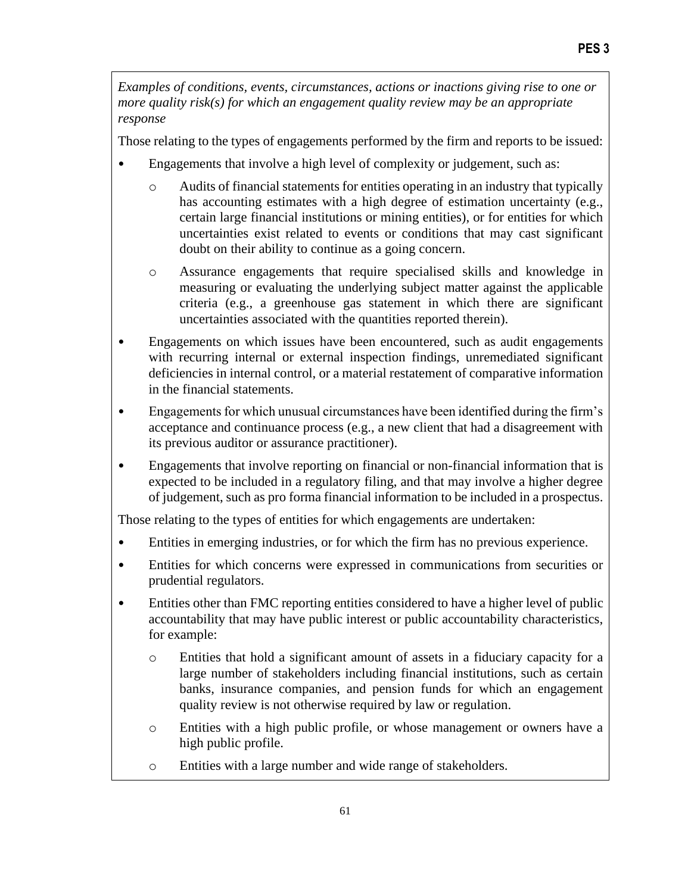*Examples of conditions, events, circumstances, actions or inactions giving rise to one or more quality risk(s) for which an engagement quality review may be an appropriate response*

Those relating to the types of engagements performed by the firm and reports to be issued:

- Engagements that involve a high level of complexity or judgement, such as:
  - Audits of financial statements for entities operating in an industry that typically has accounting estimates with a high degree of estimation uncertainty (e.g., certain large financial institutions or mining entities), or for entities for which uncertainties exist related to events or conditions that may cast significant doubt on their ability to continue as a going concern.
  - Assurance engagements that require specialised skills and knowledge in measuring or evaluating the underlying subject matter against the applicable criteria (e.g., a greenhouse gas statement in which there are significant uncertainties associated with the quantities reported therein).
- Engagements on which issues have been encountered, such as audit engagements with recurring internal or external inspection findings, unremediated significant deficiencies in internal control, or a material restatement of comparative information in the financial statements.
- Engagements for which unusual circumstances have been identified during the firm's acceptance and continuance process (e.g., a new client that had a disagreement with its previous auditor or assurance practitioner).
- Engagements that involve reporting on financial or non-financial information that is expected to be included in a regulatory filing, and that may involve a higher degree of judgement, such as pro forma financial information to be included in a prospectus.

Those relating to the types of entities for which engagements are undertaken:

- Entities in emerging industries, or for which the firm has no previous experience.
- Entities for which concerns were expressed in communications from securities or prudential regulators.
- Entities other than FMC reporting entities considered to have a higher level of public accountability that may have public interest or public accountability characteristics, for example:
  - Entities that hold a significant amount of assets in a fiduciary capacity for a large number of stakeholders including financial institutions, such as certain banks, insurance companies, and pension funds for which an engagement quality review is not otherwise required by law or regulation.
  - Entities with a high public profile, or whose management or owners have a high public profile.
  - Entities with a large number and wide range of stakeholders.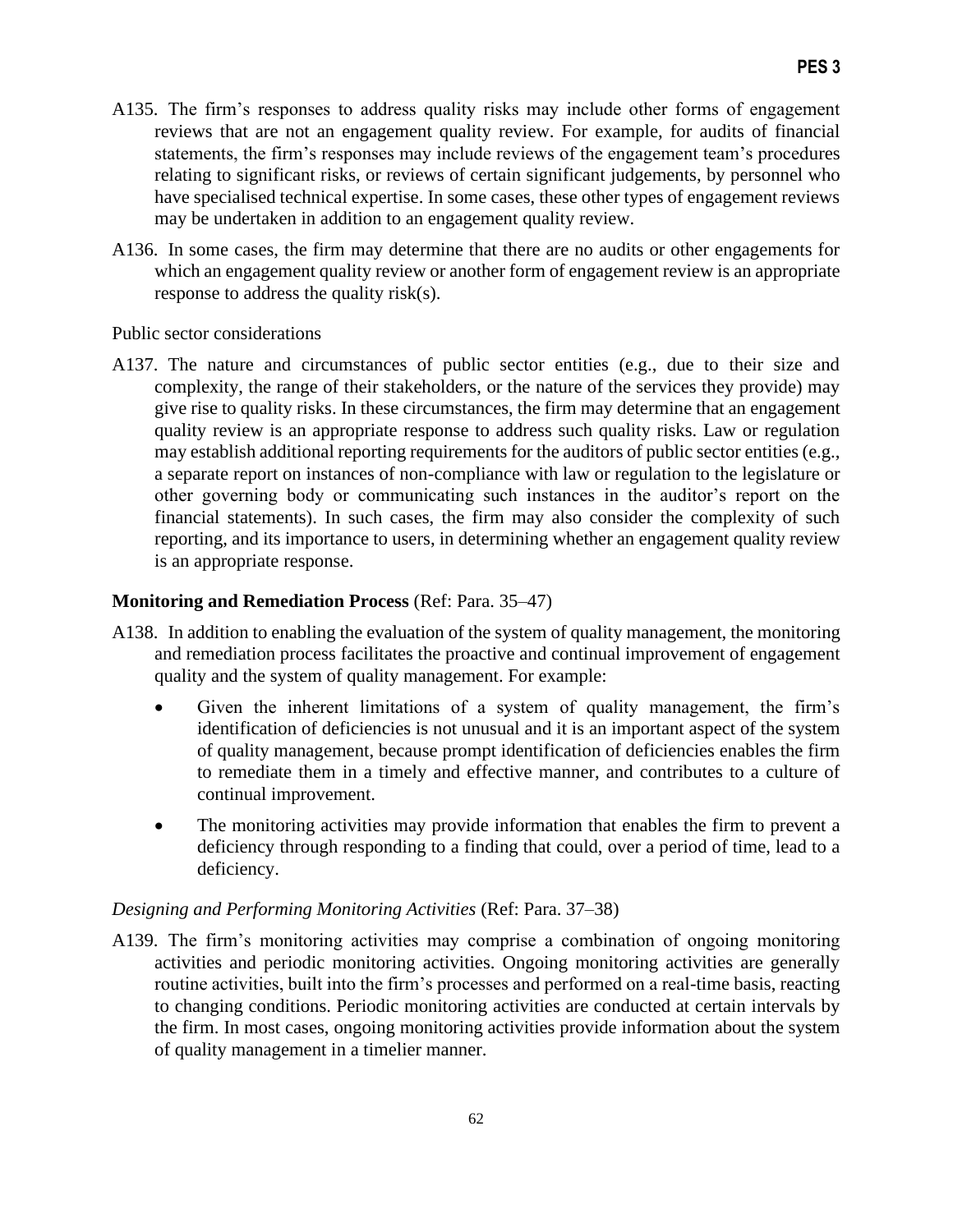A135. The firm's responses to address quality risks may include other forms of engagement reviews that are not an engagement quality review. For example, for audits of financial statements, the firm's responses may include reviews of the engagement team's procedures relating to significant risks, or reviews of certain significant judgements, by personnel who have specialised technical expertise. In some cases, these other types of engagement reviews may be undertaken in addition to an engagement quality review.

A136. In some cases, the firm may determine that there are no audits or other engagements for which an engagement quality review or another form of engagement review is an appropriate response to address the quality risk(s).

Public sector considerations

A137. The nature and circumstances of public sector entities (e.g., due to their size and complexity, the range of their stakeholders, or the nature of the services they provide) may give rise to quality risks. In these circumstances, the firm may determine that an engagement quality review is an appropriate response to address such quality risks. Law or regulation may establish additional reporting requirements for the auditors of public sector entities (e.g., a separate report on instances of non-compliance with law or regulation to the legislature or other governing body or communicating such instances in the auditor's report on the financial statements). In such cases, the firm may also consider the complexity of such reporting, and its importance to users, in determining whether an engagement quality review is an appropriate response.

**Monitoring and Remediation Process** (Ref: Para. 35–47)

A138. In addition to enabling the evaluation of the system of quality management, the monitoring and remediation process facilitates the proactive and continual improvement of engagement quality and the system of quality management. For example:

- Given the inherent limitations of a system of quality management, the firm's identification of deficiencies is not unusual and it is an important aspect of the system of quality management, because prompt identification of deficiencies enables the firm to remediate them in a timely and effective manner, and contributes to a culture of continual improvement.
- The monitoring activities may provide information that enables the firm to prevent a deficiency through responding to a finding that could, over a period of time, lead to a deficiency.

*Designing and Performing Monitoring Activities* (Ref: Para. 37–38)

A139. The firm's monitoring activities may comprise a combination of ongoing monitoring activities and periodic monitoring activities. Ongoing monitoring activities are generally routine activities, built into the firm's processes and performed on a real-time basis, reacting to changing conditions. Periodic monitoring activities are conducted at certain intervals by the firm. In most cases, ongoing monitoring activities provide information about the system of quality management in a timelier manner.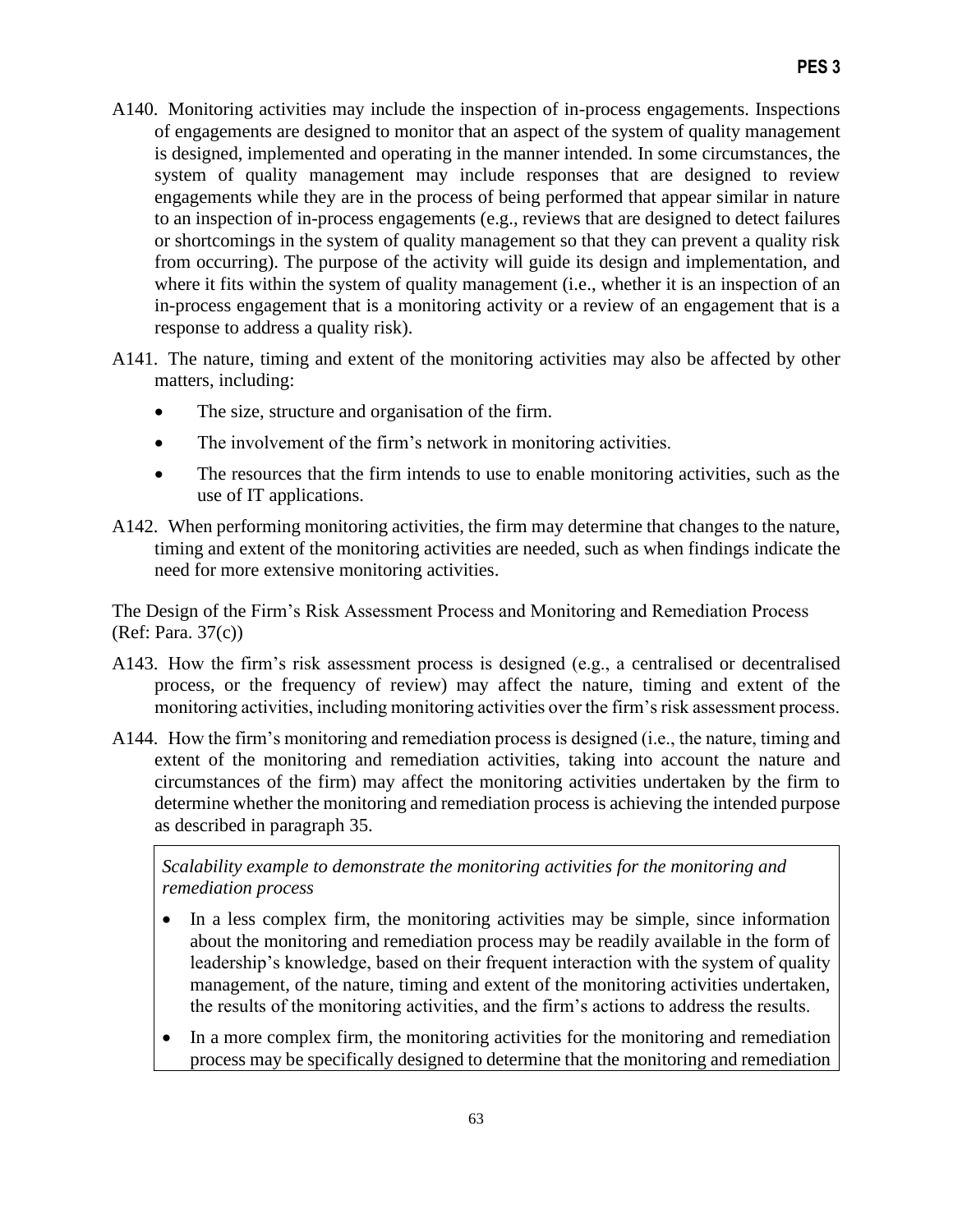A140. Monitoring activities may include the inspection of in-process engagements. Inspections of engagements are designed to monitor that an aspect of the system of quality management is designed, implemented and operating in the manner intended. In some circumstances, the system of quality management may include responses that are designed to review engagements while they are in the process of being performed that appear similar in nature to an inspection of in-process engagements (e.g., reviews that are designed to detect failures or shortcomings in the system of quality management so that they can prevent a quality risk from occurring). The purpose of the activity will guide its design and implementation, and where it fits within the system of quality management (i.e., whether it is an inspection of an in-process engagement that is a monitoring activity or a review of an engagement that is a response to address a quality risk).

A141. The nature, timing and extent of the monitoring activities may also be affected by other matters, including:

- The size, structure and organisation of the firm.
- The involvement of the firm's network in monitoring activities.
- The resources that the firm intends to use to enable monitoring activities, such as the use of IT applications.

A142. When performing monitoring activities, the firm may determine that changes to the nature, timing and extent of the monitoring activities are needed, such as when findings indicate the need for more extensive monitoring activities.

The Design of the Firm's Risk Assessment Process and Monitoring and Remediation Process (Ref: Para. 37(c))

A143. How the firm's risk assessment process is designed (e.g., a centralised or decentralised process, or the frequency of review) may affect the nature, timing and extent of the monitoring activities, including monitoring activities over the firm's risk assessment process.

A144. How the firm's monitoring and remediation process is designed (i.e., the nature, timing and extent of the monitoring and remediation activities, taking into account the nature and circumstances of the firm) may affect the monitoring activities undertaken by the firm to determine whether the monitoring and remediation process is achieving the intended purpose as described in paragraph 35.

*Scalability example to demonstrate the monitoring activities for the monitoring and remediation process*

- In a less complex firm, the monitoring activities may be simple, since information about the monitoring and remediation process may be readily available in the form of leadership's knowledge, based on their frequent interaction with the system of quality management, of the nature, timing and extent of the monitoring activities undertaken, the results of the monitoring activities, and the firm's actions to address the results.
- In a more complex firm, the monitoring activities for the monitoring and remediation process may be specifically designed to determine that the monitoring and remediation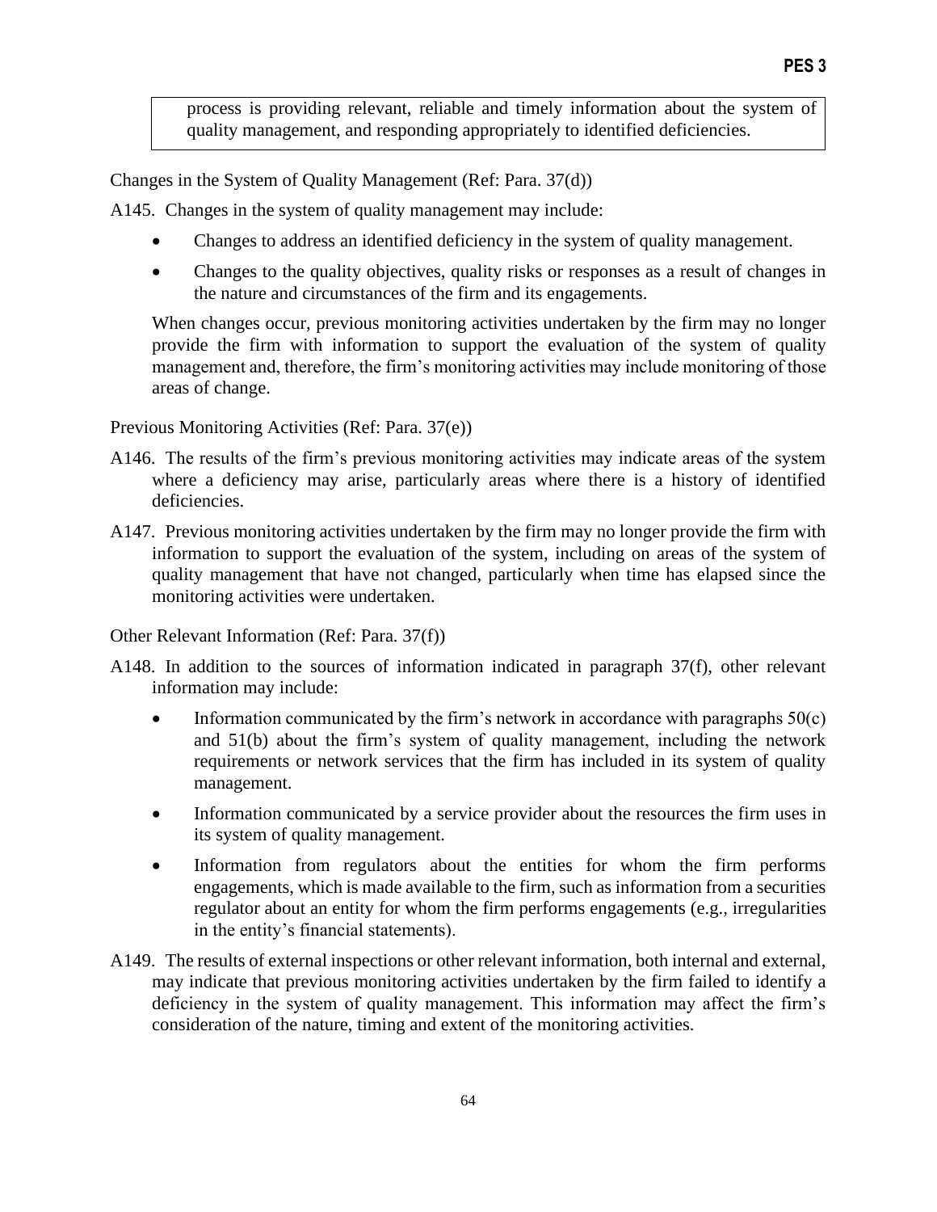process is providing relevant, reliable and timely information about the system of quality management, and responding appropriately to identified deficiencies.

Changes in the System of Quality Management (Ref: Para. 37(d))

A145. Changes in the system of quality management may include:

- Changes to address an identified deficiency in the system of quality management.
- Changes to the quality objectives, quality risks or responses as a result of changes in the nature and circumstances of the firm and its engagements.

When changes occur, previous monitoring activities undertaken by the firm may no longer provide the firm with information to support the evaluation of the system of quality management and, therefore, the firm's monitoring activities may include monitoring of those areas of change.

Previous Monitoring Activities (Ref: Para. 37(e))

A146. The results of the firm's previous monitoring activities may indicate areas of the system where a deficiency may arise, particularly areas where there is a history of identified deficiencies.

A147. Previous monitoring activities undertaken by the firm may no longer provide the firm with information to support the evaluation of the system, including on areas of the system of quality management that have not changed, particularly when time has elapsed since the monitoring activities were undertaken.

Other Relevant Information (Ref: Para. 37(f))

A148. In addition to the sources of information indicated in paragraph 37(f), other relevant information may include:

- Information communicated by the firm's network in accordance with paragraphs 50(c) and 51(b) about the firm's system of quality management, including the network requirements or network services that the firm has included in its system of quality management.
- Information communicated by a service provider about the resources the firm uses in its system of quality management.
- Information from regulators about the entities for whom the firm performs engagements, which is made available to the firm, such as information from a securities regulator about an entity for whom the firm performs engagements (e.g., irregularities in the entity's financial statements).

A149. The results of external inspections or other relevant information, both internal and external, may indicate that previous monitoring activities undertaken by the firm failed to identify a deficiency in the system of quality management. This information may affect the firm's consideration of the nature, timing and extent of the monitoring activities.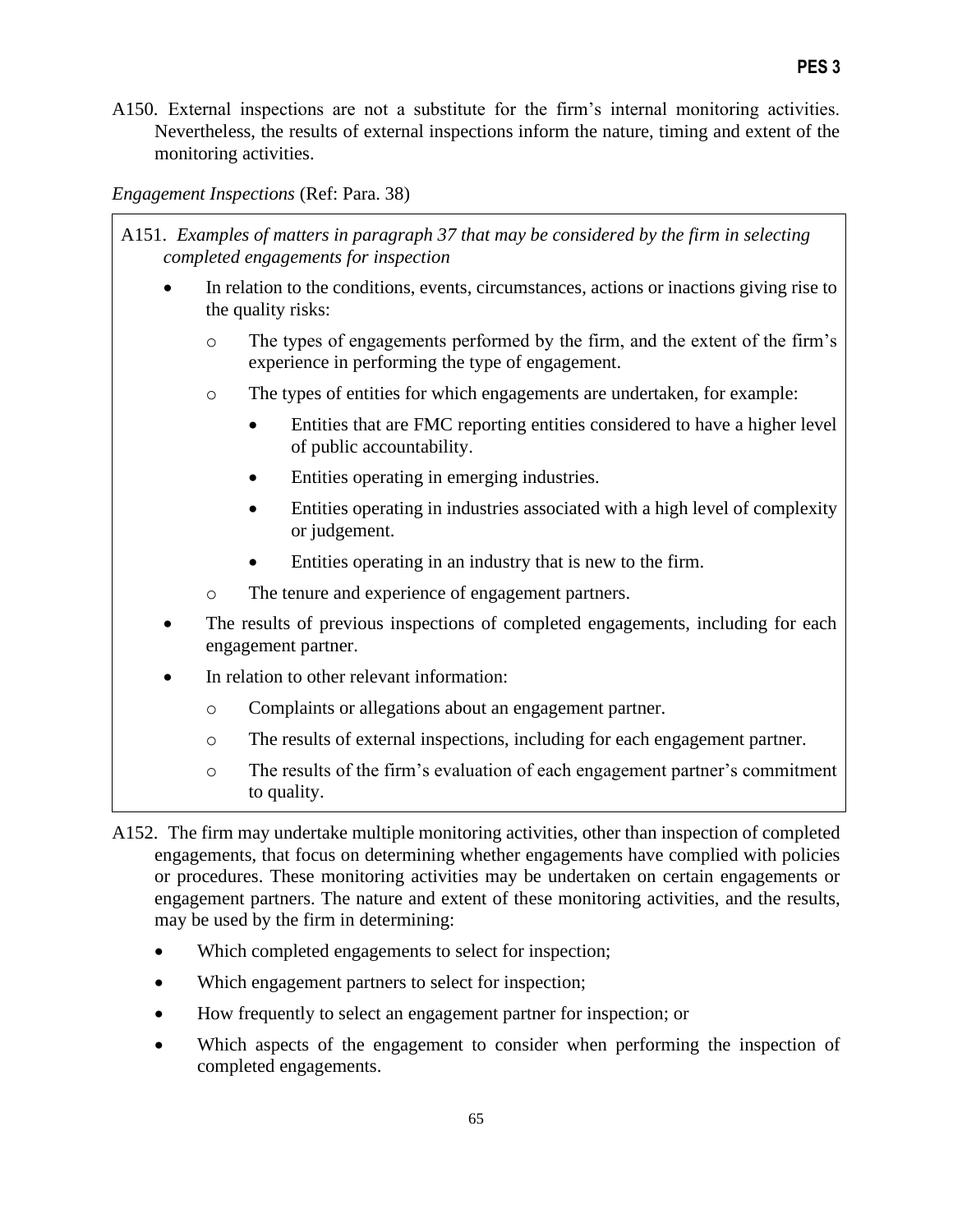A150. External inspections are not a substitute for the firm's internal monitoring activities. Nevertheless, the results of external inspections inform the nature, timing and extent of the monitoring activities.

*Engagement Inspections* (Ref: Para. 38)

A151. *Examples of matters in paragraph 37 that may be considered by the firm in selecting completed engagements for inspection*

- In relation to the conditions, events, circumstances, actions or inactions giving rise to the quality risks:
  - The types of engagements performed by the firm, and the extent of the firm's experience in performing the type of engagement.
  - The types of entities for which engagements are undertaken, for example:
    - Entities that are FMC reporting entities considered to have a higher level of public accountability.
    - Entities operating in emerging industries.
    - Entities operating in industries associated with a high level of complexity or judgement.
    - Entities operating in an industry that is new to the firm.
  - The tenure and experience of engagement partners.
- The results of previous inspections of completed engagements, including for each engagement partner.
- In relation to other relevant information:
  - Complaints or allegations about an engagement partner.
  - The results of external inspections, including for each engagement partner.
  - The results of the firm's evaluation of each engagement partner's commitment to quality.

A152. The firm may undertake multiple monitoring activities, other than inspection of completed engagements, that focus on determining whether engagements have complied with policies or procedures. These monitoring activities may be undertaken on certain engagements or engagement partners. The nature and extent of these monitoring activities, and the results, may be used by the firm in determining:

- Which completed engagements to select for inspection;
- Which engagement partners to select for inspection;
- How frequently to select an engagement partner for inspection; or
- Which aspects of the engagement to consider when performing the inspection of completed engagements.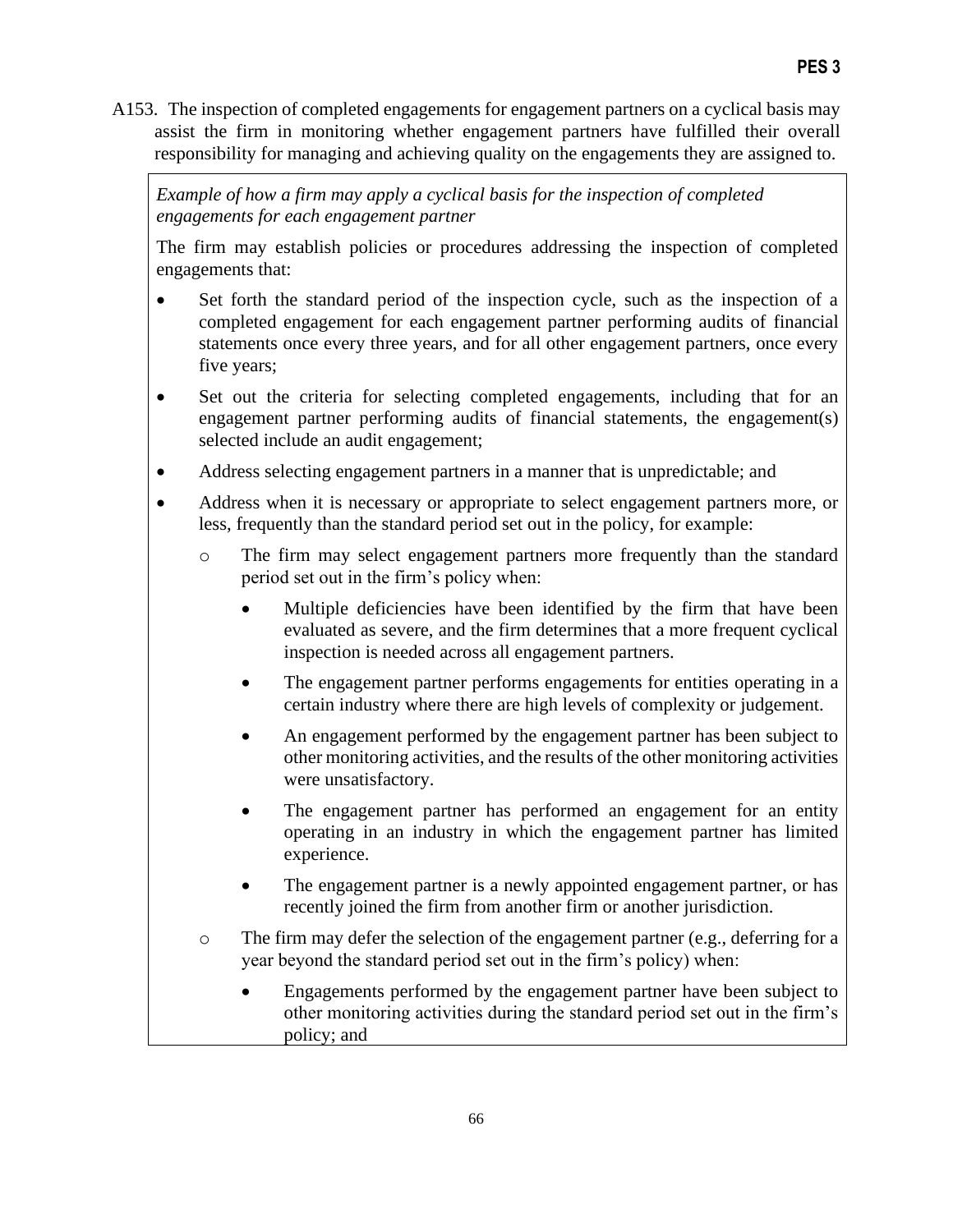A153. The inspection of completed engagements for engagement partners on a cyclical basis may assist the firm in monitoring whether engagement partners have fulfilled their overall responsibility for managing and achieving quality on the engagements they are assigned to.

> *Example of how a firm may apply a cyclical basis for the inspection of completed engagements for each engagement partner*
>
> The firm may establish policies or procedures addressing the inspection of completed engagements that:
>
> - Set forth the standard period of the inspection cycle, such as the inspection of a completed engagement for each engagement partner performing audits of financial statements once every three years, and for all other engagement partners, once every five years;
> - Set out the criteria for selecting completed engagements, including that for an engagement partner performing audits of financial statements, the engagement(s) selected include an audit engagement;
> - Address selecting engagement partners in a manner that is unpredictable; and
> - Address when it is necessary or appropriate to select engagement partners more, or less, frequently than the standard period set out in the policy, for example:
>   - The firm may select engagement partners more frequently than the standard period set out in the firm's policy when:
>     - Multiple deficiencies have been identified by the firm that have been evaluated as severe, and the firm determines that a more frequent cyclical inspection is needed across all engagement partners.
>     - The engagement partner performs engagements for entities operating in a certain industry where there are high levels of complexity or judgement.
>     - An engagement performed by the engagement partner has been subject to other monitoring activities, and the results of the other monitoring activities were unsatisfactory.
>     - The engagement partner has performed an engagement for an entity operating in an industry in which the engagement partner has limited experience.
>     - The engagement partner is a newly appointed engagement partner, or has recently joined the firm from another firm or another jurisdiction.
>   - The firm may defer the selection of the engagement partner (e.g., deferring for a year beyond the standard period set out in the firm's policy) when:
>     - Engagements performed by the engagement partner have been subject to other monitoring activities during the standard period set out in the firm's policy; and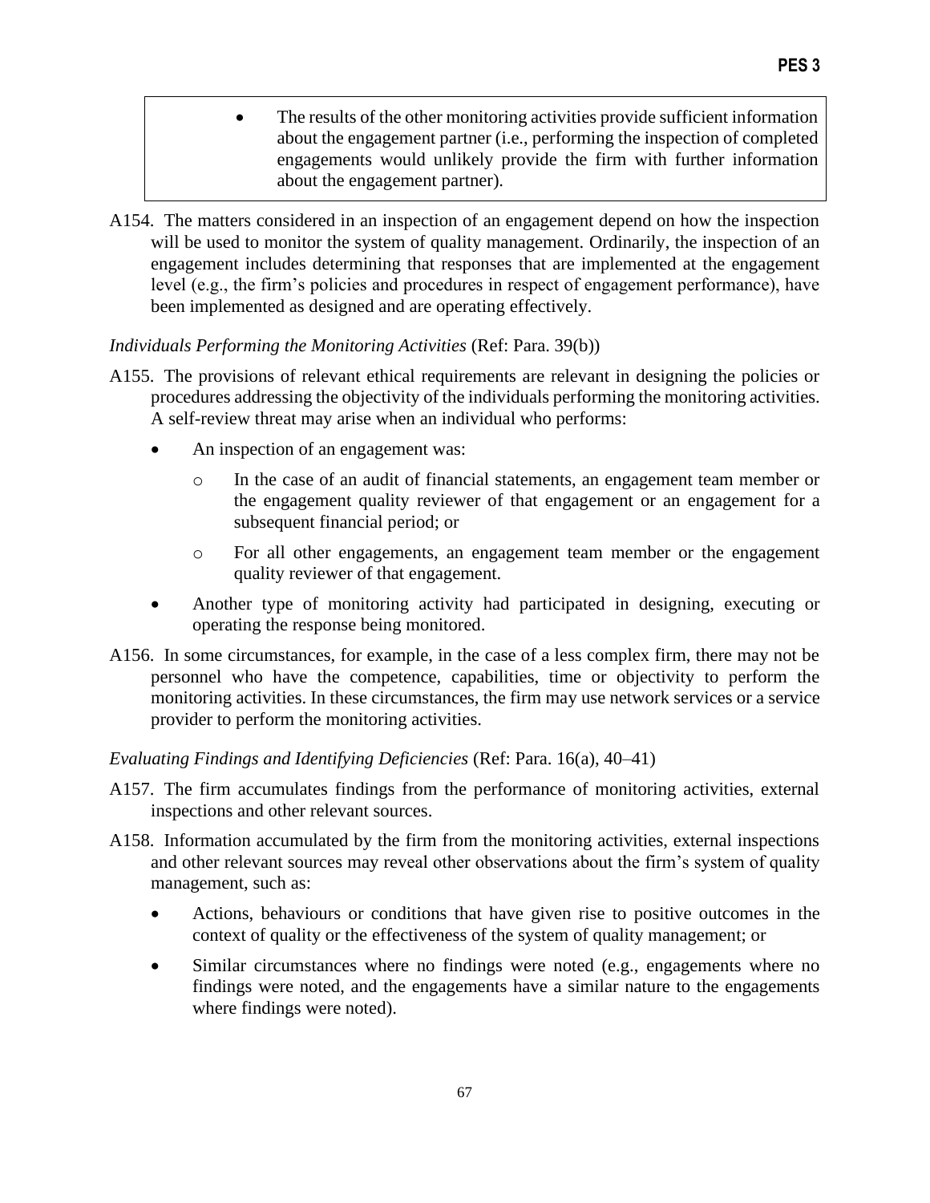- The results of the other monitoring activities provide sufficient information about the engagement partner (i.e., performing the inspection of completed engagements would unlikely provide the firm with further information about the engagement partner).

A154. The matters considered in an inspection of an engagement depend on how the inspection will be used to monitor the system of quality management. Ordinarily, the inspection of an engagement includes determining that responses that are implemented at the engagement level (e.g., the firm's policies and procedures in respect of engagement performance), have been implemented as designed and are operating effectively.

*Individuals Performing the Monitoring Activities* (Ref: Para. 39(b))

A155. The provisions of relevant ethical requirements are relevant in designing the policies or procedures addressing the objectivity of the individuals performing the monitoring activities. A self-review threat may arise when an individual who performs:

- An inspection of an engagement was:
  - In the case of an audit of financial statements, an engagement team member or the engagement quality reviewer of that engagement or an engagement for a subsequent financial period; or
  - For all other engagements, an engagement team member or the engagement quality reviewer of that engagement.
- Another type of monitoring activity had participated in designing, executing or operating the response being monitored.

A156. In some circumstances, for example, in the case of a less complex firm, there may not be personnel who have the competence, capabilities, time or objectivity to perform the monitoring activities. In these circumstances, the firm may use network services or a service provider to perform the monitoring activities.

*Evaluating Findings and Identifying Deficiencies* (Ref: Para. 16(a), 40–41)

A157. The firm accumulates findings from the performance of monitoring activities, external inspections and other relevant sources.

A158. Information accumulated by the firm from the monitoring activities, external inspections and other relevant sources may reveal other observations about the firm's system of quality management, such as:

- Actions, behaviours or conditions that have given rise to positive outcomes in the context of quality or the effectiveness of the system of quality management; or
- Similar circumstances where no findings were noted (e.g., engagements where no findings were noted, and the engagements have a similar nature to the engagements where findings were noted).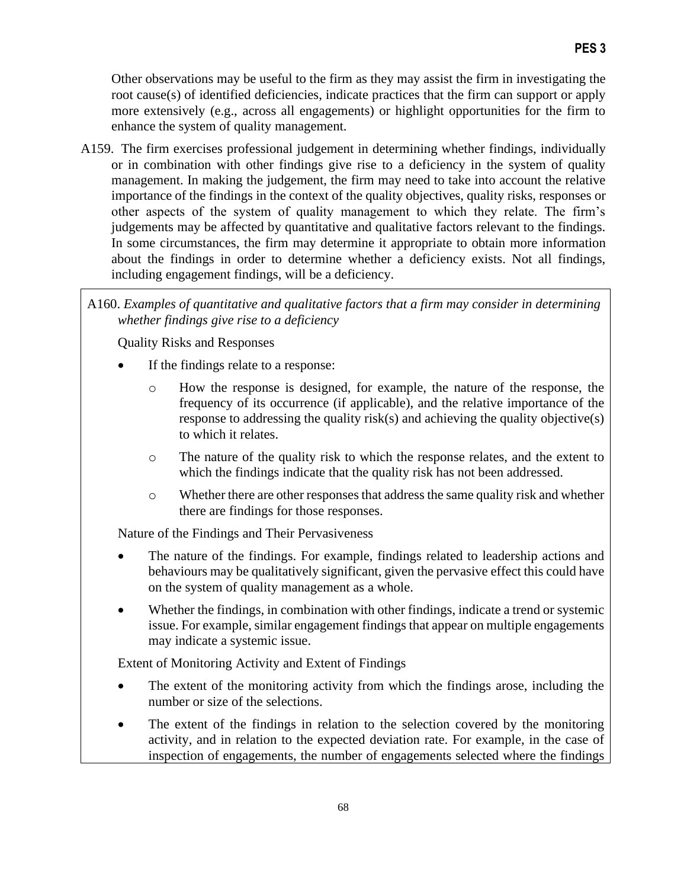Other observations may be useful to the firm as they may assist the firm in investigating the root cause(s) of identified deficiencies, indicate practices that the firm can support or apply more extensively (e.g., across all engagements) or highlight opportunities for the firm to enhance the system of quality management.

A159. The firm exercises professional judgement in determining whether findings, individually or in combination with other findings give rise to a deficiency in the system of quality management. In making the judgement, the firm may need to take into account the relative importance of the findings in the context of the quality objectives, quality risks, responses or other aspects of the system of quality management to which they relate. The firm's judgements may be affected by quantitative and qualitative factors relevant to the findings. In some circumstances, the firm may determine it appropriate to obtain more information about the findings in order to determine whether a deficiency exists. Not all findings, including engagement findings, will be a deficiency.

A160. *Examples of quantitative and qualitative factors that a firm may consider in determining whether findings give rise to a deficiency*

Quality Risks and Responses

- If the findings relate to a response:
  - How the response is designed, for example, the nature of the response, the frequency of its occurrence (if applicable), and the relative importance of the response to addressing the quality risk(s) and achieving the quality objective(s) to which it relates.
  - The nature of the quality risk to which the response relates, and the extent to which the findings indicate that the quality risk has not been addressed.
  - Whether there are other responses that address the same quality risk and whether there are findings for those responses.

Nature of the Findings and Their Pervasiveness

- The nature of the findings. For example, findings related to leadership actions and behaviours may be qualitatively significant, given the pervasive effect this could have on the system of quality management as a whole.
- Whether the findings, in combination with other findings, indicate a trend or systemic issue. For example, similar engagement findings that appear on multiple engagements may indicate a systemic issue.

Extent of Monitoring Activity and Extent of Findings

- The extent of the monitoring activity from which the findings arose, including the number or size of the selections.
- The extent of the findings in relation to the selection covered by the monitoring activity, and in relation to the expected deviation rate. For example, in the case of inspection of engagements, the number of engagements selected where the findings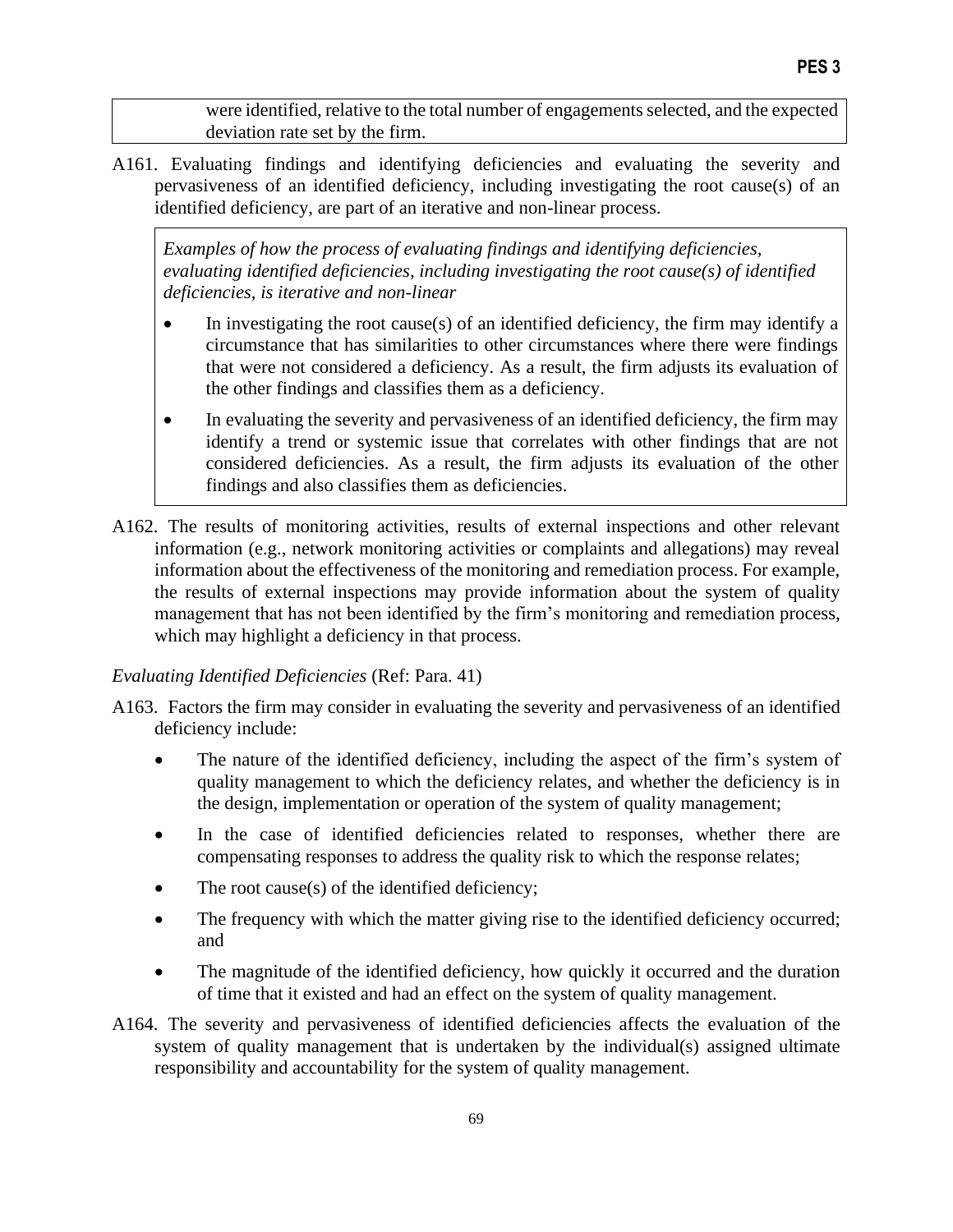were identified, relative to the total number of engagements selected, and the expected deviation rate set by the firm.

A161. Evaluating findings and identifying deficiencies and evaluating the severity and pervasiveness of an identified deficiency, including investigating the root cause(s) of an identified deficiency, are part of an iterative and non-linear process.

> *Examples of how the process of evaluating findings and identifying deficiencies, evaluating identified deficiencies, including investigating the root cause(s) of identified deficiencies, is iterative and non-linear*
>
> - In investigating the root cause(s) of an identified deficiency, the firm may identify a circumstance that has similarities to other circumstances where there were findings that were not considered a deficiency. As a result, the firm adjusts its evaluation of the other findings and classifies them as a deficiency.
> - In evaluating the severity and pervasiveness of an identified deficiency, the firm may identify a trend or systemic issue that correlates with other findings that are not considered deficiencies. As a result, the firm adjusts its evaluation of the other findings and also classifies them as deficiencies.

A162. The results of monitoring activities, results of external inspections and other relevant information (e.g., network monitoring activities or complaints and allegations) may reveal information about the effectiveness of the monitoring and remediation process. For example, the results of external inspections may provide information about the system of quality management that has not been identified by the firm's monitoring and remediation process, which may highlight a deficiency in that process.

*Evaluating Identified Deficiencies* (Ref: Para. 41)

A163. Factors the firm may consider in evaluating the severity and pervasiveness of an identified deficiency include:

- The nature of the identified deficiency, including the aspect of the firm's system of quality management to which the deficiency relates, and whether the deficiency is in the design, implementation or operation of the system of quality management;
- In the case of identified deficiencies related to responses, whether there are compensating responses to address the quality risk to which the response relates;
- The root cause(s) of the identified deficiency;
- The frequency with which the matter giving rise to the identified deficiency occurred; and
- The magnitude of the identified deficiency, how quickly it occurred and the duration of time that it existed and had an effect on the system of quality management.

A164. The severity and pervasiveness of identified deficiencies affects the evaluation of the system of quality management that is undertaken by the individual(s) assigned ultimate responsibility and accountability for the system of quality management.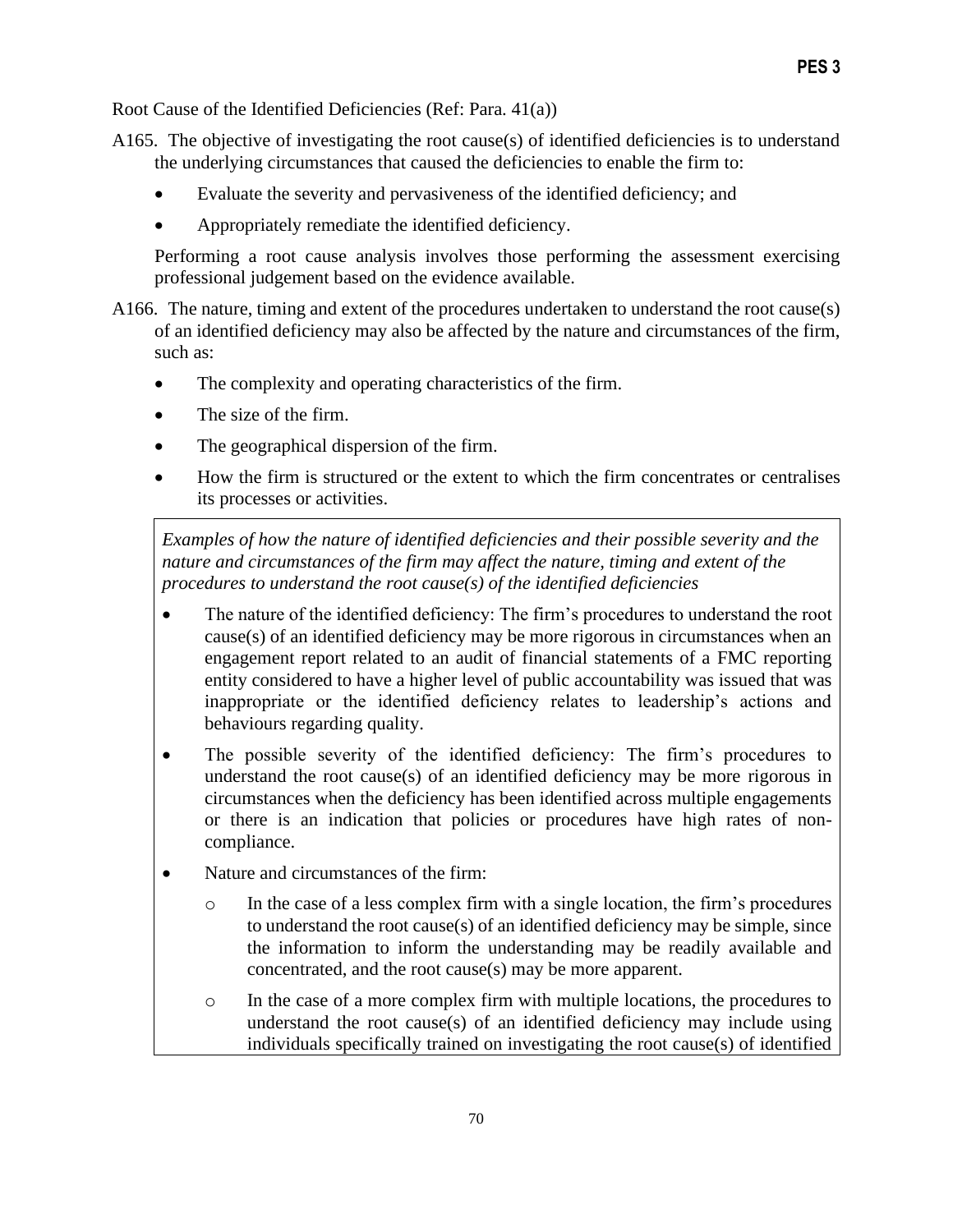Root Cause of the Identified Deficiencies (Ref: Para. 41(a))

A165. The objective of investigating the root cause(s) of identified deficiencies is to understand the underlying circumstances that caused the deficiencies to enable the firm to:

- Evaluate the severity and pervasiveness of the identified deficiency; and
- Appropriately remediate the identified deficiency.

Performing a root cause analysis involves those performing the assessment exercising professional judgement based on the evidence available.

A166. The nature, timing and extent of the procedures undertaken to understand the root cause(s) of an identified deficiency may also be affected by the nature and circumstances of the firm, such as:

- The complexity and operating characteristics of the firm.
- The size of the firm.
- The geographical dispersion of the firm.
- How the firm is structured or the extent to which the firm concentrates or centralises its processes or activities.

*Examples of how the nature of identified deficiencies and their possible severity and the nature and circumstances of the firm may affect the nature, timing and extent of the procedures to understand the root cause(s) of the identified deficiencies*

- The nature of the identified deficiency: The firm's procedures to understand the root cause(s) of an identified deficiency may be more rigorous in circumstances when an engagement report related to an audit of financial statements of a FMC reporting entity considered to have a higher level of public accountability was issued that was inappropriate or the identified deficiency relates to leadership's actions and behaviours regarding quality.
- The possible severity of the identified deficiency: The firm's procedures to understand the root cause(s) of an identified deficiency may be more rigorous in circumstances when the deficiency has been identified across multiple engagements or there is an indication that policies or procedures have high rates of non-compliance.
- Nature and circumstances of the firm:
    - In the case of a less complex firm with a single location, the firm's procedures to understand the root cause(s) of an identified deficiency may be simple, since the information to inform the understanding may be readily available and concentrated, and the root cause(s) may be more apparent.
    - In the case of a more complex firm with multiple locations, the procedures to understand the root cause(s) of an identified deficiency may include using individuals specifically trained on investigating the root cause(s) of identified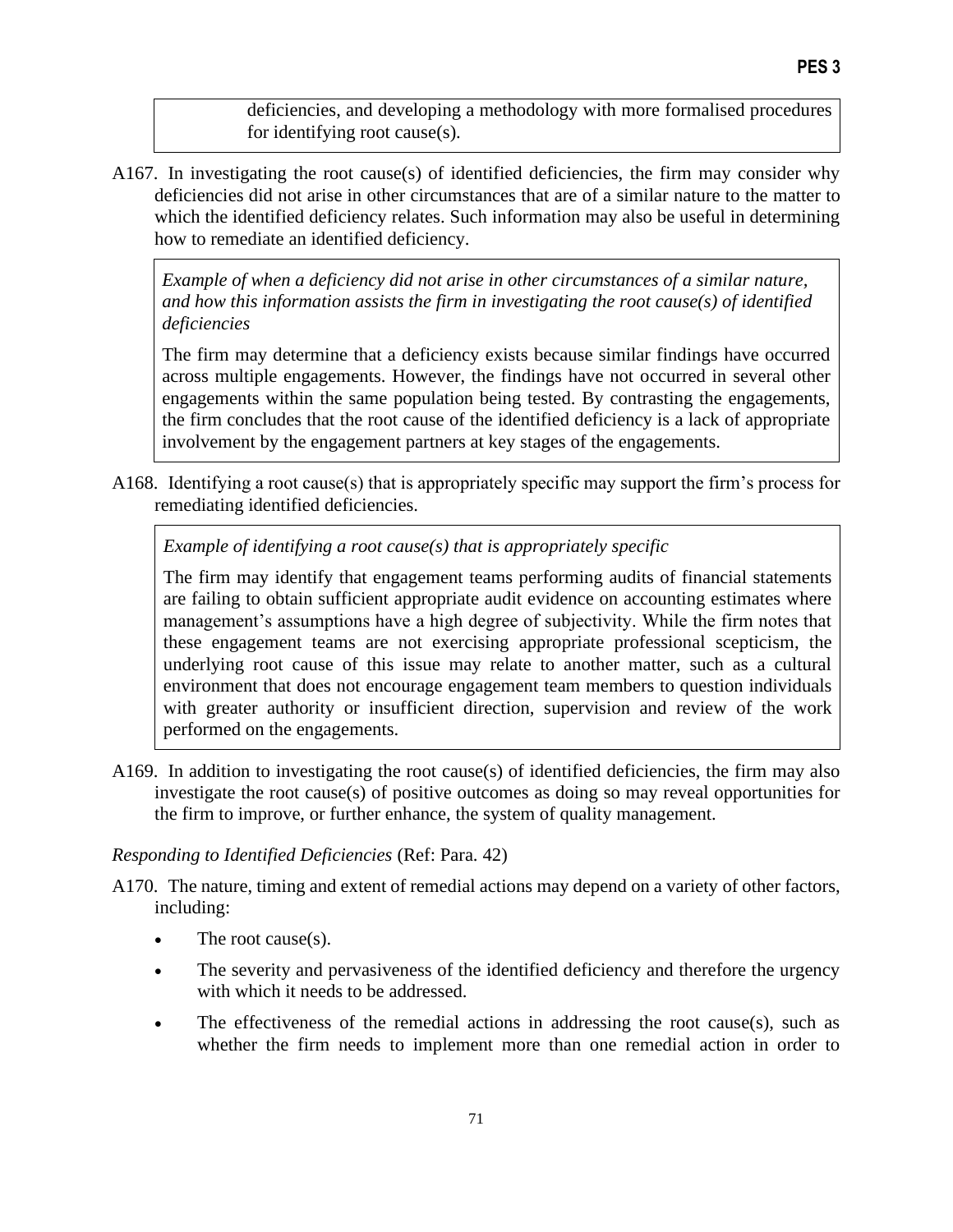deficiencies, and developing a methodology with more formalised procedures for identifying root cause(s).

A167. In investigating the root cause(s) of identified deficiencies, the firm may consider why deficiencies did not arise in other circumstances that are of a similar nature to the matter to which the identified deficiency relates. Such information may also be useful in determining how to remediate an identified deficiency.

> *Example of when a deficiency did not arise in other circumstances of a similar nature, and how this information assists the firm in investigating the root cause(s) of identified deficiencies*
>
> The firm may determine that a deficiency exists because similar findings have occurred across multiple engagements. However, the findings have not occurred in several other engagements within the same population being tested. By contrasting the engagements, the firm concludes that the root cause of the identified deficiency is a lack of appropriate involvement by the engagement partners at key stages of the engagements.

A168. Identifying a root cause(s) that is appropriately specific may support the firm's process for remediating identified deficiencies.

> *Example of identifying a root cause(s) that is appropriately specific*
>
> The firm may identify that engagement teams performing audits of financial statements are failing to obtain sufficient appropriate audit evidence on accounting estimates where management's assumptions have a high degree of subjectivity. While the firm notes that these engagement teams are not exercising appropriate professional scepticism, the underlying root cause of this issue may relate to another matter, such as a cultural environment that does not encourage engagement team members to question individuals with greater authority or insufficient direction, supervision and review of the work performed on the engagements.

A169. In addition to investigating the root cause(s) of identified deficiencies, the firm may also investigate the root cause(s) of positive outcomes as doing so may reveal opportunities for the firm to improve, or further enhance, the system of quality management.

*Responding to Identified Deficiencies* (Ref: Para. 42)

A170. The nature, timing and extent of remedial actions may depend on a variety of other factors, including:

- The root cause(s).
- The severity and pervasiveness of the identified deficiency and therefore the urgency with which it needs to be addressed.
- The effectiveness of the remedial actions in addressing the root cause(s), such as whether the firm needs to implement more than one remedial action in order to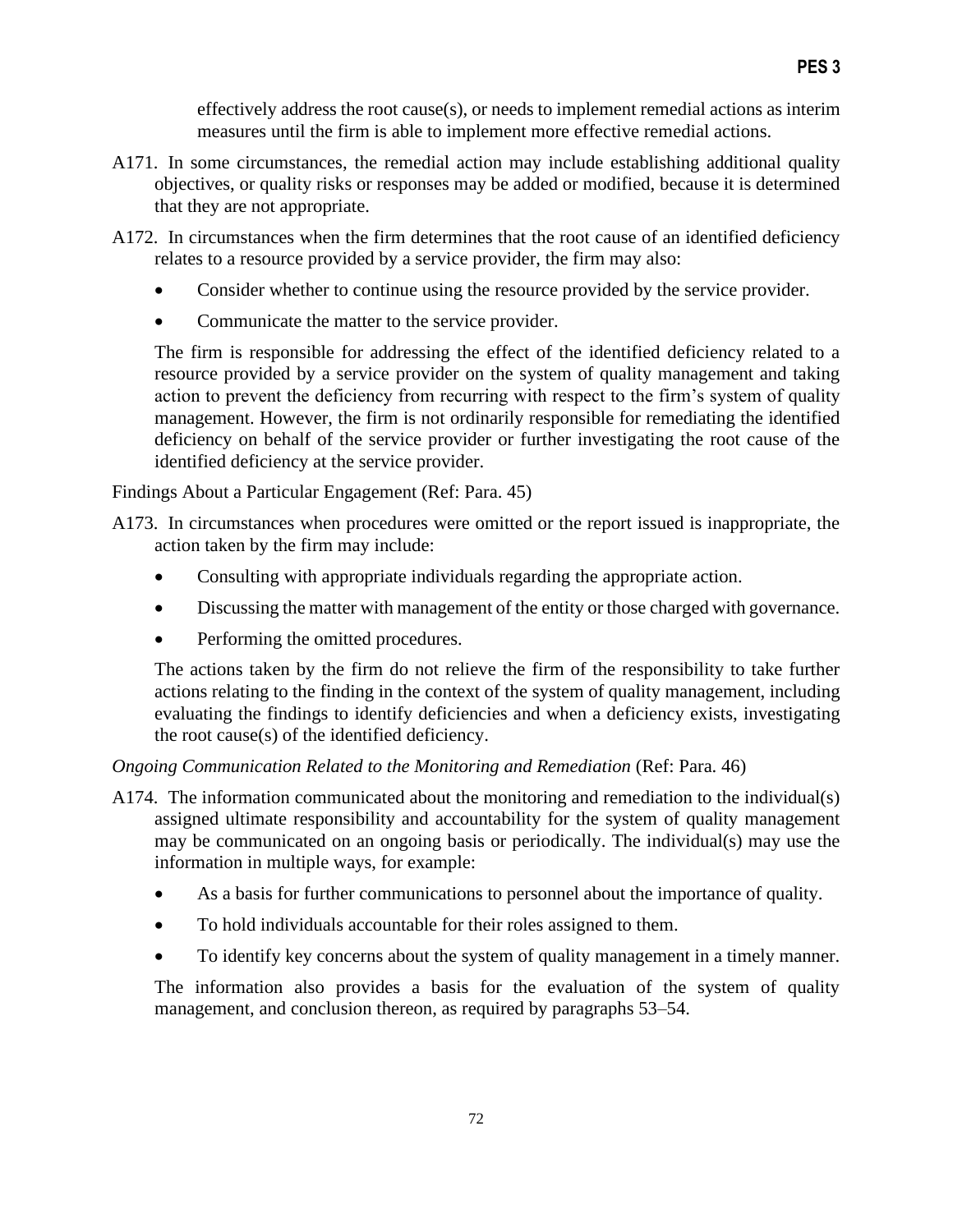effectively address the root cause(s), or needs to implement remedial actions as interim measures until the firm is able to implement more effective remedial actions.

A171. In some circumstances, the remedial action may include establishing additional quality objectives, or quality risks or responses may be added or modified, because it is determined that they are not appropriate.

A172. In circumstances when the firm determines that the root cause of an identified deficiency relates to a resource provided by a service provider, the firm may also:

- Consider whether to continue using the resource provided by the service provider.
- Communicate the matter to the service provider.

The firm is responsible for addressing the effect of the identified deficiency related to a resource provided by a service provider on the system of quality management and taking action to prevent the deficiency from recurring with respect to the firm's system of quality management. However, the firm is not ordinarily responsible for remediating the identified deficiency on behalf of the service provider or further investigating the root cause of the identified deficiency at the service provider.

Findings About a Particular Engagement (Ref: Para. 45)

A173. In circumstances when procedures were omitted or the report issued is inappropriate, the action taken by the firm may include:

- Consulting with appropriate individuals regarding the appropriate action.
- Discussing the matter with management of the entity or those charged with governance.
- Performing the omitted procedures.

The actions taken by the firm do not relieve the firm of the responsibility to take further actions relating to the finding in the context of the system of quality management, including evaluating the findings to identify deficiencies and when a deficiency exists, investigating the root cause(s) of the identified deficiency.

*Ongoing Communication Related to the Monitoring and Remediation* (Ref: Para. 46)

A174. The information communicated about the monitoring and remediation to the individual(s) assigned ultimate responsibility and accountability for the system of quality management may be communicated on an ongoing basis or periodically. The individual(s) may use the information in multiple ways, for example:

- As a basis for further communications to personnel about the importance of quality.
- To hold individuals accountable for their roles assigned to them.
- To identify key concerns about the system of quality management in a timely manner.

The information also provides a basis for the evaluation of the system of quality management, and conclusion thereon, as required by paragraphs 53–54.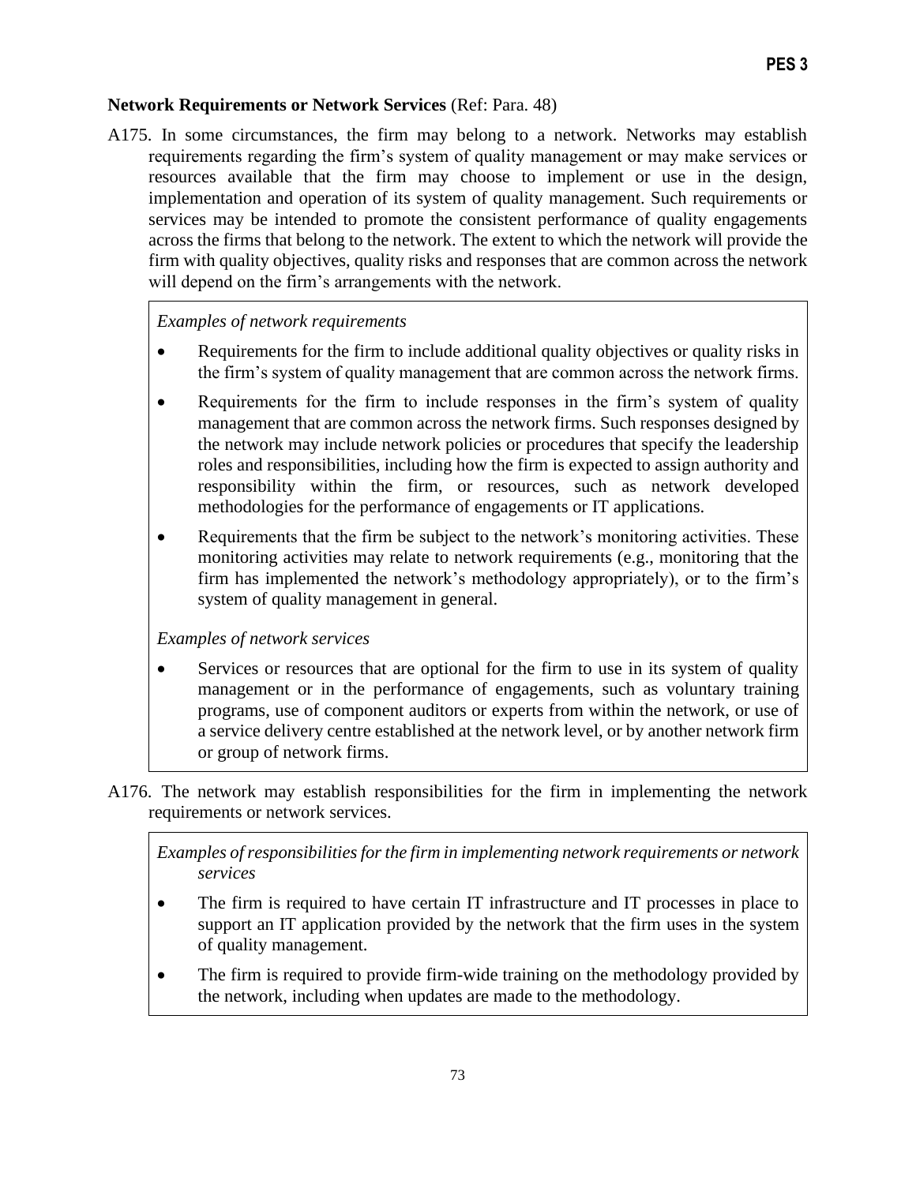**Network Requirements or Network Services** (Ref: Para. 48)

A175. In some circumstances, the firm may belong to a network. Networks may establish requirements regarding the firm's system of quality management or may make services or resources available that the firm may choose to implement or use in the design, implementation and operation of its system of quality management. Such requirements or services may be intended to promote the consistent performance of quality engagements across the firms that belong to the network. The extent to which the network will provide the firm with quality objectives, quality risks and responses that are common across the network will depend on the firm's arrangements with the network.

> *Examples of network requirements*
>
> - Requirements for the firm to include additional quality objectives or quality risks in the firm's system of quality management that are common across the network firms.
> - Requirements for the firm to include responses in the firm's system of quality management that are common across the network firms. Such responses designed by the network may include network policies or procedures that specify the leadership roles and responsibilities, including how the firm is expected to assign authority and responsibility within the firm, or resources, such as network developed methodologies for the performance of engagements or IT applications.
> - Requirements that the firm be subject to the network's monitoring activities. These monitoring activities may relate to network requirements (e.g., monitoring that the firm has implemented the network's methodology appropriately), or to the firm's system of quality management in general.
>
> *Examples of network services*
>
> - Services or resources that are optional for the firm to use in its system of quality management or in the performance of engagements, such as voluntary training programs, use of component auditors or experts from within the network, or use of a service delivery centre established at the network level, or by another network firm or group of network firms.

A176. The network may establish responsibilities for the firm in implementing the network requirements or network services.

> *Examples of responsibilities for the firm in implementing network requirements or network services*
>
> - The firm is required to have certain IT infrastructure and IT processes in place to support an IT application provided by the network that the firm uses in the system of quality management.
> - The firm is required to provide firm-wide training on the methodology provided by the network, including when updates are made to the methodology.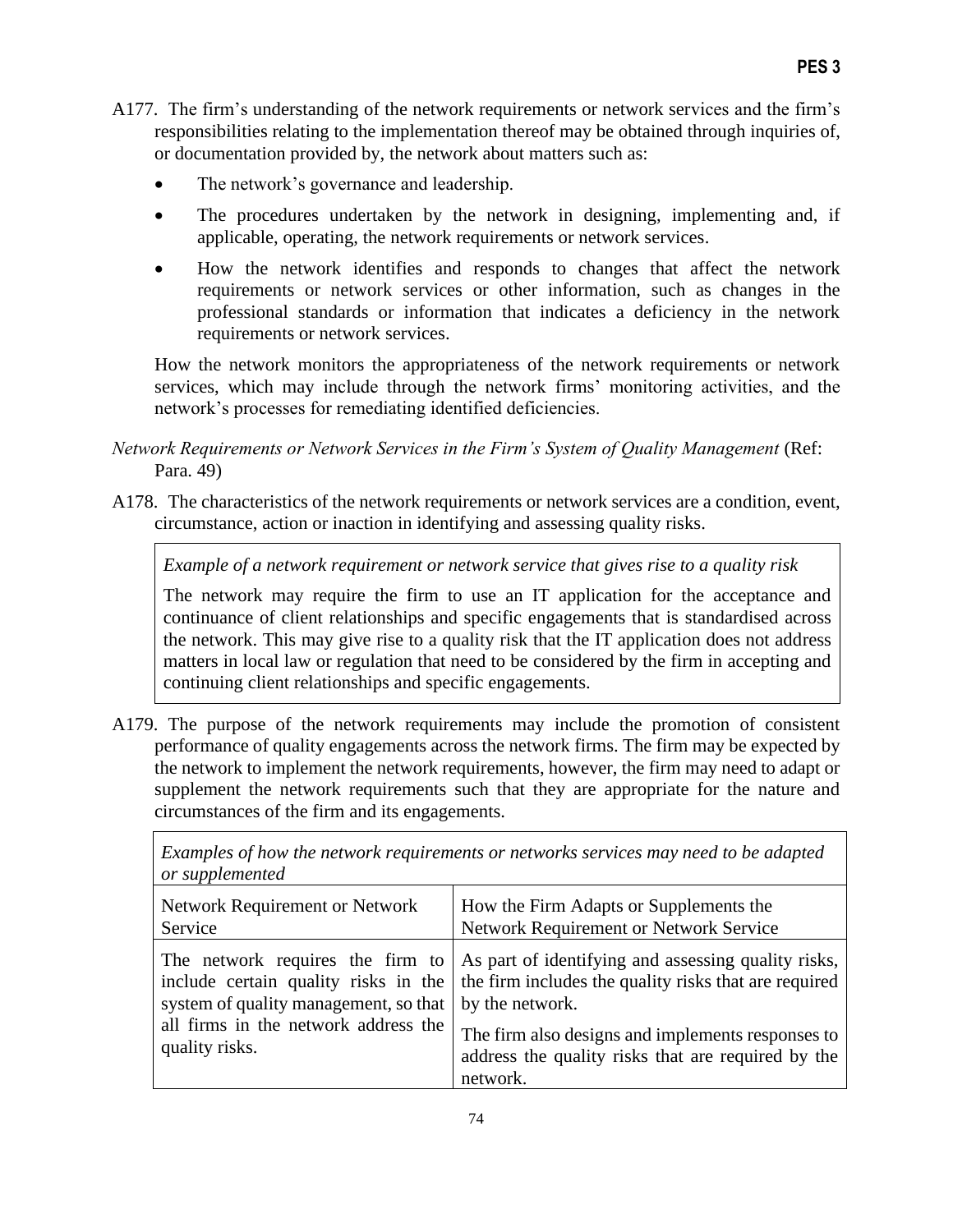A177. The firm's understanding of the network requirements or network services and the firm's responsibilities relating to the implementation thereof may be obtained through inquiries of, or documentation provided by, the network about matters such as:

- The network's governance and leadership.
- The procedures undertaken by the network in designing, implementing and, if applicable, operating, the network requirements or network services.
- How the network identifies and responds to changes that affect the network requirements or network services or other information, such as changes in the professional standards or information that indicates a deficiency in the network requirements or network services.

How the network monitors the appropriateness of the network requirements or network services, which may include through the network firms' monitoring activities, and the network's processes for remediating identified deficiencies.

*Network Requirements or Network Services in the Firm's System of Quality Management* (Ref: Para. 49)

A178. The characteristics of the network requirements or network services are a condition, event, circumstance, action or inaction in identifying and assessing quality risks.

> *Example of a network requirement or network service that gives rise to a quality risk*
>
> The network may require the firm to use an IT application for the acceptance and continuance of client relationships and specific engagements that is standardised across the network. This may give rise to a quality risk that the IT application does not address matters in local law or regulation that need to be considered by the firm in accepting and continuing client relationships and specific engagements.

A179. The purpose of the network requirements may include the promotion of consistent performance of quality engagements across the network firms. The firm may be expected by the network to implement the network requirements, however, the firm may need to adapt or supplement the network requirements such that they are appropriate for the nature and circumstances of the firm and its engagements.

*Examples of how the network requirements or networks services may need to be adapted or supplemented*

| Network Requirement or Network Service | How the Firm Adapts or Supplements the Network Requirement or Network Service |
|---|---|
| The network requires the firm to include certain quality risks in the system of quality management, so that all firms in the network address the quality risks. | As part of identifying and assessing quality risks, the firm includes the quality risks that are required by the network.<br><br>The firm also designs and implements responses to address the quality risks that are required by the network. |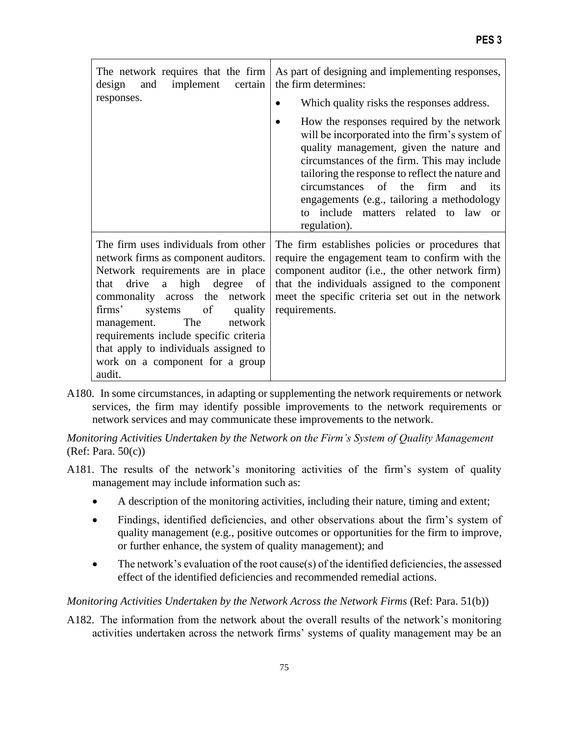| | |
|---|---|
| The network requires that the firm design and implement certain responses. | As part of designing and implementing responses, the firm determines:<br>• Which quality risks the responses address.<br>• How the responses required by the network will be incorporated into the firm's system of quality management, given the nature and circumstances of the firm. This may include tailoring the response to reflect the nature and circumstances of the firm and its engagements (e.g., tailoring a methodology to include matters related to law or regulation). |
| The firm uses individuals from other network firms as component auditors. Network requirements are in place that drive a high degree of commonality across the network firms' systems of quality management. The network requirements include specific criteria that apply to individuals assigned to work on a component for a group audit. | The firm establishes policies or procedures that require the engagement team to confirm with the component auditor (i.e., the other network firm) that the individuals assigned to the component meet the specific criteria set out in the network requirements. |

A180. In some circumstances, in adapting or supplementing the network requirements or network services, the firm may identify possible improvements to the network requirements or network services and may communicate these improvements to the network.

*Monitoring Activities Undertaken by the Network on the Firm's System of Quality Management* (Ref: Para. 50(c))

A181. The results of the network's monitoring activities of the firm's system of quality management may include information such as:

- A description of the monitoring activities, including their nature, timing and extent;
- Findings, identified deficiencies, and other observations about the firm's system of quality management (e.g., positive outcomes or opportunities for the firm to improve, or further enhance, the system of quality management); and
- The network's evaluation of the root cause(s) of the identified deficiencies, the assessed effect of the identified deficiencies and recommended remedial actions.

*Monitoring Activities Undertaken by the Network Across the Network Firms* (Ref: Para. 51(b))

A182. The information from the network about the overall results of the network's monitoring activities undertaken across the network firms' systems of quality management may be an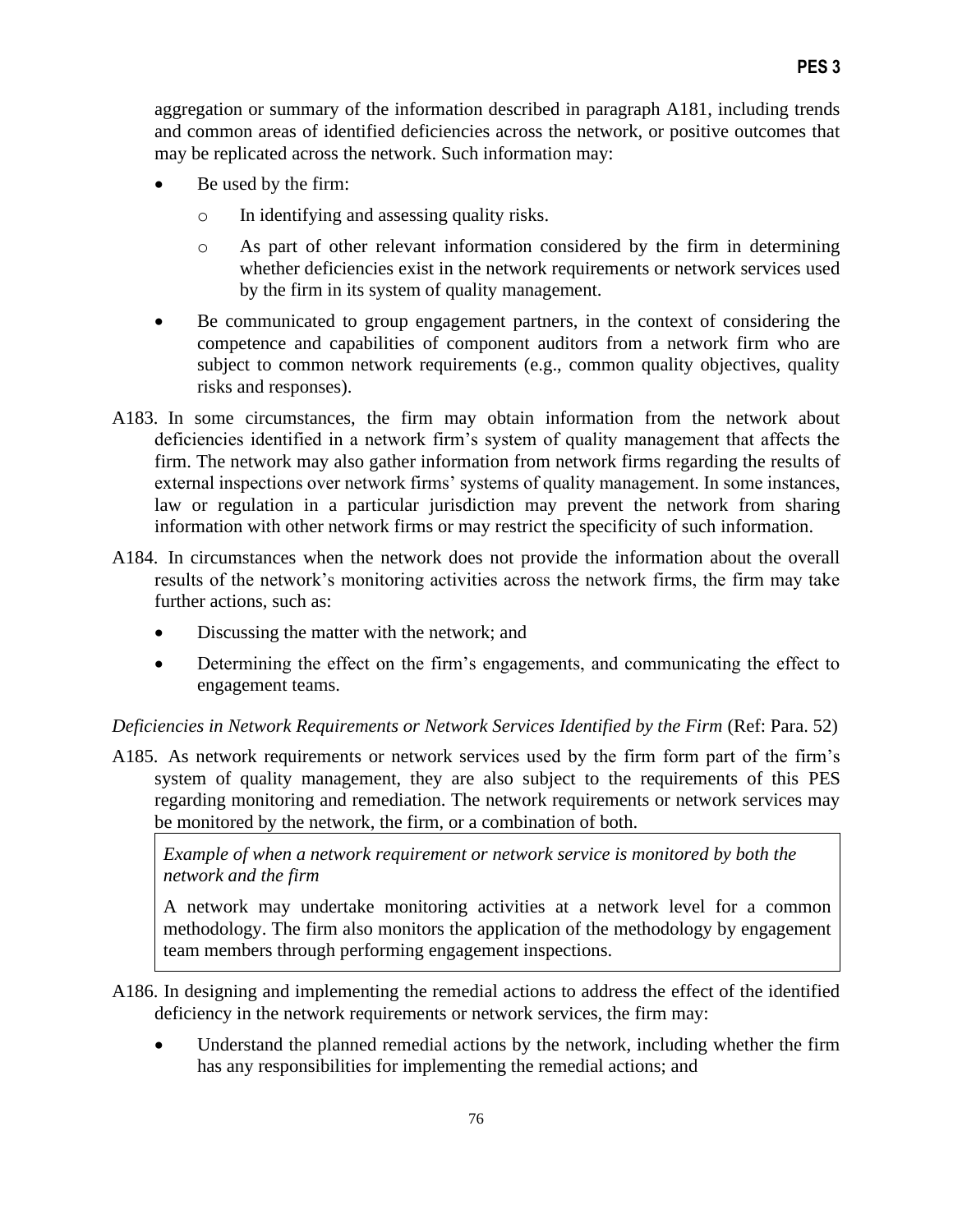aggregation or summary of the information described in paragraph A181, including trends and common areas of identified deficiencies across the network, or positive outcomes that may be replicated across the network. Such information may:

- Be used by the firm:
  - In identifying and assessing quality risks.
  - As part of other relevant information considered by the firm in determining whether deficiencies exist in the network requirements or network services used by the firm in its system of quality management.
- Be communicated to group engagement partners, in the context of considering the competence and capabilities of component auditors from a network firm who are subject to common network requirements (e.g., common quality objectives, quality risks and responses).

A183. In some circumstances, the firm may obtain information from the network about deficiencies identified in a network firm's system of quality management that affects the firm. The network may also gather information from network firms regarding the results of external inspections over network firms' systems of quality management. In some instances, law or regulation in a particular jurisdiction may prevent the network from sharing information with other network firms or may restrict the specificity of such information.

A184. In circumstances when the network does not provide the information about the overall results of the network's monitoring activities across the network firms, the firm may take further actions, such as:

- Discussing the matter with the network; and
- Determining the effect on the firm's engagements, and communicating the effect to engagement teams.

*Deficiencies in Network Requirements or Network Services Identified by the Firm* (Ref: Para. 52)

A185. As network requirements or network services used by the firm form part of the firm's system of quality management, they are also subject to the requirements of this PES regarding monitoring and remediation. The network requirements or network services may be monitored by the network, the firm, or a combination of both.

> *Example of when a network requirement or network service is monitored by both the network and the firm*
>
> A network may undertake monitoring activities at a network level for a common methodology. The firm also monitors the application of the methodology by engagement team members through performing engagement inspections.

A186. In designing and implementing the remedial actions to address the effect of the identified deficiency in the network requirements or network services, the firm may:

- Understand the planned remedial actions by the network, including whether the firm has any responsibilities for implementing the remedial actions; and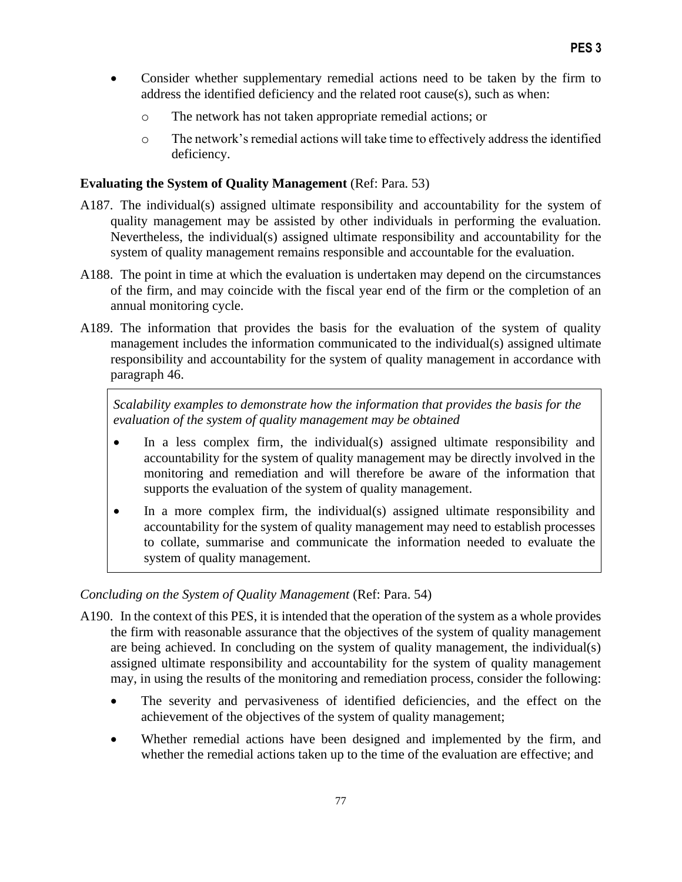- Consider whether supplementary remedial actions need to be taken by the firm to address the identified deficiency and the related root cause(s), such as when:
  - The network has not taken appropriate remedial actions; or
  - The network's remedial actions will take time to effectively address the identified deficiency.

**Evaluating the System of Quality Management** (Ref: Para. 53)

A187. The individual(s) assigned ultimate responsibility and accountability for the system of quality management may be assisted by other individuals in performing the evaluation. Nevertheless, the individual(s) assigned ultimate responsibility and accountability for the system of quality management remains responsible and accountable for the evaluation.

A188. The point in time at which the evaluation is undertaken may depend on the circumstances of the firm, and may coincide with the fiscal year end of the firm or the completion of an annual monitoring cycle.

A189. The information that provides the basis for the evaluation of the system of quality management includes the information communicated to the individual(s) assigned ultimate responsibility and accountability for the system of quality management in accordance with paragraph 46.

> *Scalability examples to demonstrate how the information that provides the basis for the evaluation of the system of quality management may be obtained*
>
> - In a less complex firm, the individual(s) assigned ultimate responsibility and accountability for the system of quality management may be directly involved in the monitoring and remediation and will therefore be aware of the information that supports the evaluation of the system of quality management.
> - In a more complex firm, the individual(s) assigned ultimate responsibility and accountability for the system of quality management may need to establish processes to collate, summarise and communicate the information needed to evaluate the system of quality management.

*Concluding on the System of Quality Management* (Ref: Para. 54)

A190. In the context of this PES, it is intended that the operation of the system as a whole provides the firm with reasonable assurance that the objectives of the system of quality management are being achieved. In concluding on the system of quality management, the individual(s) assigned ultimate responsibility and accountability for the system of quality management may, in using the results of the monitoring and remediation process, consider the following:

- The severity and pervasiveness of identified deficiencies, and the effect on the achievement of the objectives of the system of quality management;
- Whether remedial actions have been designed and implemented by the firm, and whether the remedial actions taken up to the time of the evaluation are effective; and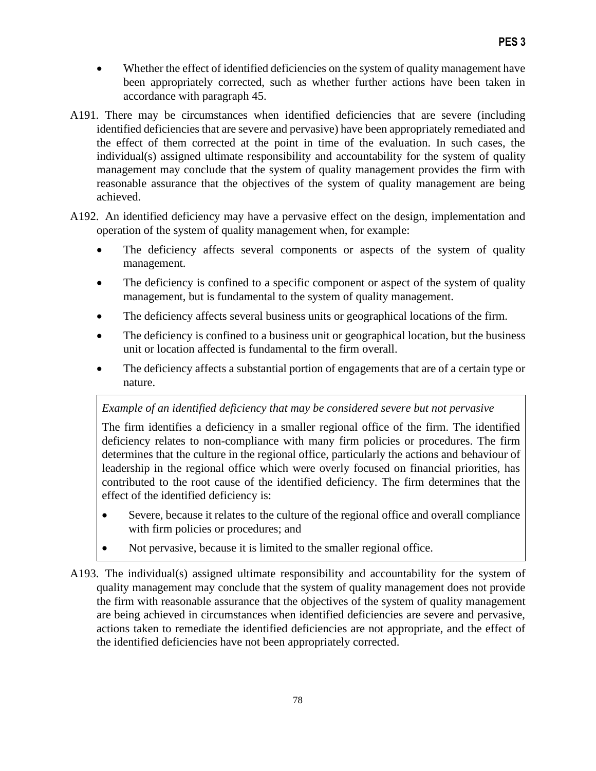- Whether the effect of identified deficiencies on the system of quality management have been appropriately corrected, such as whether further actions have been taken in accordance with paragraph 45.

A191. There may be circumstances when identified deficiencies that are severe (including identified deficiencies that are severe and pervasive) have been appropriately remediated and the effect of them corrected at the point in time of the evaluation. In such cases, the individual(s) assigned ultimate responsibility and accountability for the system of quality management may conclude that the system of quality management provides the firm with reasonable assurance that the objectives of the system of quality management are being achieved.

A192. An identified deficiency may have a pervasive effect on the design, implementation and operation of the system of quality management when, for example:

- The deficiency affects several components or aspects of the system of quality management.
- The deficiency is confined to a specific component or aspect of the system of quality management, but is fundamental to the system of quality management.
- The deficiency affects several business units or geographical locations of the firm.
- The deficiency is confined to a business unit or geographical location, but the business unit or location affected is fundamental to the firm overall.
- The deficiency affects a substantial portion of engagements that are of a certain type or nature.

> *Example of an identified deficiency that may be considered severe but not pervasive*
>
> The firm identifies a deficiency in a smaller regional office of the firm. The identified deficiency relates to non-compliance with many firm policies or procedures. The firm determines that the culture in the regional office, particularly the actions and behaviour of leadership in the regional office which were overly focused on financial priorities, has contributed to the root cause of the identified deficiency. The firm determines that the effect of the identified deficiency is:
>
> - Severe, because it relates to the culture of the regional office and overall compliance with firm policies or procedures; and
> - Not pervasive, because it is limited to the smaller regional office.

A193. The individual(s) assigned ultimate responsibility and accountability for the system of quality management may conclude that the system of quality management does not provide the firm with reasonable assurance that the objectives of the system of quality management are being achieved in circumstances when identified deficiencies are severe and pervasive, actions taken to remediate the identified deficiencies are not appropriate, and the effect of the identified deficiencies have not been appropriately corrected.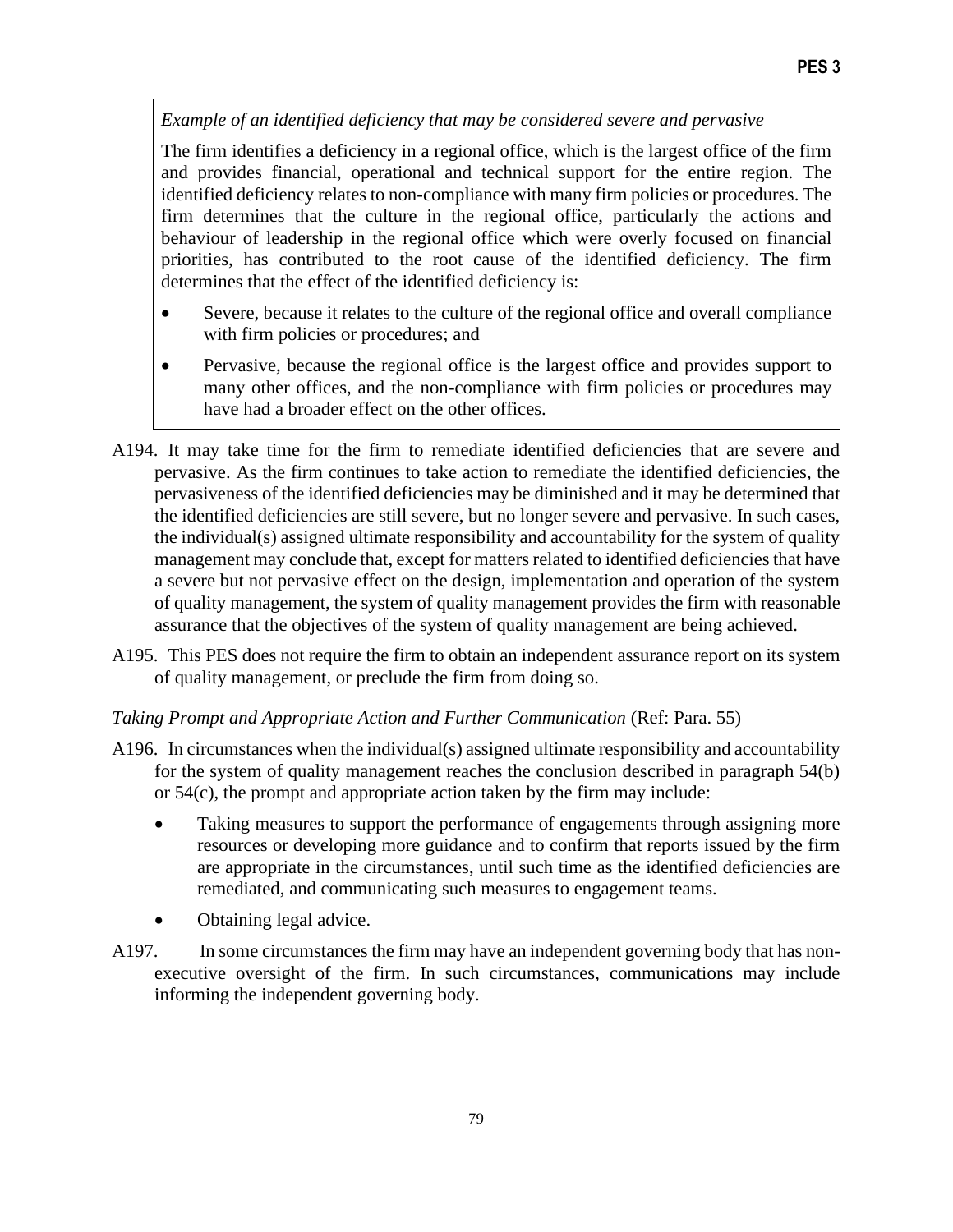> *Example of an identified deficiency that may be considered severe and pervasive*
>
> The firm identifies a deficiency in a regional office, which is the largest office of the firm and provides financial, operational and technical support for the entire region. The identified deficiency relates to non-compliance with many firm policies or procedures. The firm determines that the culture in the regional office, particularly the actions and behaviour of leadership in the regional office which were overly focused on financial priorities, has contributed to the root cause of the identified deficiency. The firm determines that the effect of the identified deficiency is:
>
> - Severe, because it relates to the culture of the regional office and overall compliance with firm policies or procedures; and
> - Pervasive, because the regional office is the largest office and provides support to many other offices, and the non-compliance with firm policies or procedures may have had a broader effect on the other offices.

A194. It may take time for the firm to remediate identified deficiencies that are severe and pervasive. As the firm continues to take action to remediate the identified deficiencies, the pervasiveness of the identified deficiencies may be diminished and it may be determined that the identified deficiencies are still severe, but no longer severe and pervasive. In such cases, the individual(s) assigned ultimate responsibility and accountability for the system of quality management may conclude that, except for matters related to identified deficiencies that have a severe but not pervasive effect on the design, implementation and operation of the system of quality management, the system of quality management provides the firm with reasonable assurance that the objectives of the system of quality management are being achieved.

A195. This PES does not require the firm to obtain an independent assurance report on its system of quality management, or preclude the firm from doing so.

*Taking Prompt and Appropriate Action and Further Communication* (Ref: Para. 55)

A196. In circumstances when the individual(s) assigned ultimate responsibility and accountability for the system of quality management reaches the conclusion described in paragraph 54(b) or 54(c), the prompt and appropriate action taken by the firm may include:

- Taking measures to support the performance of engagements through assigning more resources or developing more guidance and to confirm that reports issued by the firm are appropriate in the circumstances, until such time as the identified deficiencies are remediated, and communicating such measures to engagement teams.
- Obtaining legal advice.

A197. In some circumstances the firm may have an independent governing body that has non-executive oversight of the firm. In such circumstances, communications may include informing the independent governing body.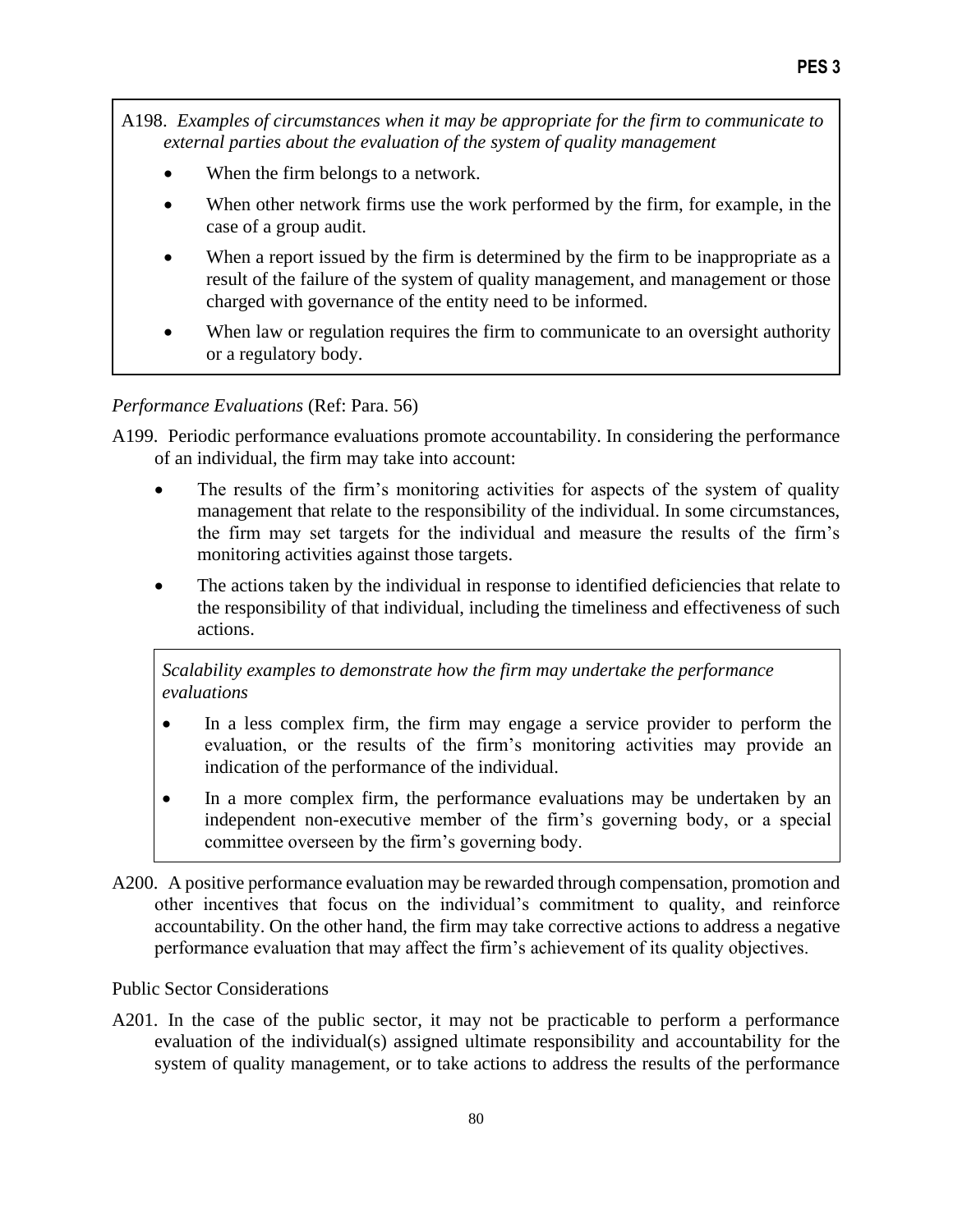A198. *Examples of circumstances when it may be appropriate for the firm to communicate to external parties about the evaluation of the system of quality management*

- When the firm belongs to a network.
- When other network firms use the work performed by the firm, for example, in the case of a group audit.
- When a report issued by the firm is determined by the firm to be inappropriate as a result of the failure of the system of quality management, and management or those charged with governance of the entity need to be informed.
- When law or regulation requires the firm to communicate to an oversight authority or a regulatory body.

*Performance Evaluations* (Ref: Para. 56)

A199. Periodic performance evaluations promote accountability. In considering the performance of an individual, the firm may take into account:

- The results of the firm's monitoring activities for aspects of the system of quality management that relate to the responsibility of the individual. In some circumstances, the firm may set targets for the individual and measure the results of the firm's monitoring activities against those targets.
- The actions taken by the individual in response to identified deficiencies that relate to the responsibility of that individual, including the timeliness and effectiveness of such actions.

*Scalability examples to demonstrate how the firm may undertake the performance evaluations*

- In a less complex firm, the firm may engage a service provider to perform the evaluation, or the results of the firm's monitoring activities may provide an indication of the performance of the individual.
- In a more complex firm, the performance evaluations may be undertaken by an independent non-executive member of the firm's governing body, or a special committee overseen by the firm's governing body.

A200. A positive performance evaluation may be rewarded through compensation, promotion and other incentives that focus on the individual's commitment to quality, and reinforce accountability. On the other hand, the firm may take corrective actions to address a negative performance evaluation that may affect the firm's achievement of its quality objectives.

Public Sector Considerations

A201. In the case of the public sector, it may not be practicable to perform a performance evaluation of the individual(s) assigned ultimate responsibility and accountability for the system of quality management, or to take actions to address the results of the performance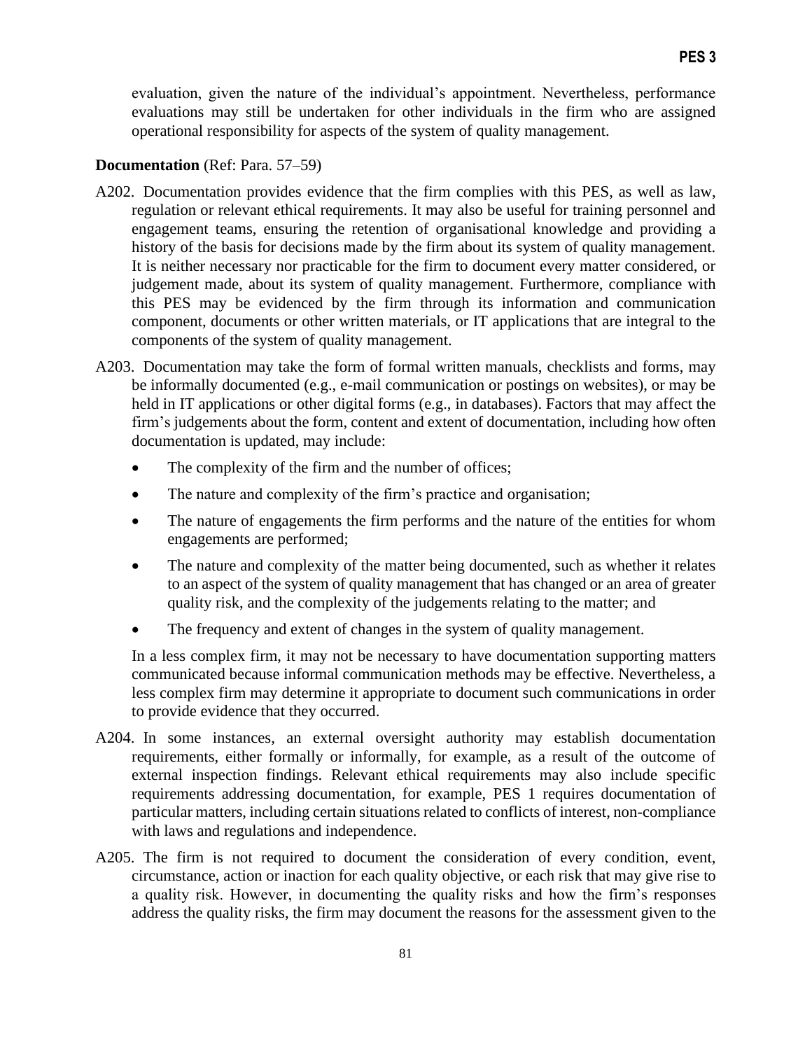evaluation, given the nature of the individual's appointment. Nevertheless, performance evaluations may still be undertaken for other individuals in the firm who are assigned operational responsibility for aspects of the system of quality management.

**Documentation** (Ref: Para. 57–59)

A202. Documentation provides evidence that the firm complies with this PES, as well as law, regulation or relevant ethical requirements. It may also be useful for training personnel and engagement teams, ensuring the retention of organisational knowledge and providing a history of the basis for decisions made by the firm about its system of quality management. It is neither necessary nor practicable for the firm to document every matter considered, or judgement made, about its system of quality management. Furthermore, compliance with this PES may be evidenced by the firm through its information and communication component, documents or other written materials, or IT applications that are integral to the components of the system of quality management.

A203. Documentation may take the form of formal written manuals, checklists and forms, may be informally documented (e.g., e-mail communication or postings on websites), or may be held in IT applications or other digital forms (e.g., in databases). Factors that may affect the firm's judgements about the form, content and extent of documentation, including how often documentation is updated, may include:

- The complexity of the firm and the number of offices;
- The nature and complexity of the firm's practice and organisation;
- The nature of engagements the firm performs and the nature of the entities for whom engagements are performed;
- The nature and complexity of the matter being documented, such as whether it relates to an aspect of the system of quality management that has changed or an area of greater quality risk, and the complexity of the judgements relating to the matter; and
- The frequency and extent of changes in the system of quality management.

In a less complex firm, it may not be necessary to have documentation supporting matters communicated because informal communication methods may be effective. Nevertheless, a less complex firm may determine it appropriate to document such communications in order to provide evidence that they occurred.

A204. In some instances, an external oversight authority may establish documentation requirements, either formally or informally, for example, as a result of the outcome of external inspection findings. Relevant ethical requirements may also include specific requirements addressing documentation, for example, PES 1 requires documentation of particular matters, including certain situations related to conflicts of interest, non-compliance with laws and regulations and independence.

A205. The firm is not required to document the consideration of every condition, event, circumstance, action or inaction for each quality objective, or each risk that may give rise to a quality risk. However, in documenting the quality risks and how the firm's responses address the quality risks, the firm may document the reasons for the assessment given to the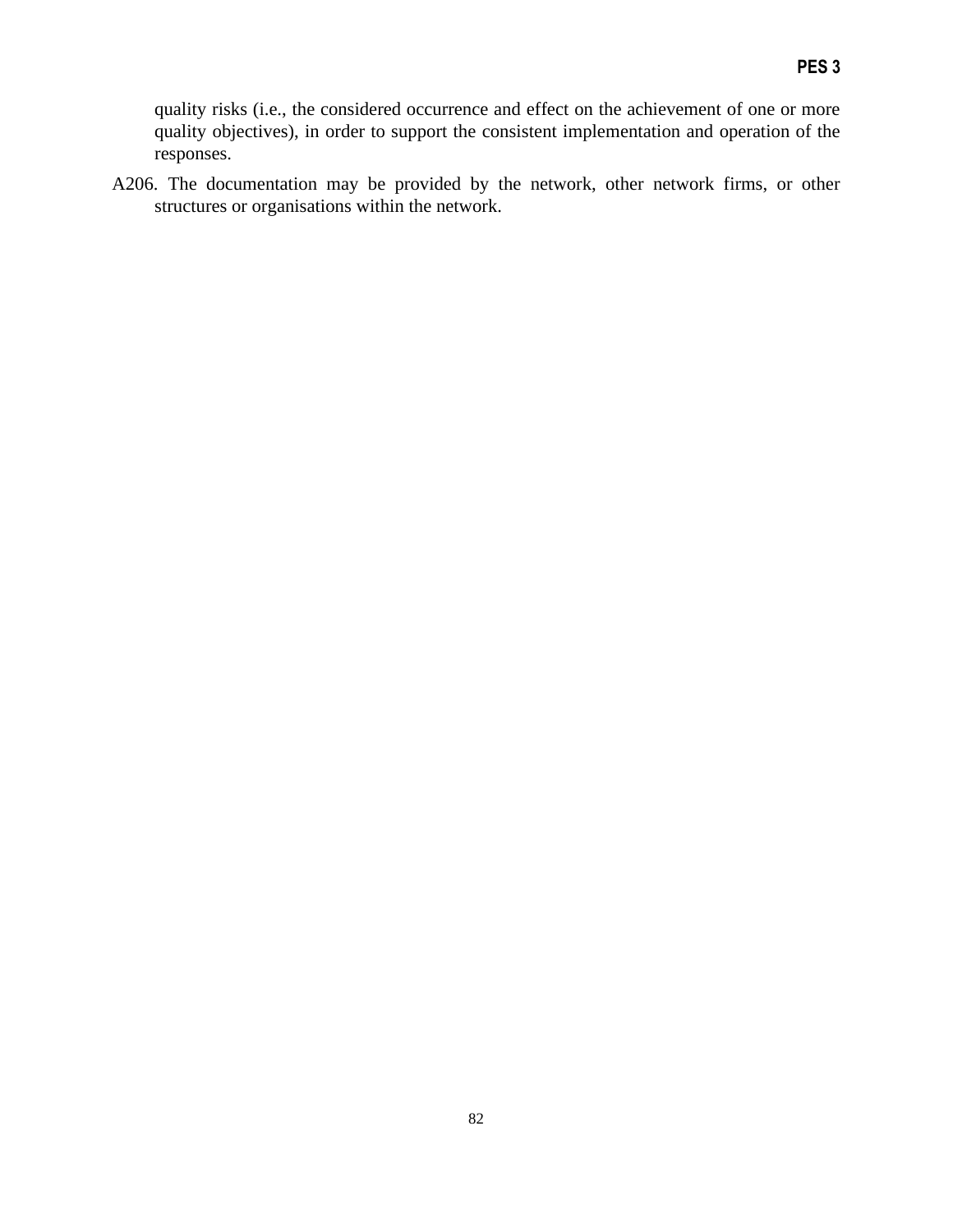quality risks (i.e., the considered occurrence and effect on the achievement of one or more quality objectives), in order to support the consistent implementation and operation of the responses.

A206. The documentation may be provided by the network, other network firms, or other structures or organisations within the network.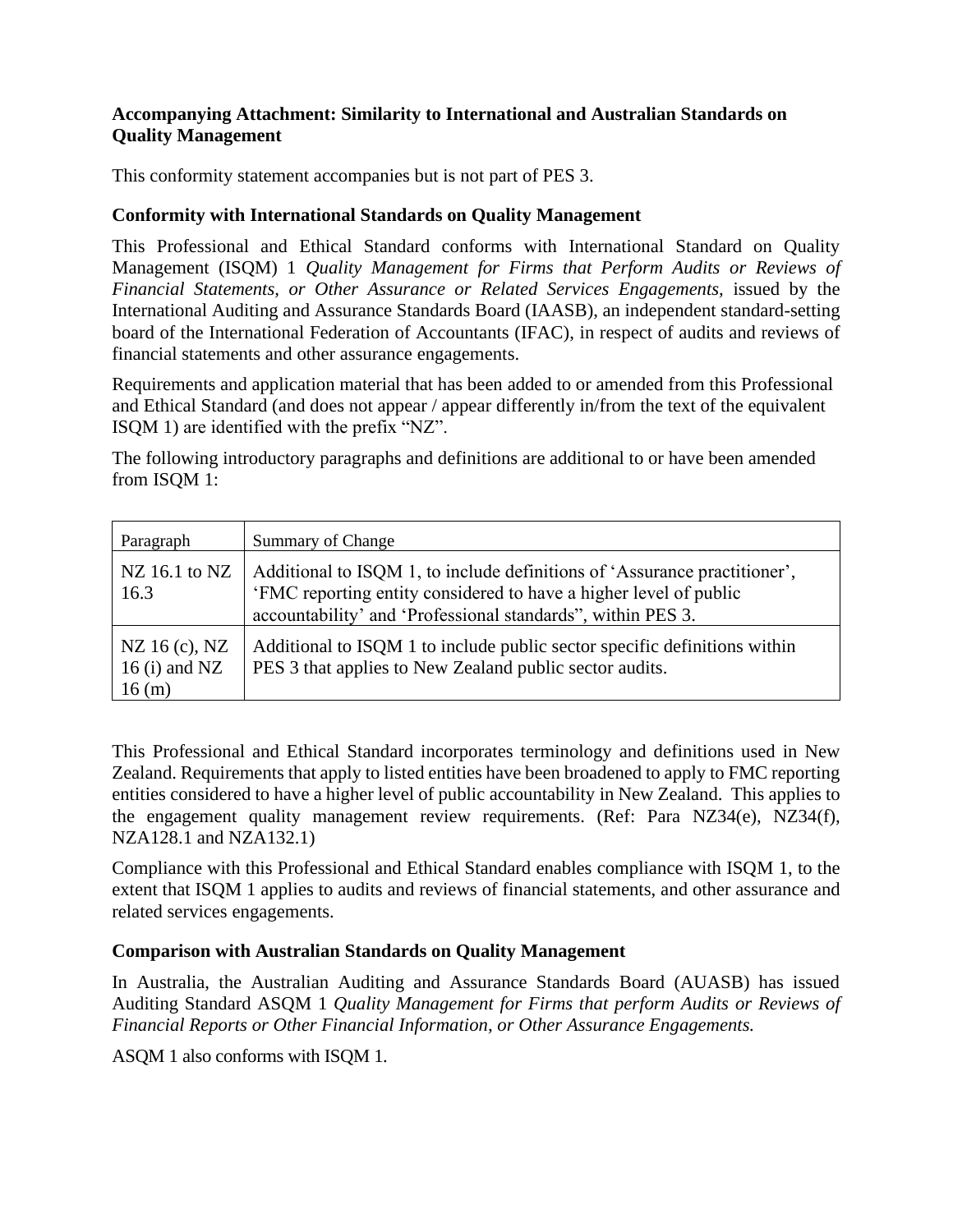**Accompanying Attachment: Similarity to International and Australian Standards on Quality Management**

This conformity statement accompanies but is not part of PES 3.

**Conformity with International Standards on Quality Management**

This Professional and Ethical Standard conforms with International Standard on Quality Management (ISQM) 1 *Quality Management for Firms that Perform Audits or Reviews of Financial Statements, or Other Assurance or Related Services Engagements,* issued by the International Auditing and Assurance Standards Board (IAASB), an independent standard-setting board of the International Federation of Accountants (IFAC), in respect of audits and reviews of financial statements and other assurance engagements.

Requirements and application material that has been added to or amended from this Professional and Ethical Standard (and does not appear / appear differently in/from the text of the equivalent ISQM 1) are identified with the prefix "NZ".

The following introductory paragraphs and definitions are additional to or have been amended from ISQM 1:

| Paragraph | Summary of Change |
|---|---|
| NZ 16.1 to NZ 16.3 | Additional to ISQM 1, to include definitions of 'Assurance practitioner', 'FMC reporting entity considered to have a higher level of public accountability' and 'Professional standards", within PES 3. |
| NZ 16 (c), NZ 16 (i) and NZ 16 (m) | Additional to ISQM 1 to include public sector specific definitions within PES 3 that applies to New Zealand public sector audits. |

This Professional and Ethical Standard incorporates terminology and definitions used in New Zealand. Requirements that apply to listed entities have been broadened to apply to FMC reporting entities considered to have a higher level of public accountability in New Zealand. This applies to the engagement quality management review requirements. (Ref: Para NZ34(e), NZ34(f), NZA128.1 and NZA132.1)

Compliance with this Professional and Ethical Standard enables compliance with ISQM 1, to the extent that ISQM 1 applies to audits and reviews of financial statements, and other assurance and related services engagements.

**Comparison with Australian Standards on Quality Management**

In Australia, the Australian Auditing and Assurance Standards Board (AUASB) has issued Auditing Standard ASQM 1 *Quality Management for Firms that perform Audits or Reviews of Financial Reports or Other Financial Information, or Other Assurance Engagements.*

ASQM 1 also conforms with ISQM 1.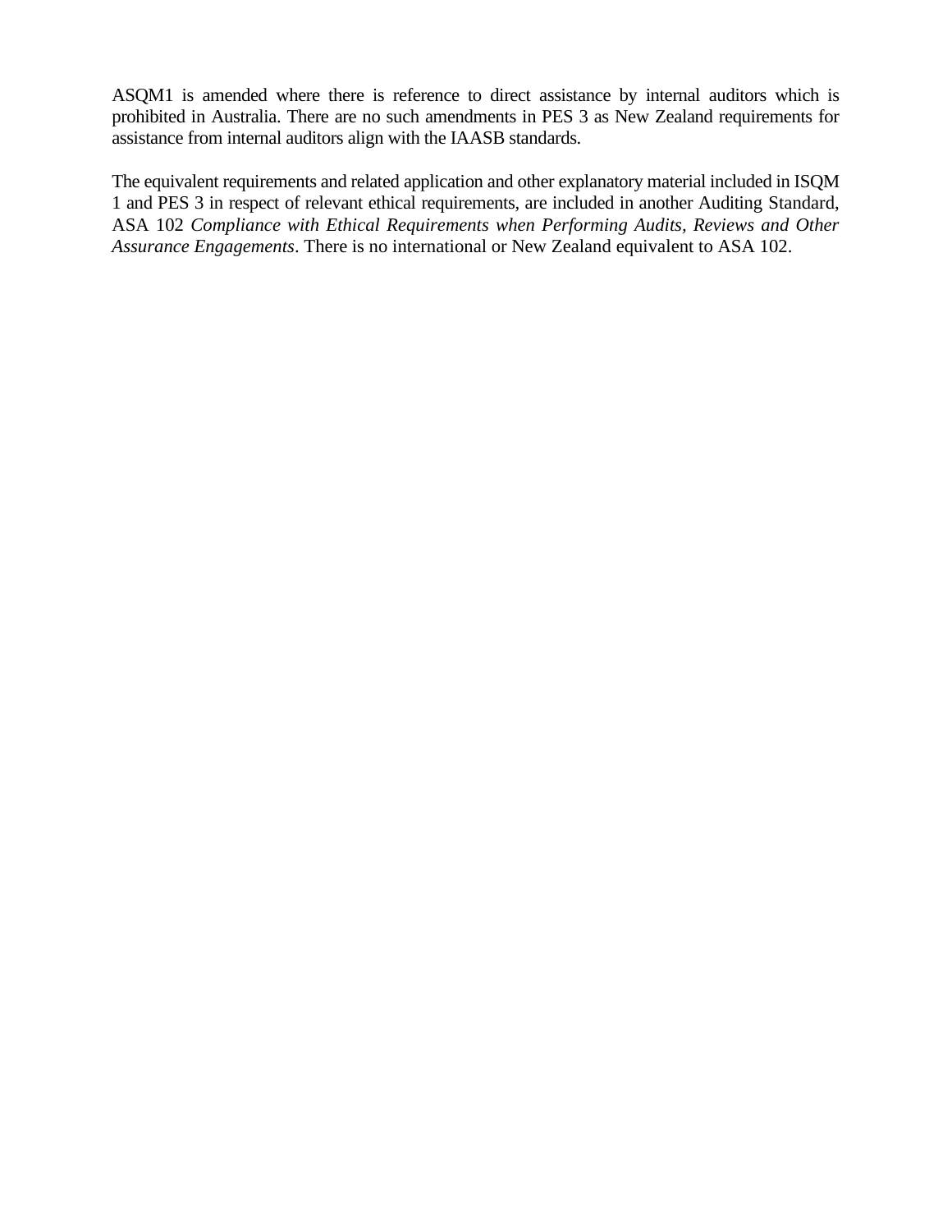ASQM1 is amended where there is reference to direct assistance by internal auditors which is prohibited in Australia. There are no such amendments in PES 3 as New Zealand requirements for assistance from internal auditors align with the IAASB standards.

The equivalent requirements and related application and other explanatory material included in ISQM 1 and PES 3 in respect of relevant ethical requirements, are included in another Auditing Standard, ASA 102 *Compliance with Ethical Requirements when Performing Audits, Reviews and Other Assurance Engagements*. There is no international or New Zealand equivalent to ASA 102.